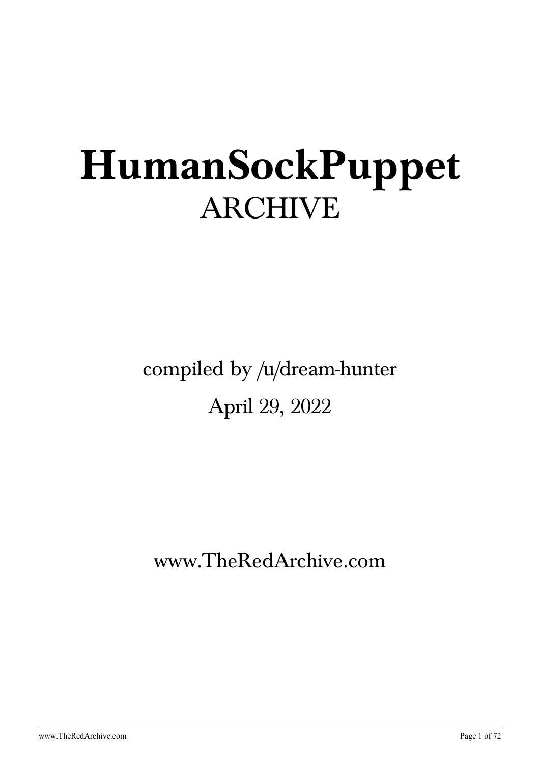# HumanSockPuppet

ARCHIVE

compiled by /u/dream-hunter

April 29, 2022

www.TheRedArchive.com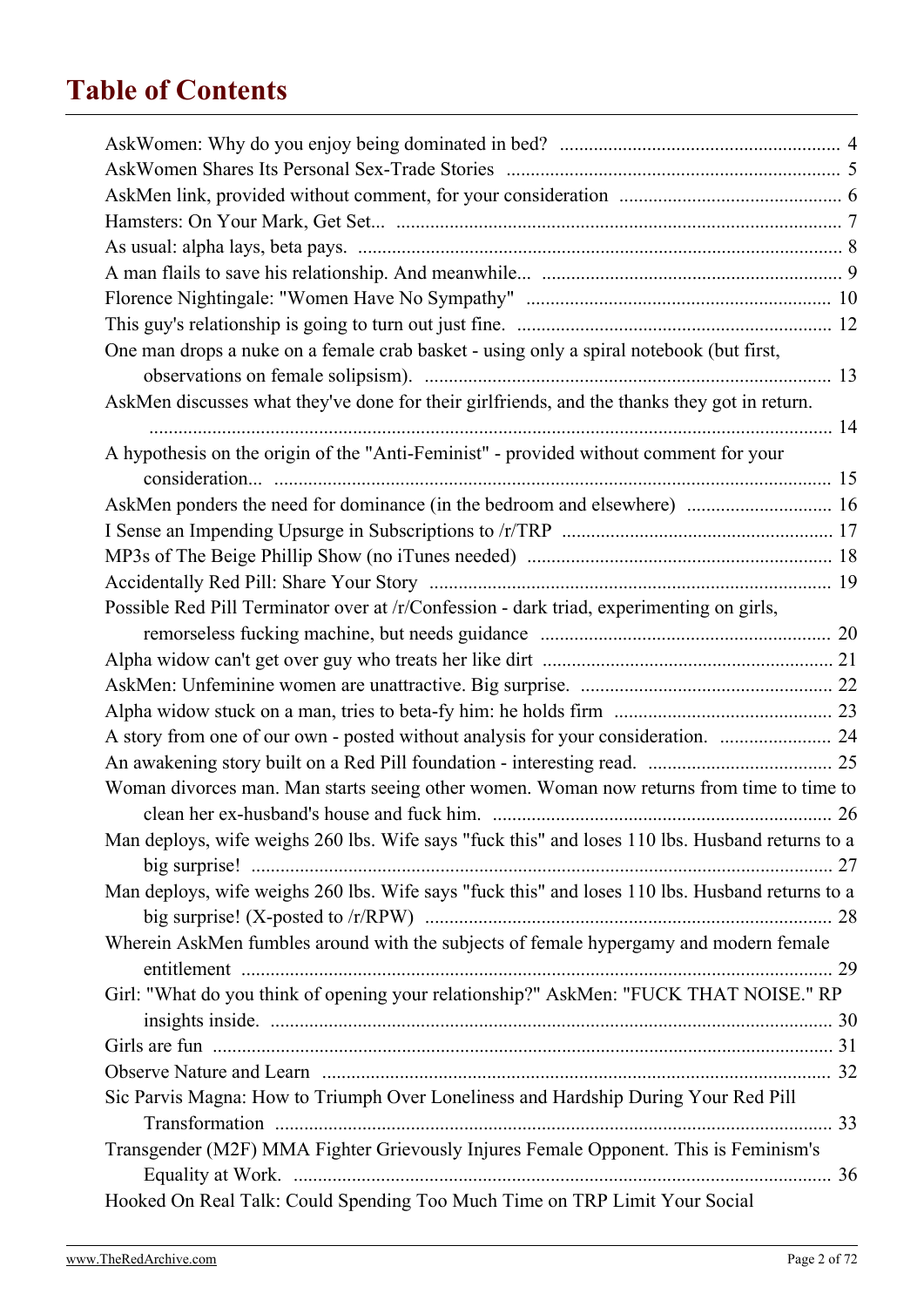# Table of Contents

AskWomen: Why do you enjoy being dominated in bed? ..... 4
AskWomen Shares Its Personal Sex-Trade Stories ..... 5
AskMen link, provided without comment, for your consideration ..... 6
Hamsters: On Your Mark, Get Set... ..... 7
As usual: alpha lays, beta pays. ..... 8
A man flails to save his relationship. And meanwhile... ..... 9
Florence Nightingale: "Women Have No Sympathy" ..... 10
This guy's relationship is going to turn out just fine. ..... 12
One man drops a nuke on a female crab basket - using only a spiral notebook (but first, observations on female solipsism). ..... 13
AskMen discusses what they've done for their girlfriends, and the thanks they got in return. ..... 14
A hypothesis on the origin of the "Anti-Feminist" - provided without comment for your consideration... ..... 15
AskMen ponders the need for dominance (in the bedroom and elsewhere) ..... 16
I Sense an Impending Upsurge in Subscriptions to /r/TRP ..... 17
MP3s of The Beige Phillip Show (no iTunes needed) ..... 18
Accidentally Red Pill: Share Your Story ..... 19
Possible Red Pill Terminator over at /r/Confession - dark triad, experimenting on girls, remorseless fucking machine, but needs guidance ..... 20
Alpha widow can't get over guy who treats her like dirt ..... 21
AskMen: Unfeminine women are unattractive. Big surprise. ..... 22
Alpha widow stuck on a man, tries to beta-fy him: he holds firm ..... 23
A story from one of our own - posted without analysis for your consideration. ..... 24
An awakening story built on a Red Pill foundation - interesting read. ..... 25
Woman divorces man. Man starts seeing other women. Woman now returns from time to time to clean her ex-husband's house and fuck him. ..... 26
Man deploys, wife weighs 260 lbs. Wife says "fuck this" and loses 110 lbs. Husband returns to a big surprise! ..... 27
Man deploys, wife weighs 260 lbs. Wife says "fuck this" and loses 110 lbs. Husband returns to a big surprise! (X-posted to /r/RPW) ..... 28
Wherein AskMen fumbles around with the subjects of female hypergamy and modern female entitlement ..... 29
Girl: "What do you think of opening your relationship?" AskMen: "FUCK THAT NOISE." RP insights inside. ..... 30
Girls are fun ..... 31
Observe Nature and Learn ..... 32
Sic Parvis Magna: How to Triumph Over Loneliness and Hardship During Your Red Pill Transformation ..... 33
Transgender (M2F) MMA Fighter Grievously Injures Female Opponent. This is Feminism's Equality at Work. ..... 36
Hooked On Real Talk: Could Spending Too Much Time on TRP Limit Your Social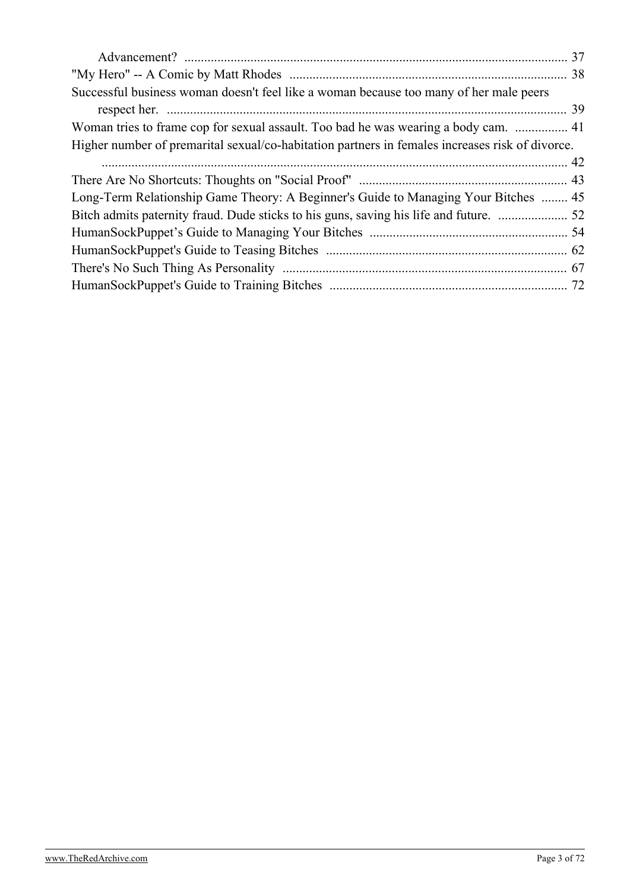Advancement? .................................................................................................................... 37

"My Hero" -- A Comic by Matt Rhodes .................................................................................... 38

Successful business woman doesn't feel like a woman because too many of her male peers respect her. ......................................................................................................................... 39

Woman tries to frame cop for sexual assault. Too bad he was wearing a body cam. ................ 41

Higher number of premarital sexual/co-habitation partners in females increases risk of divorce. ............................................................................................................................................. 42

There Are No Shortcuts: Thoughts on "Social Proof" ............................................................... 43

Long-Term Relationship Game Theory: A Beginner's Guide to Managing Your Bitches ........ 45

Bitch admits paternity fraud. Dude sticks to his guns, saving his life and future. ..................... 52

HumanSockPuppet's Guide to Managing Your Bitches ............................................................ 54

HumanSockPuppet's Guide to Teasing Bitches ......................................................................... 62

There's No Such Thing As Personality ...................................................................................... 67

HumanSockPuppet's Guide to Training Bitches ........................................................................ 72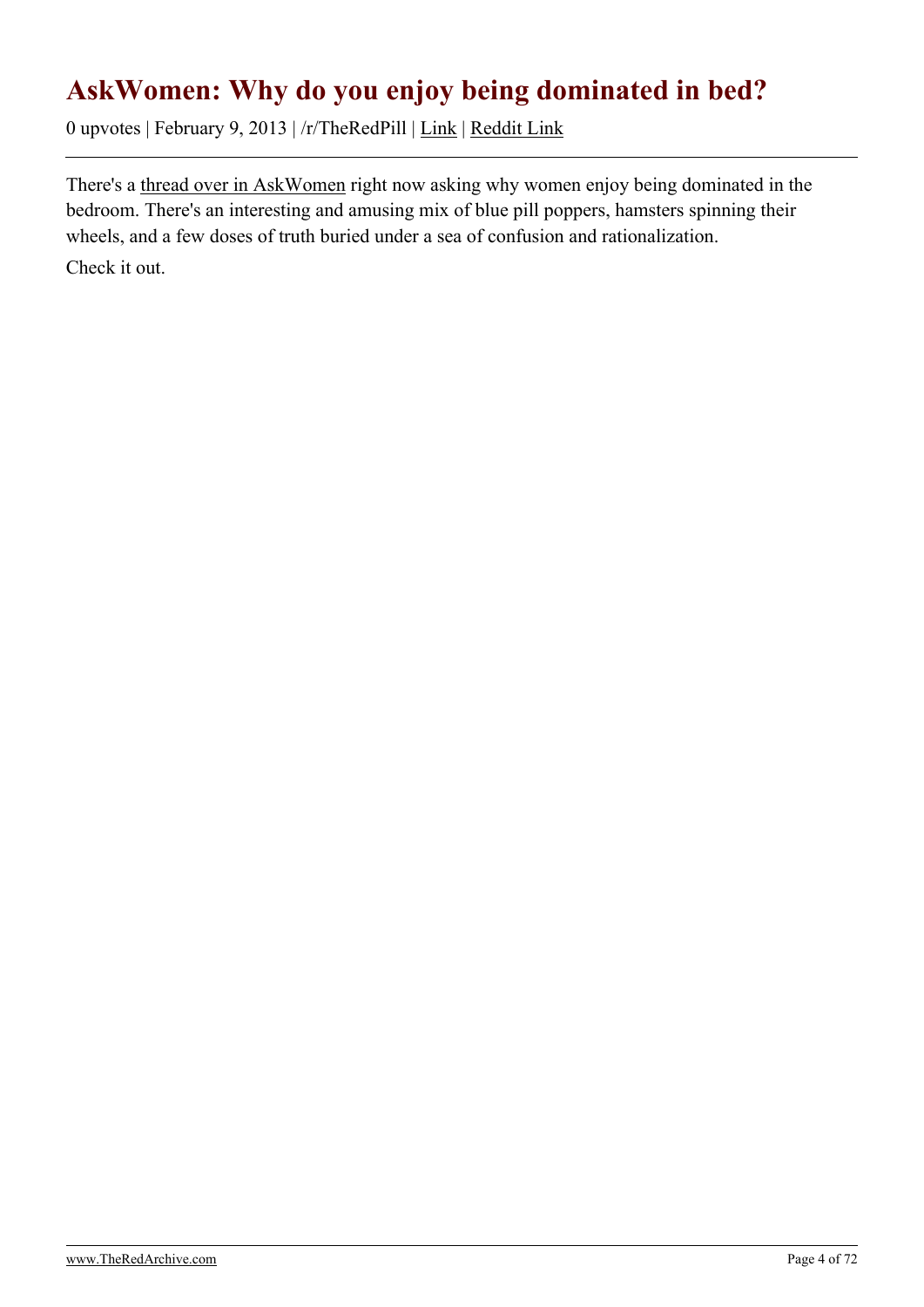# AskWomen: Why do you enjoy being dominated in bed?

0 upvotes | February 9, 2013 | /r/TheRedPill | Link | Reddit Link

---

There's a thread over in AskWomen right now asking why women enjoy being dominated in the bedroom. There's an interesting and amusing mix of blue pill poppers, hamsters spinning their wheels, and a few doses of truth buried under a sea of confusion and rationalization.

Check it out.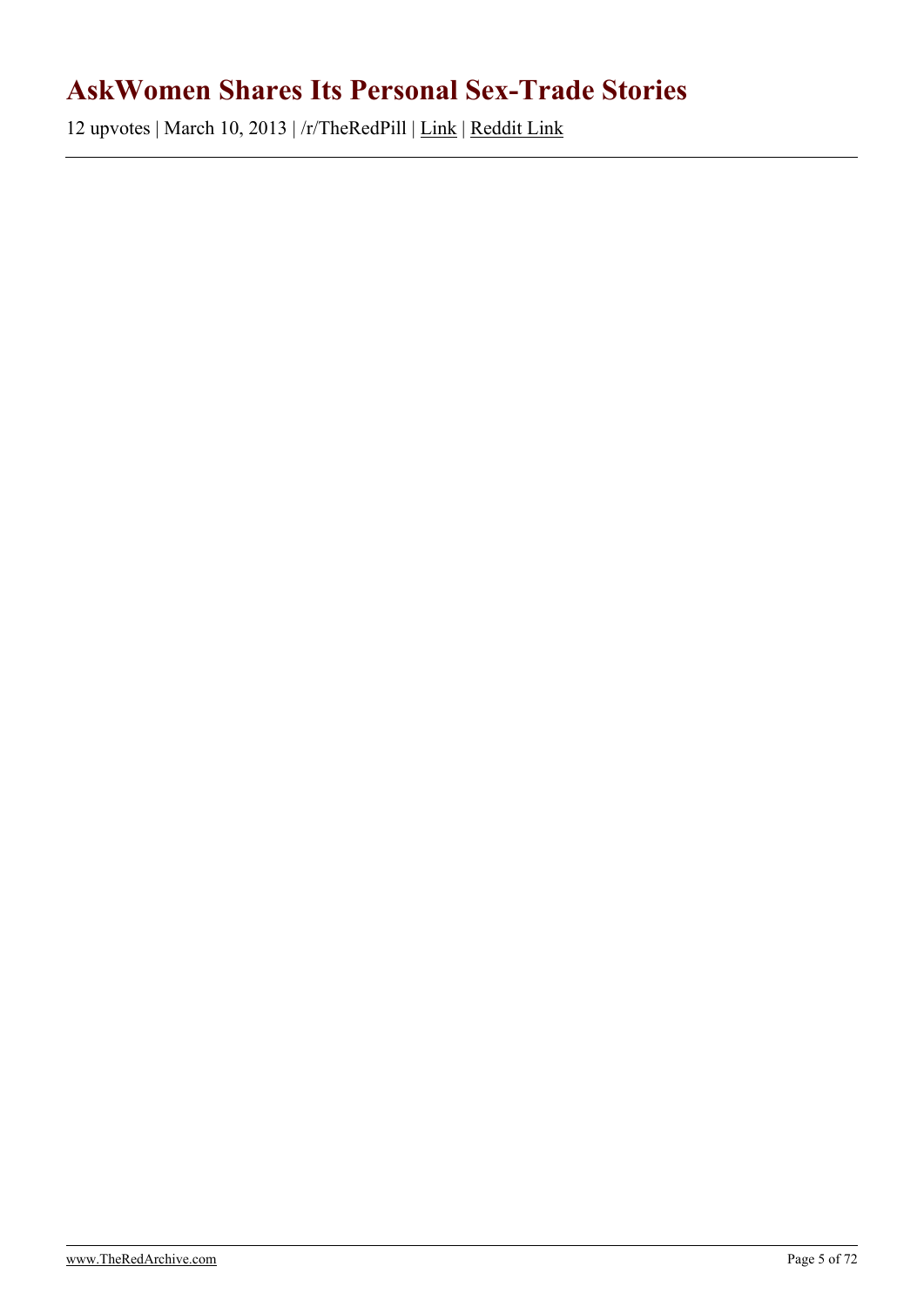# AskWomen Shares Its Personal Sex-Trade Stories

12 upvotes | March 10, 2013 | /r/TheRedPill | Link | Reddit Link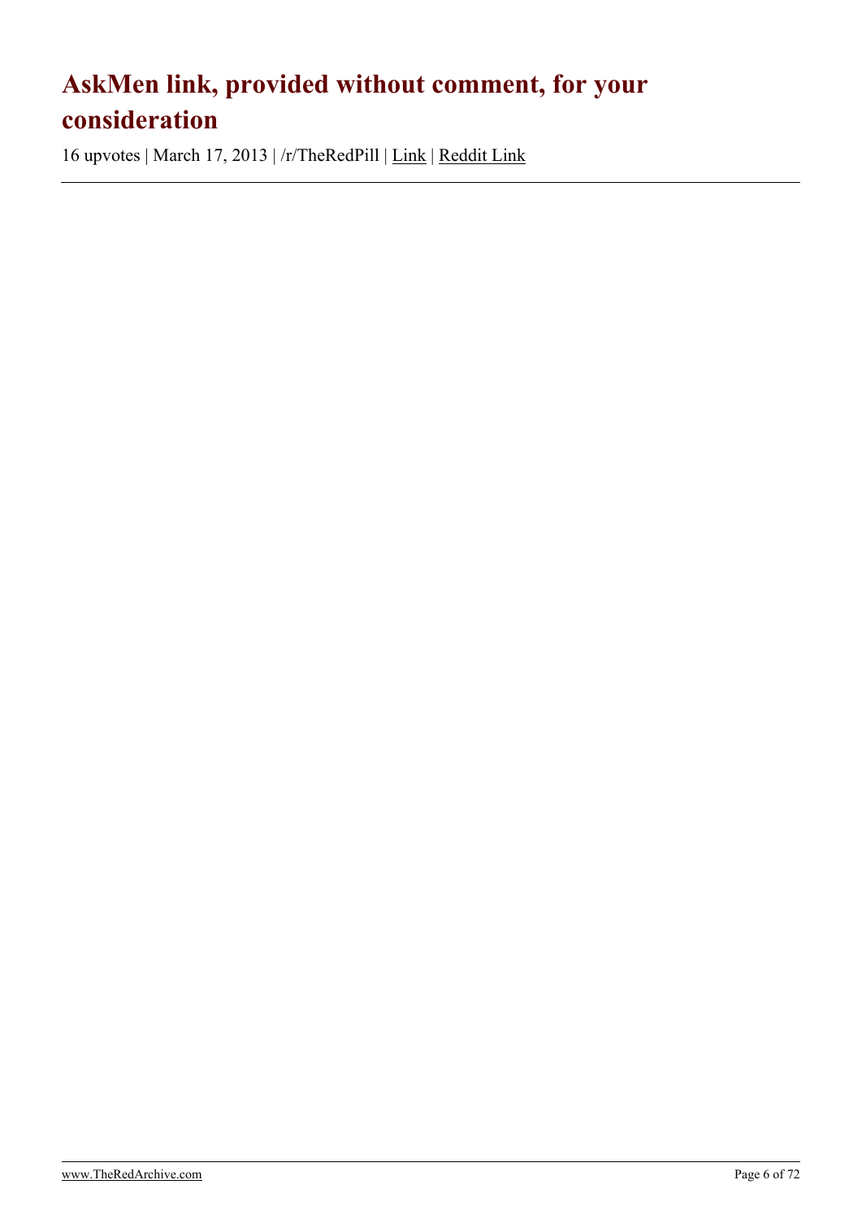# AskMen link, provided without comment, for your consideration

16 upvotes | March 17, 2013 | /r/TheRedPill | Link | Reddit Link

---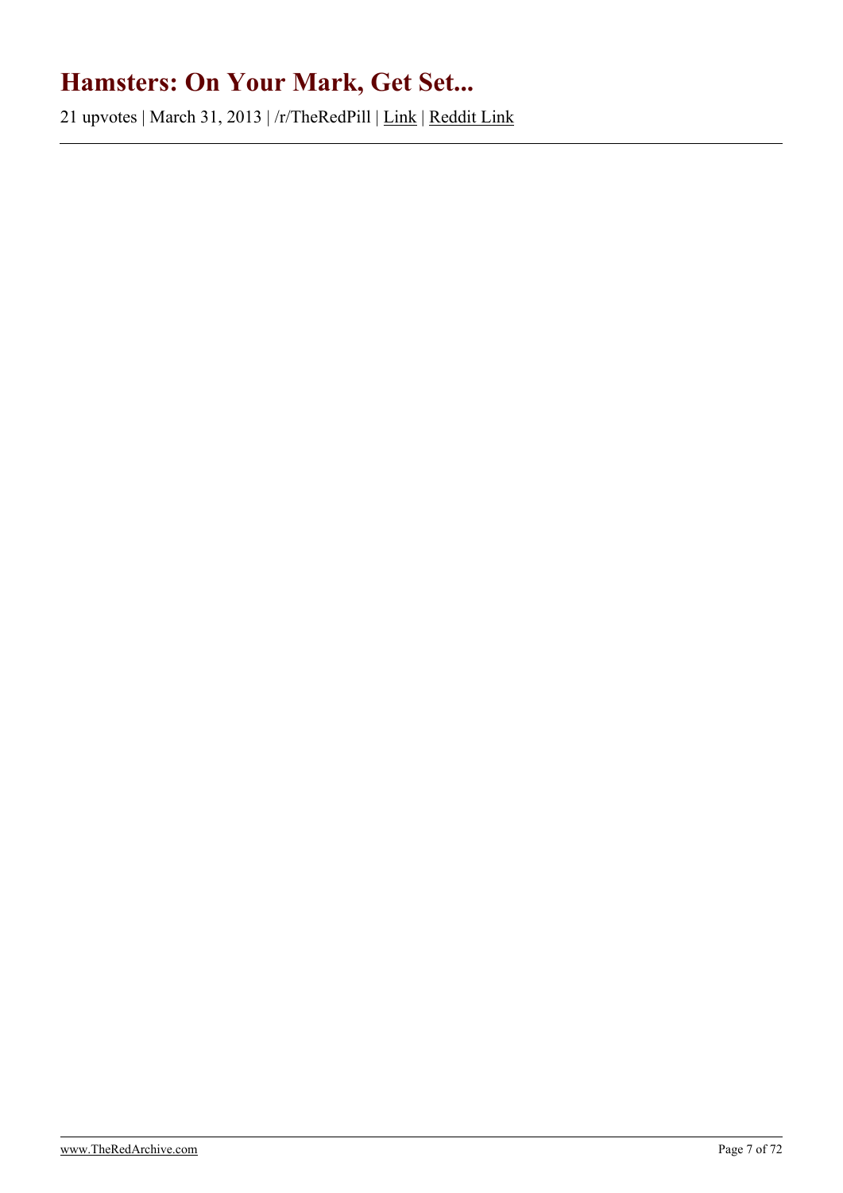# Hamsters: On Your Mark, Get Set...

21 upvotes | March 31, 2013 | /r/TheRedPill | Link | Reddit Link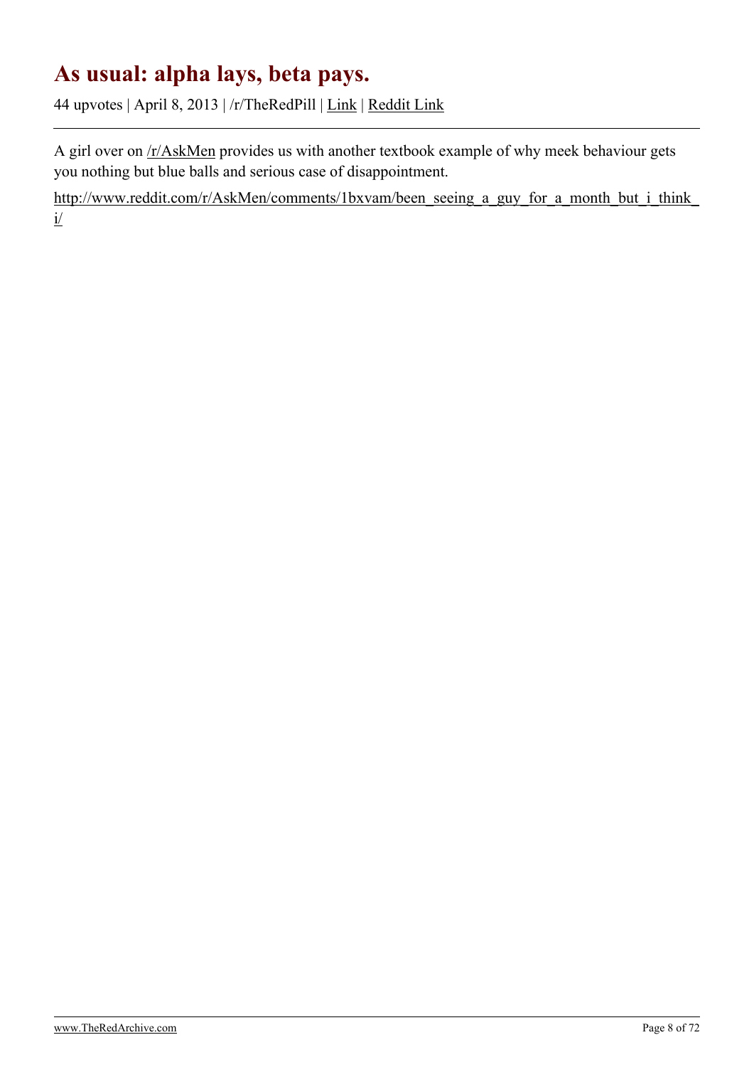# As usual: alpha lays, beta pays.

44 upvotes | April 8, 2013 | /r/TheRedPill | Link | Reddit Link

A girl over on /r/AskMen provides us with another textbook example of why meek behaviour gets you nothing but blue balls and serious case of disappointment.

http://www.reddit.com/r/AskMen/comments/1bxvam/been_seeing_a_guy_for_a_month_but_i_think_i/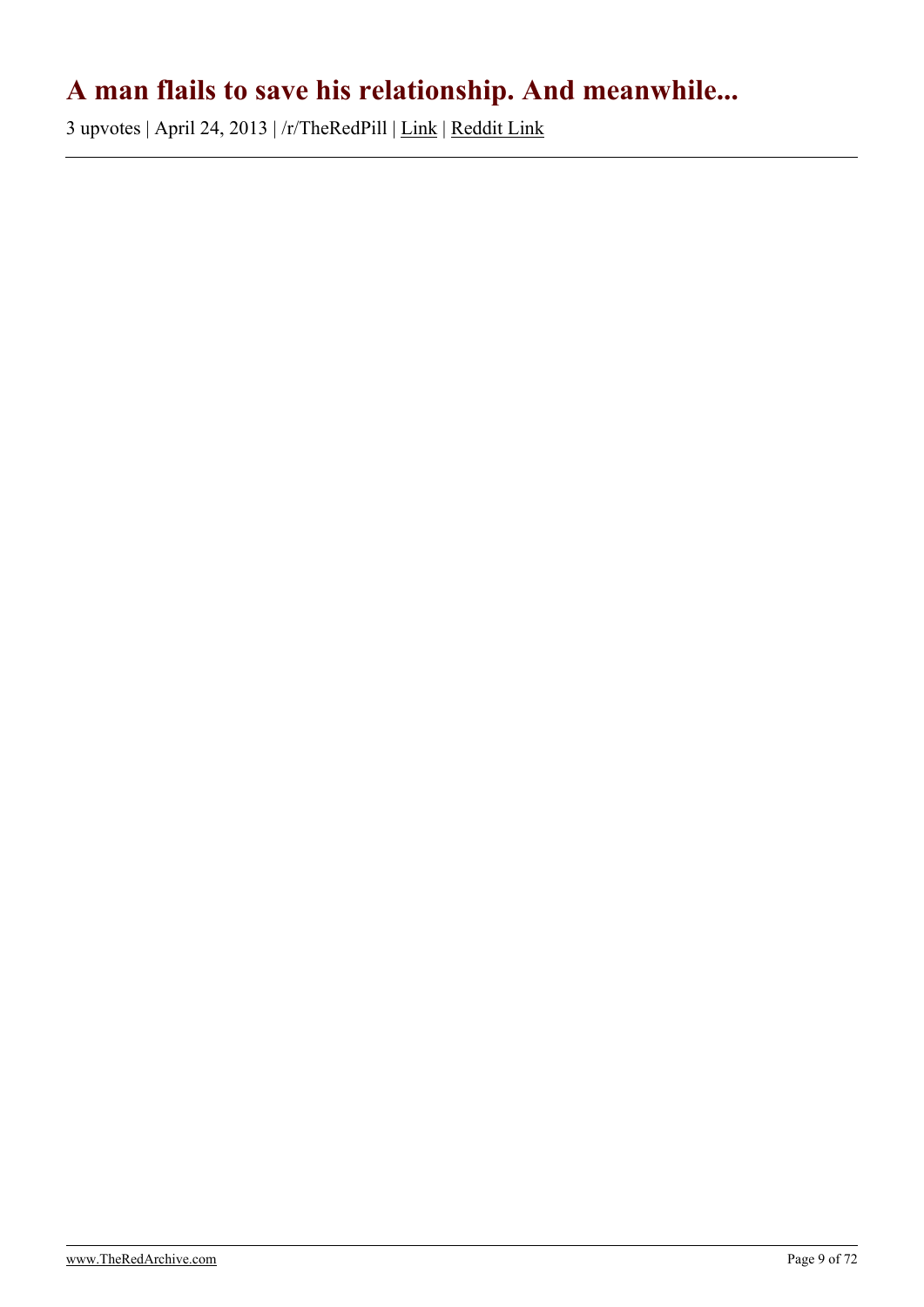# A man flails to save his relationship. And meanwhile...

3 upvotes | April 24, 2013 | /r/TheRedPill | Link | Reddit Link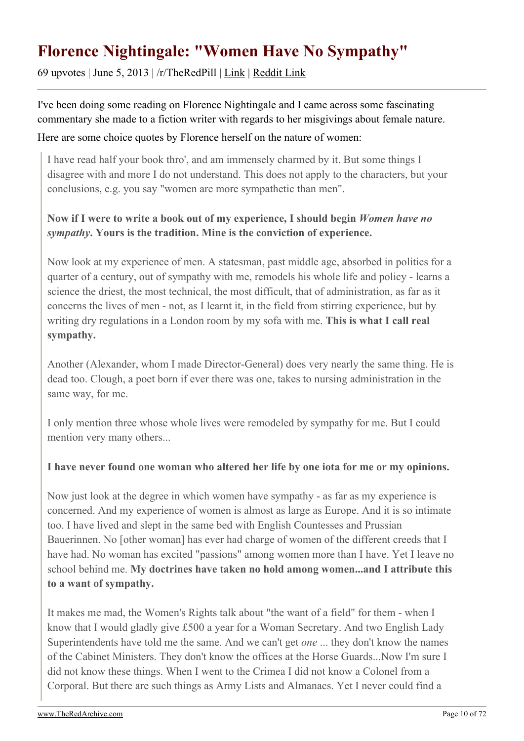# Florence Nightingale: "Women Have No Sympathy"

69 upvotes | June 5, 2013 | /r/TheRedPill | Link | Reddit Link

I've been doing some reading on Florence Nightingale and I came across some fascinating commentary she made to a fiction writer with regards to her misgivings about female nature.

Here are some choice quotes by Florence herself on the nature of women:

> I have read half your book thro', and am immensely charmed by it. But some things I disagree with and more I do not understand. This does not apply to the characters, but your conclusions, e.g. you say "women are more sympathetic than men".
>
> **Now if I were to write a book out of my experience, I should begin *Women have no sympathy*. Yours is the tradition. Mine is the conviction of experience.**
>
> Now look at my experience of men. A statesman, past middle age, absorbed in politics for a quarter of a century, out of sympathy with me, remodels his whole life and policy - learns a science the driest, the most technical, the most difficult, that of administration, as far as it concerns the lives of men - not, as I learnt it, in the field from stirring experience, but by writing dry regulations in a London room by my sofa with me. **This is what I call real sympathy.**
>
> Another (Alexander, whom I made Director-General) does very nearly the same thing. He is dead too. Clough, a poet born if ever there was one, takes to nursing administration in the same way, for me.
>
> I only mention three whose whole lives were remodeled by sympathy for me. But I could mention very many others...
>
> **I have never found one woman who altered her life by one iota for me or my opinions.**
>
> Now just look at the degree in which women have sympathy - as far as my experience is concerned. And my experience of women is almost as large as Europe. And it is so intimate too. I have lived and slept in the same bed with English Countesses and Prussian Bauerinnen. No [other woman] has ever had charge of women of the different creeds that I have had. No woman has excited "passions" among women more than I have. Yet I leave no school behind me. **My doctrines have taken no hold among women...and I attribute this to a want of sympathy.**
>
> It makes me mad, the Women's Rights talk about "the want of a field" for them - when I know that I would gladly give £500 a year for a Woman Secretary. And two English Lady Superintendents have told me the same. And we can't get *one* ... they don't know the names of the Cabinet Ministers. They don't know the offices at the Horse Guards...Now I'm sure I did not know these things. When I went to the Crimea I did not know a Colonel from a Corporal. But there are such things as Army Lists and Almanacs. Yet I never could find a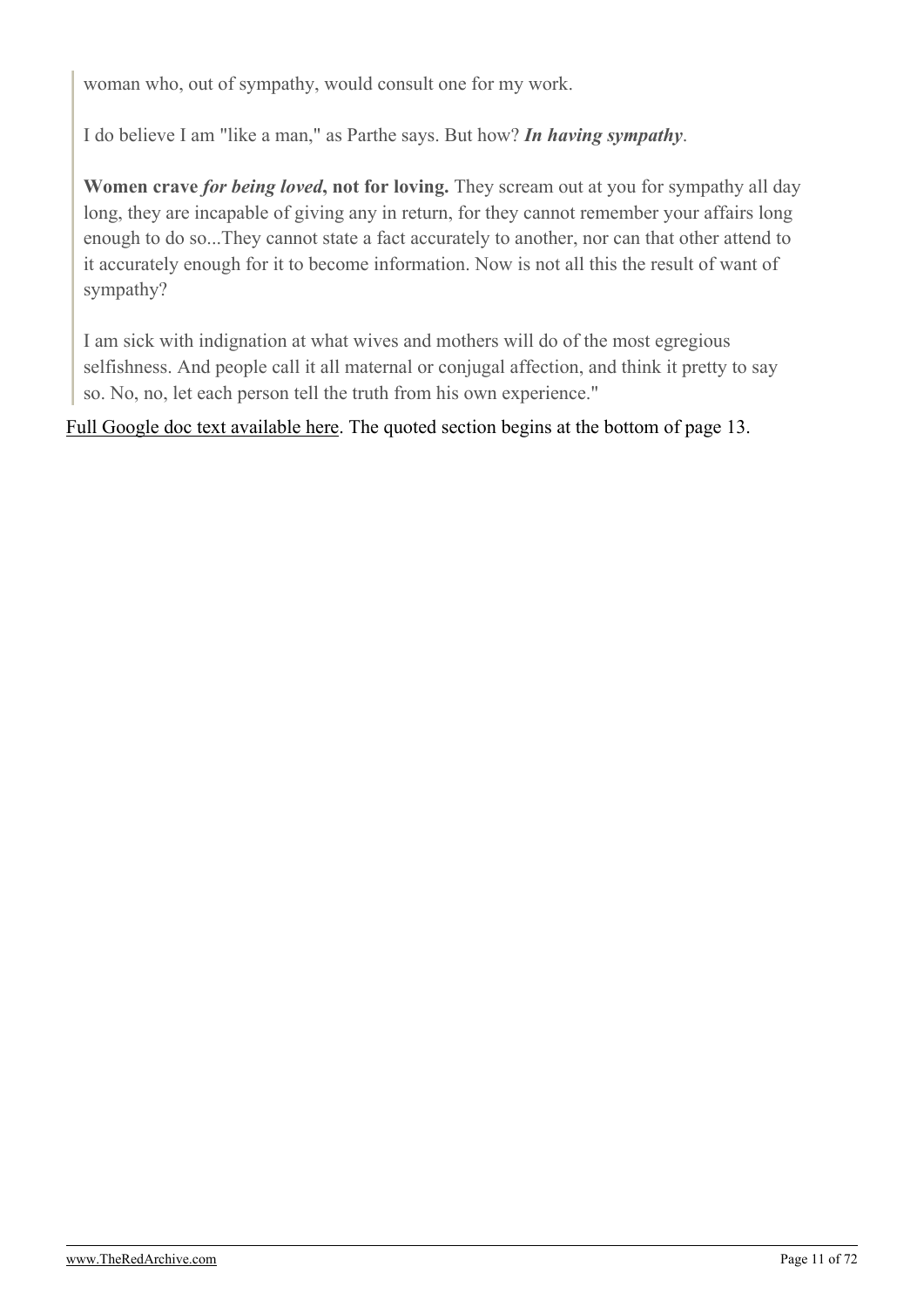> woman who, out of sympathy, would consult one for my work.
>
> I do believe I am "like a man," as Parthe says. But how? ***In having sympathy***.
>
> **Women crave *for being loved*, not for loving.** They scream out at you for sympathy all day long, they are incapable of giving any in return, for they cannot remember your affairs long enough to do so...They cannot state a fact accurately to another, nor can that other attend to it accurately enough for it to become information. Now is not all this the result of want of sympathy?
>
> I am sick with indignation at what wives and mothers will do of the most egregious selfishness. And people call it all maternal or conjugal affection, and think it pretty to say so. No, no, let each person tell the truth from his own experience."

Full Google doc text available here. The quoted section begins at the bottom of page 13.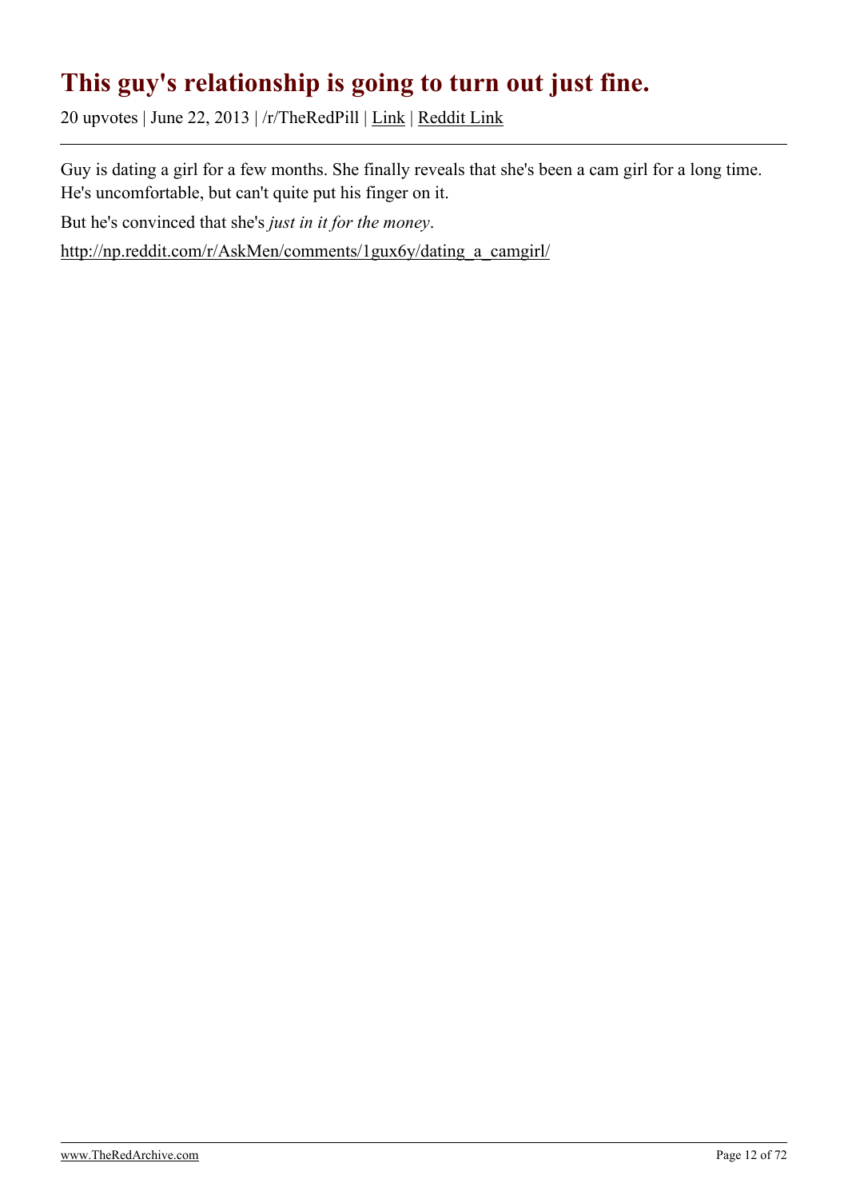# This guy's relationship is going to turn out just fine.

20 upvotes | June 22, 2013 | /r/TheRedPill | Link | Reddit Link

---

Guy is dating a girl for a few months. She finally reveals that she's been a cam girl for a long time. He's uncomfortable, but can't quite put his finger on it.

But he's convinced that she's *just in it for the money*.

http://np.reddit.com/r/AskMen/comments/1gux6y/dating_a_camgirl/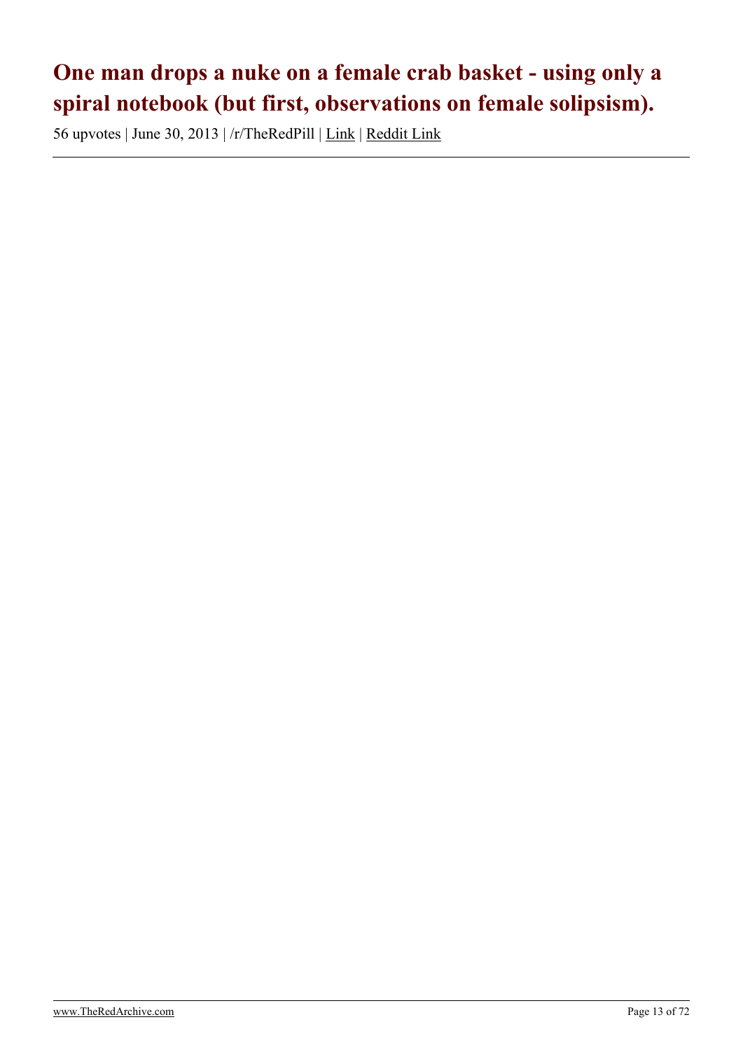# One man drops a nuke on a female crab basket - using only a spiral notebook (but first, observations on female solipsism).

56 upvotes | June 30, 2013 | /r/TheRedPill | Link | Reddit Link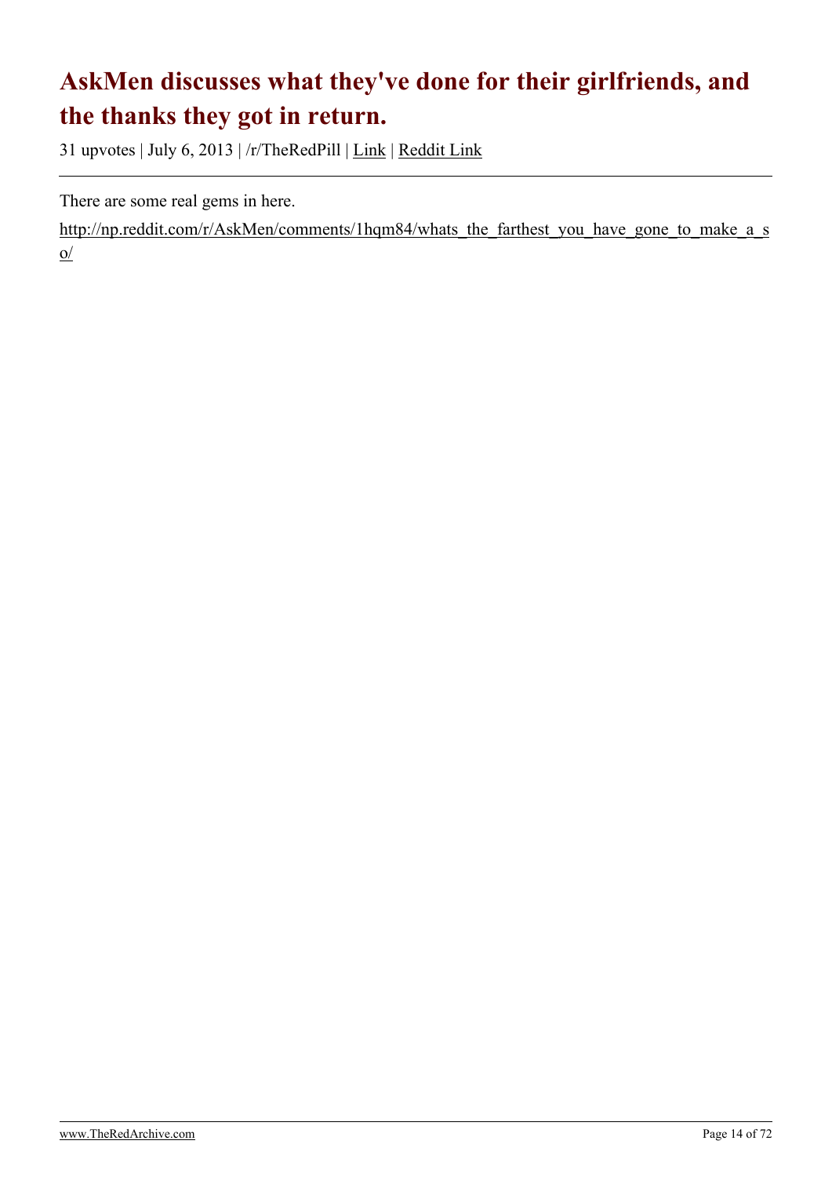# AskMen discusses what they've done for their girlfriends, and the thanks they got in return.

31 upvotes | July 6, 2013 | /r/TheRedPill | Link | Reddit Link

There are some real gems in here.

http://np.reddit.com/r/AskMen/comments/1hqm84/whats_the_farthest_you_have_gone_to_make_a_so/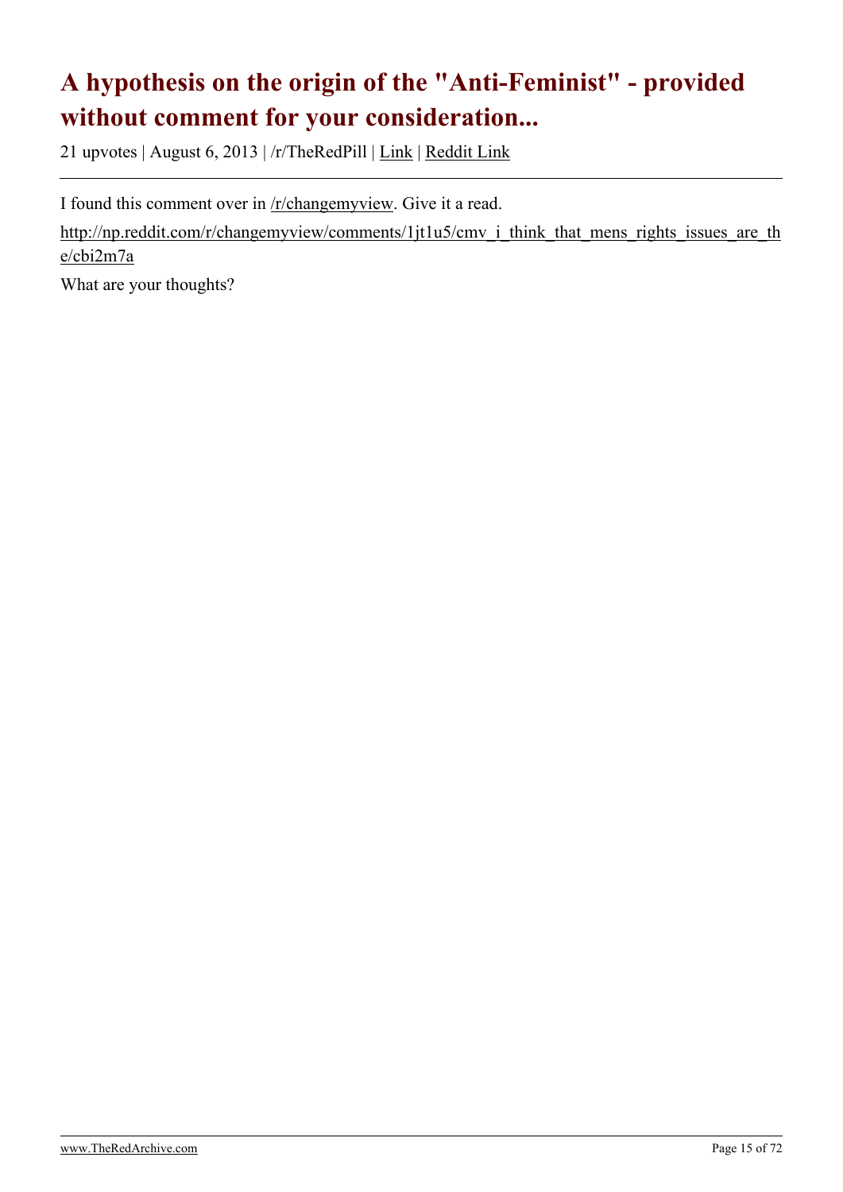# A hypothesis on the origin of the "Anti-Feminist" - provided without comment for your consideration...

21 upvotes | August 6, 2013 | /r/TheRedPill | Link | Reddit Link

I found this comment over in /r/changemyview. Give it a read.

http://np.reddit.com/r/changemyview/comments/1jt1u5/cmv_i_think_that_mens_rights_issues_are_the/cbi2m7a

What are your thoughts?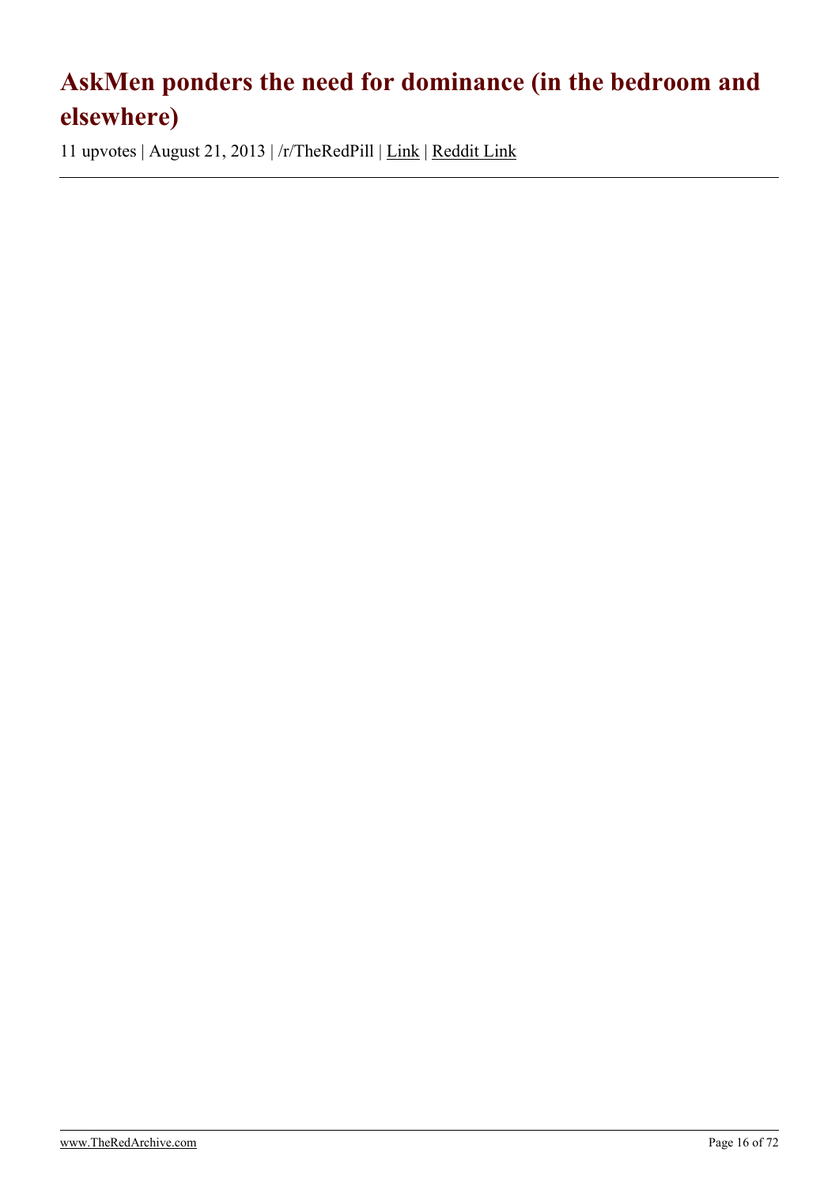# AskMen ponders the need for dominance (in the bedroom and elsewhere)

11 upvotes | August 21, 2013 | /r/TheRedPill | Link | Reddit Link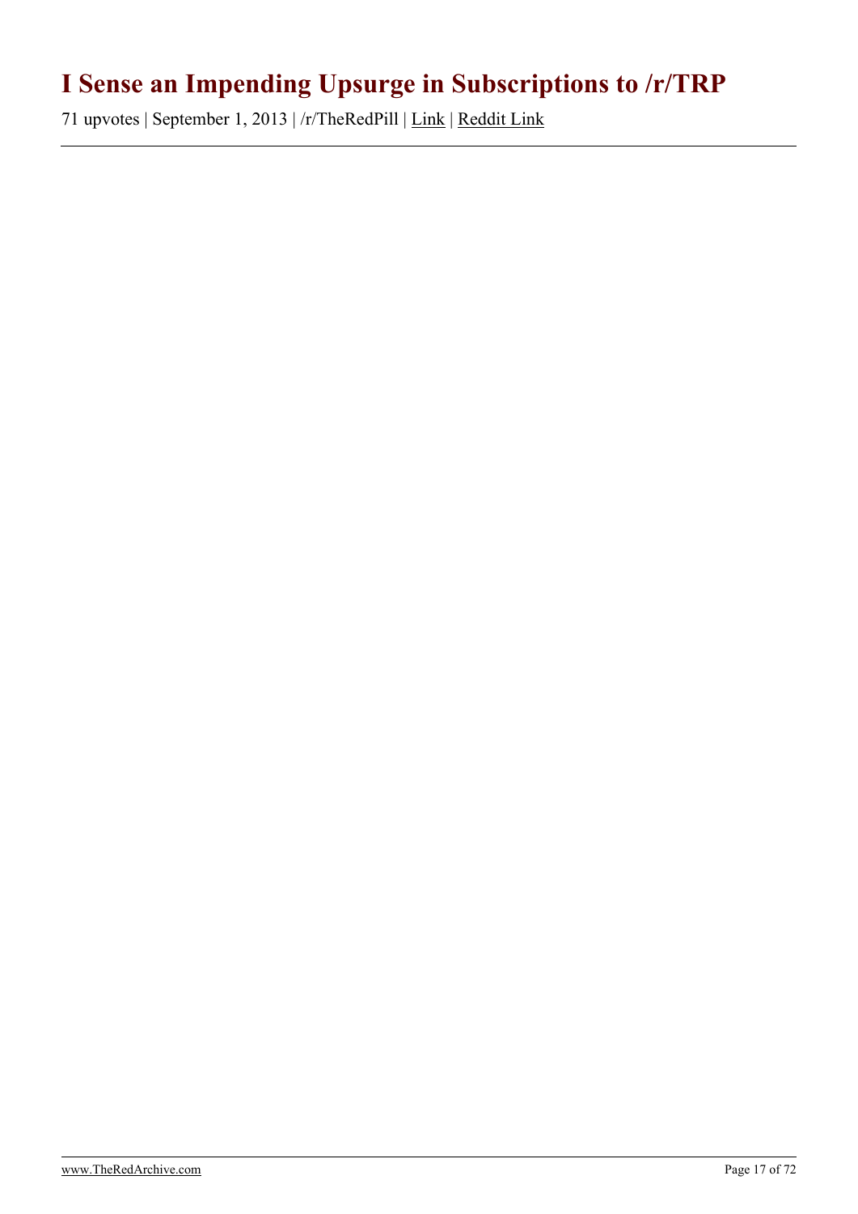# I Sense an Impending Upsurge in Subscriptions to /r/TRP

71 upvotes | September 1, 2013 | /r/TheRedPill | Link | Reddit Link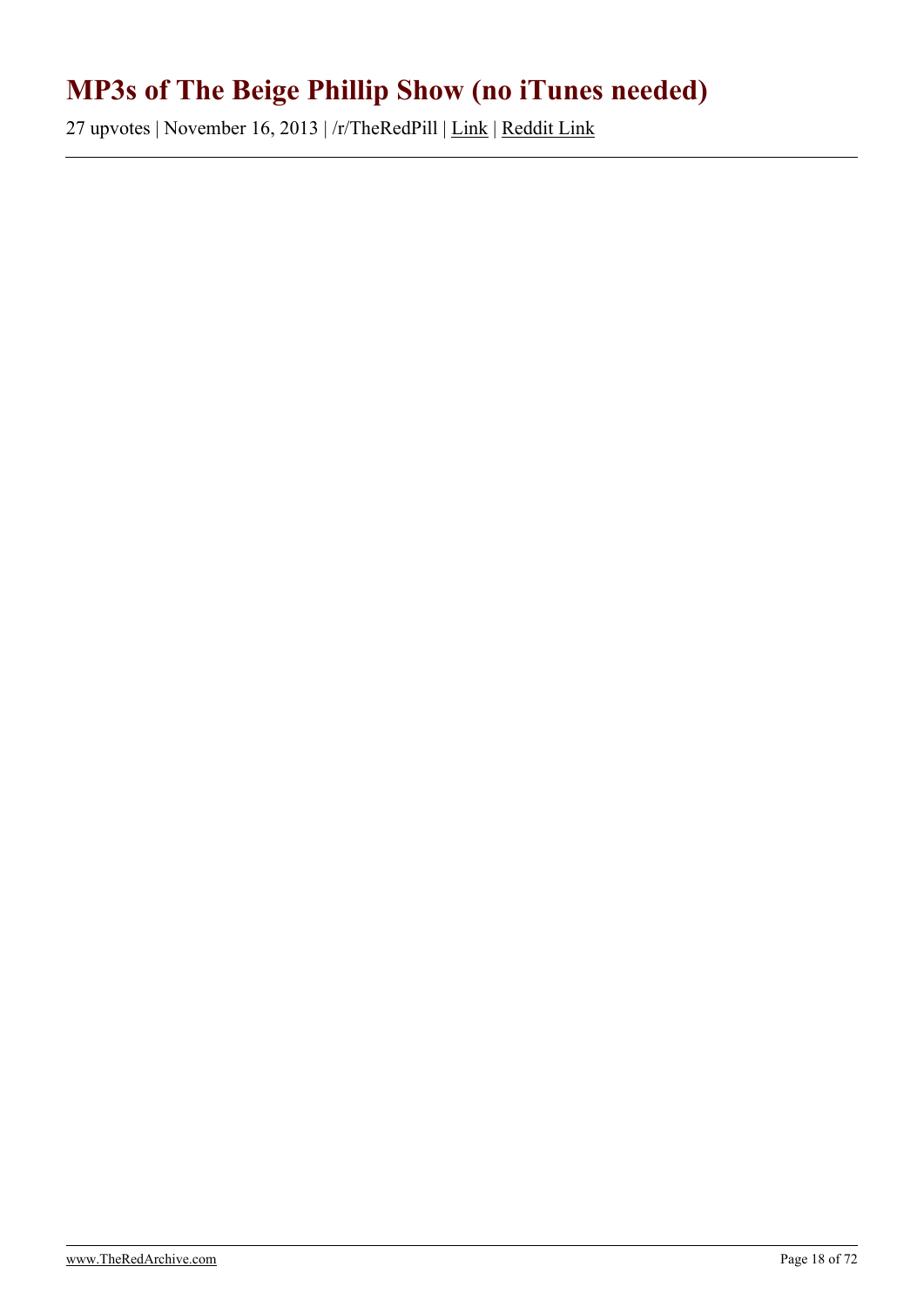# MP3s of The Beige Phillip Show (no iTunes needed)

27 upvotes | November 16, 2013 | /r/TheRedPill | Link | Reddit Link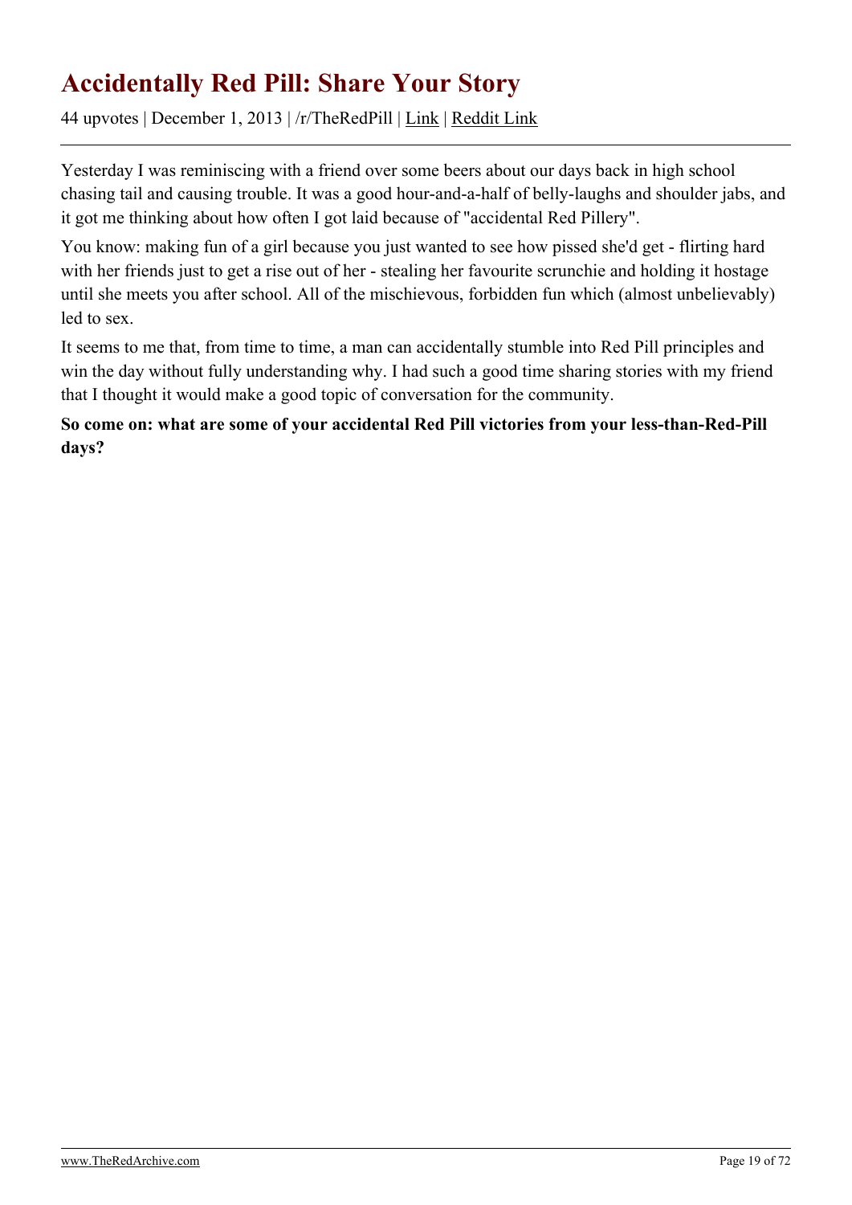# Accidentally Red Pill: Share Your Story

44 upvotes | December 1, 2013 | /r/TheRedPill | Link | Reddit Link

Yesterday I was reminiscing with a friend over some beers about our days back in high school chasing tail and causing trouble. It was a good hour-and-a-half of belly-laughs and shoulder jabs, and it got me thinking about how often I got laid because of "accidental Red Pillery".

You know: making fun of a girl because you just wanted to see how pissed she'd get - flirting hard with her friends just to get a rise out of her - stealing her favourite scrunchie and holding it hostage until she meets you after school. All of the mischievous, forbidden fun which (almost unbelievably) led to sex.

It seems to me that, from time to time, a man can accidentally stumble into Red Pill principles and win the day without fully understanding why. I had such a good time sharing stories with my friend that I thought it would make a good topic of conversation for the community.

**So come on: what are some of your accidental Red Pill victories from your less-than-Red-Pill days?**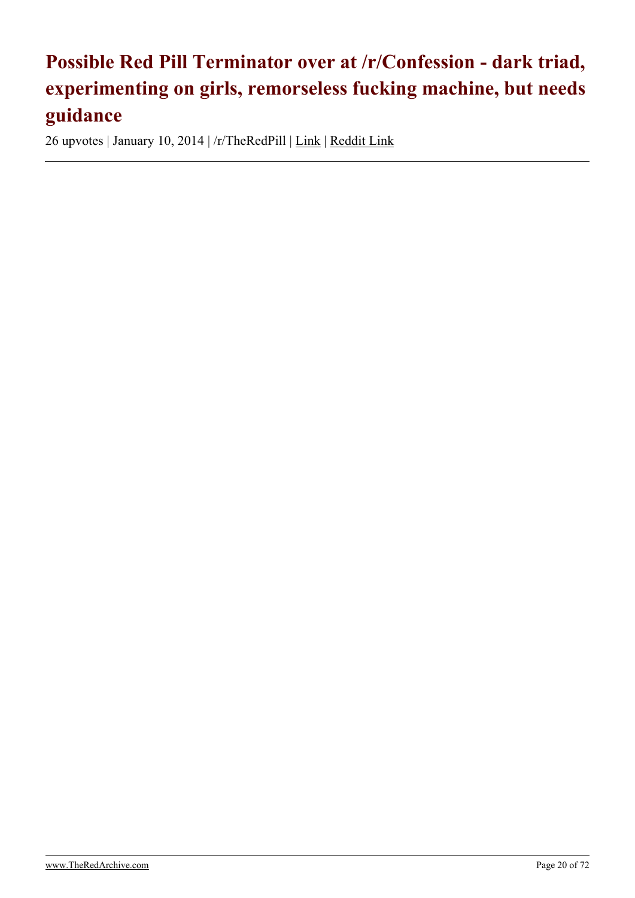# Possible Red Pill Terminator over at /r/Confession - dark triad, experimenting on girls, remorseless fucking machine, but needs guidance

26 upvotes | January 10, 2014 | /r/TheRedPill | Link | Reddit Link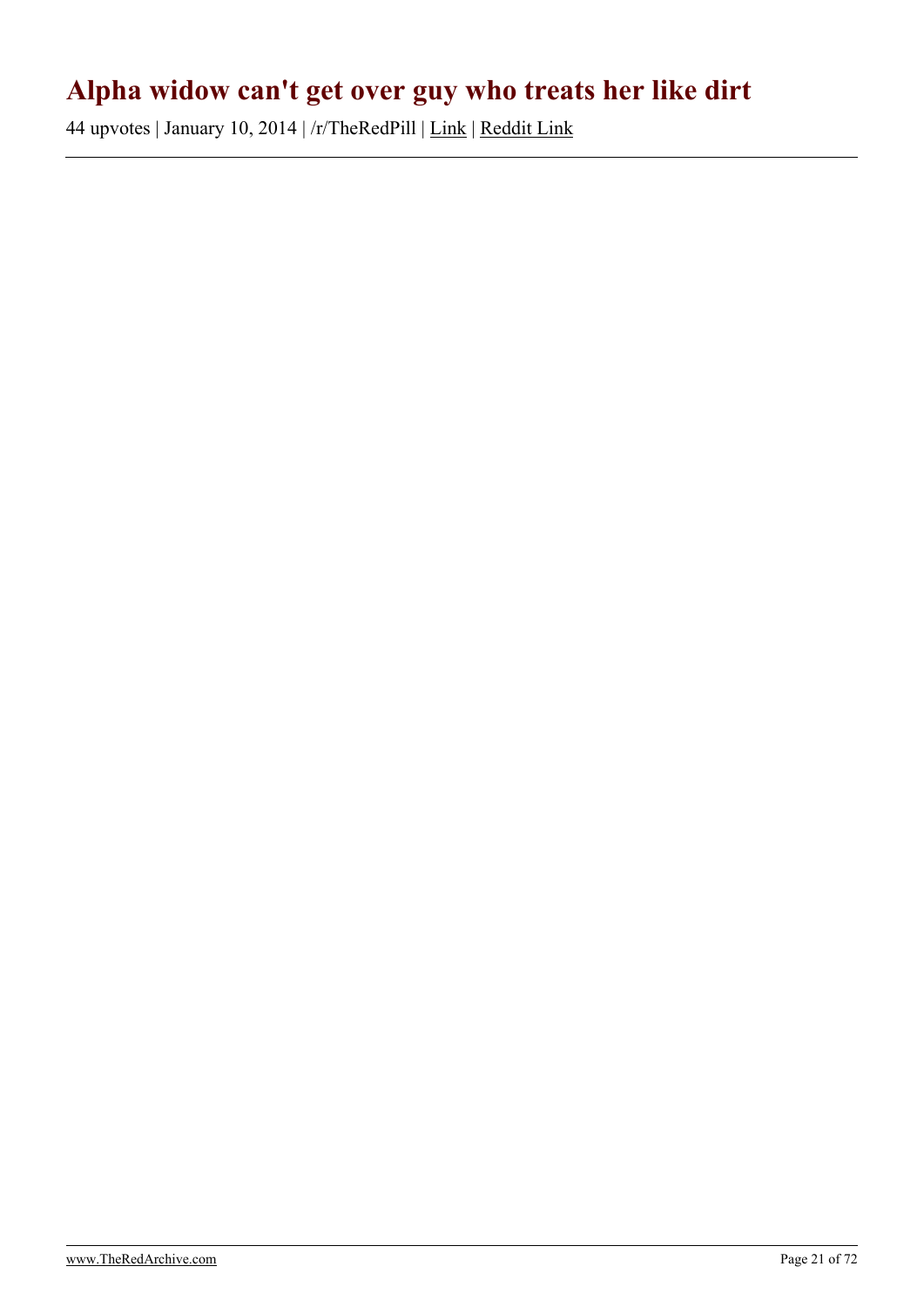# Alpha widow can't get over guy who treats her like dirt

44 upvotes | January 10, 2014 | /r/TheRedPill | Link | Reddit Link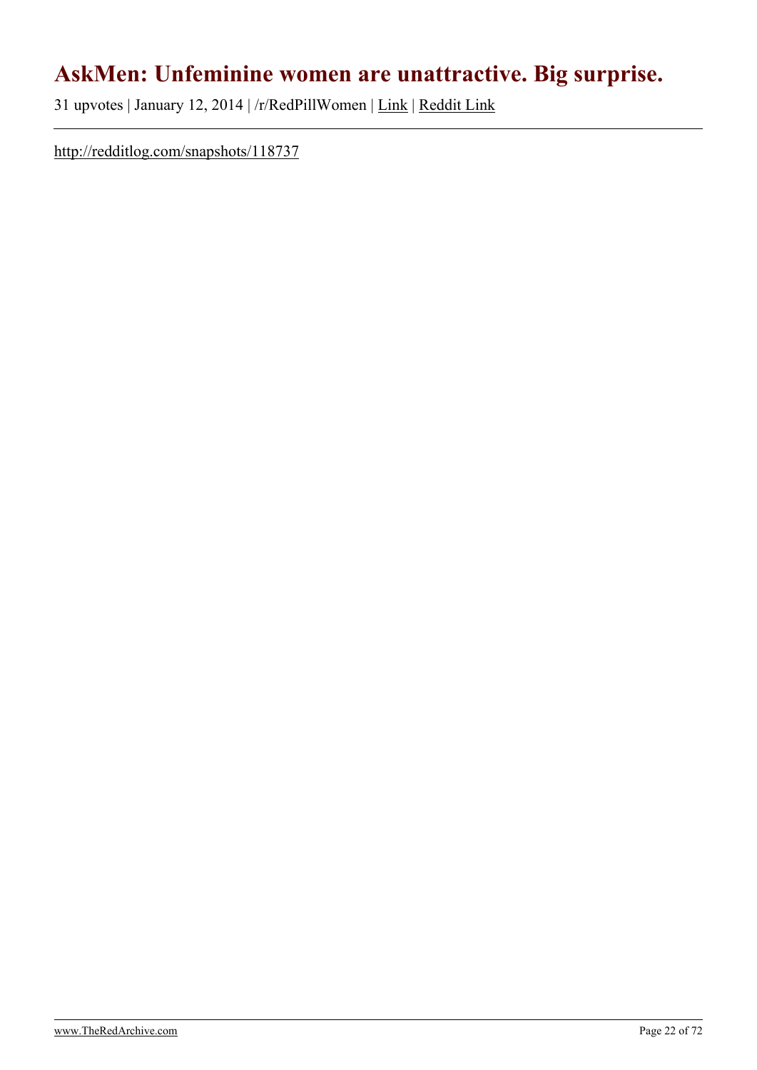# AskMen: Unfeminine women are unattractive. Big surprise.

31 upvotes | January 12, 2014 | /r/RedPillWomen | Link | Reddit Link

---

http://redditlog.com/snapshots/118737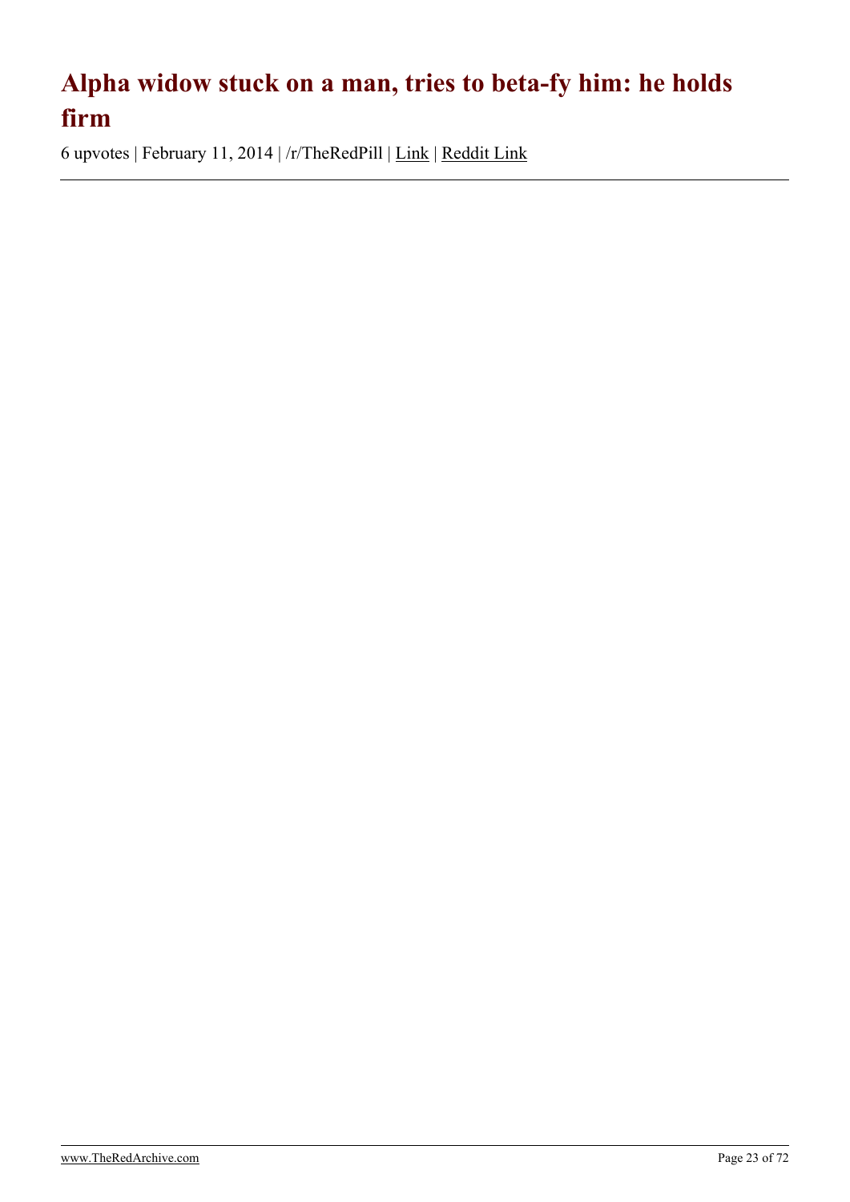# Alpha widow stuck on a man, tries to beta-fy him: he holds firm

6 upvotes | February 11, 2014 | /r/TheRedPill | Link | Reddit Link

---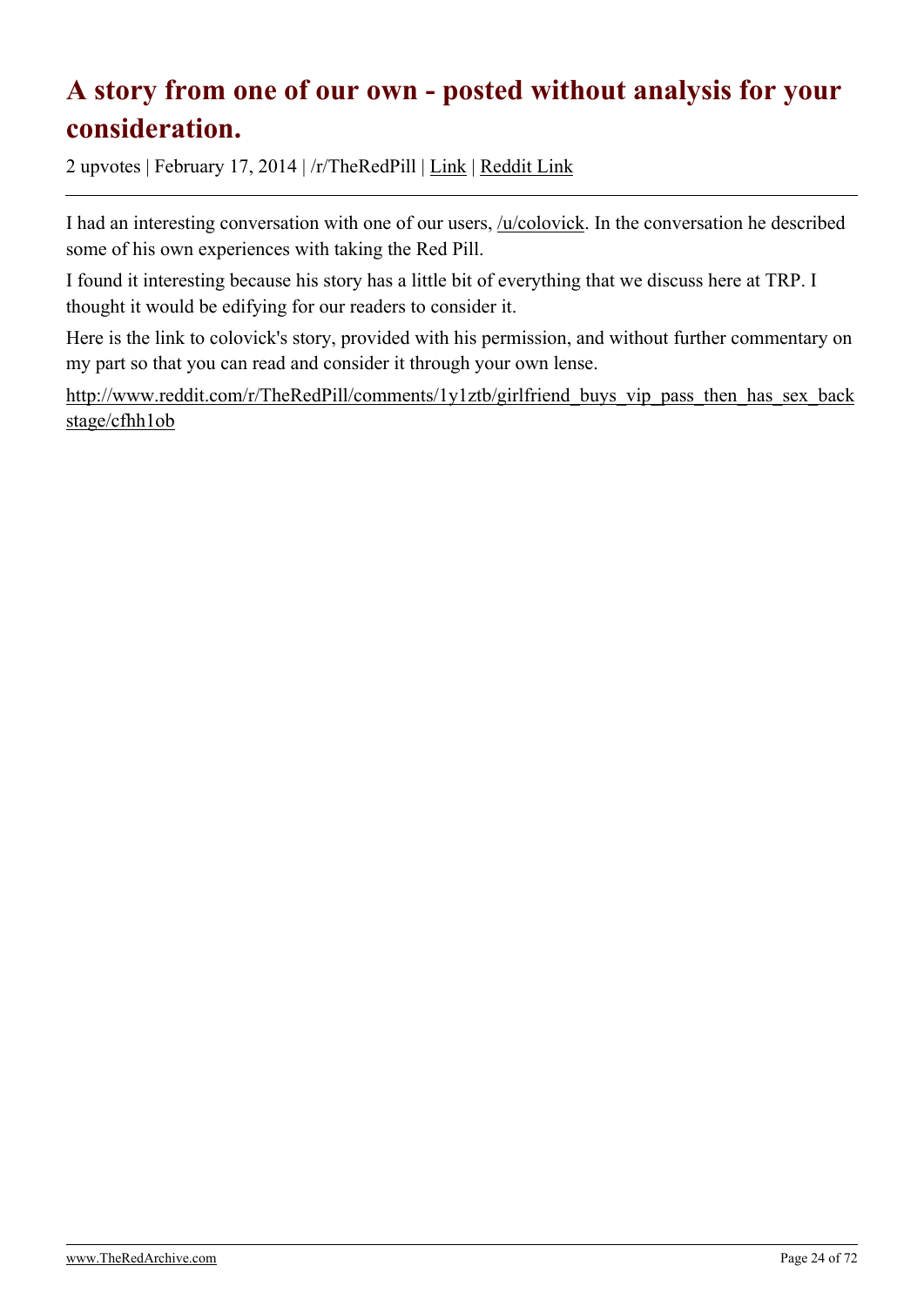# A story from one of our own - posted without analysis for your consideration.

2 upvotes | February 17, 2014 | /r/TheRedPill | Link | Reddit Link

I had an interesting conversation with one of our users, /u/colovick. In the conversation he described some of his own experiences with taking the Red Pill.

I found it interesting because his story has a little bit of everything that we discuss here at TRP. I thought it would be edifying for our readers to consider it.

Here is the link to colovick's story, provided with his permission, and without further commentary on my part so that you can read and consider it through your own lense.

http://www.reddit.com/r/TheRedPill/comments/1y1ztb/girlfriend_buys_vip_pass_then_has_sex_backstage/cfhh1ob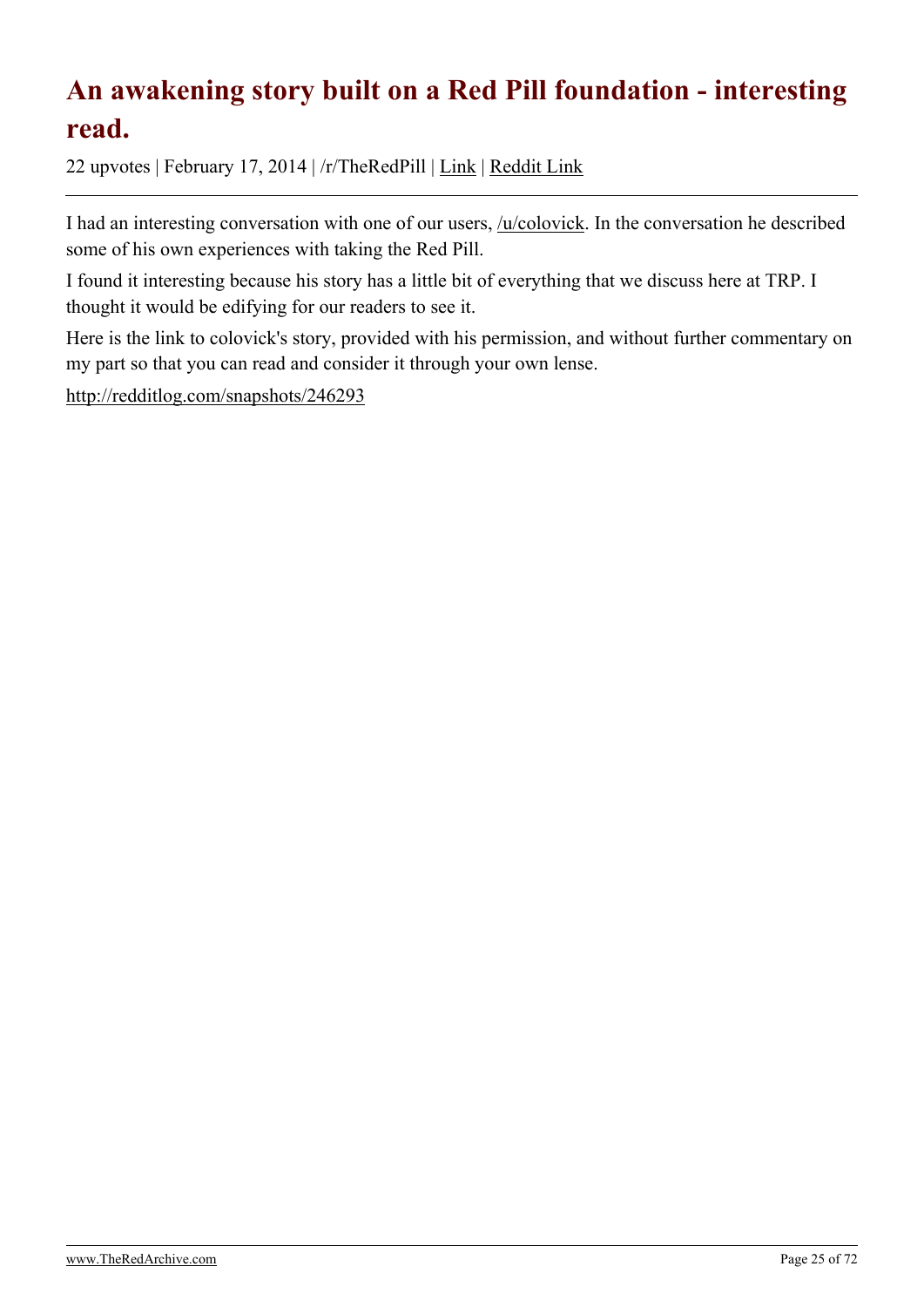# An awakening story built on a Red Pill foundation - interesting read.

22 upvotes | February 17, 2014 | /r/TheRedPill | Link | Reddit Link

I had an interesting conversation with one of our users, /u/colovick. In the conversation he described some of his own experiences with taking the Red Pill.

I found it interesting because his story has a little bit of everything that we discuss here at TRP. I thought it would be edifying for our readers to see it.

Here is the link to colovick's story, provided with his permission, and without further commentary on my part so that you can read and consider it through your own lense.

http://redditlog.com/snapshots/246293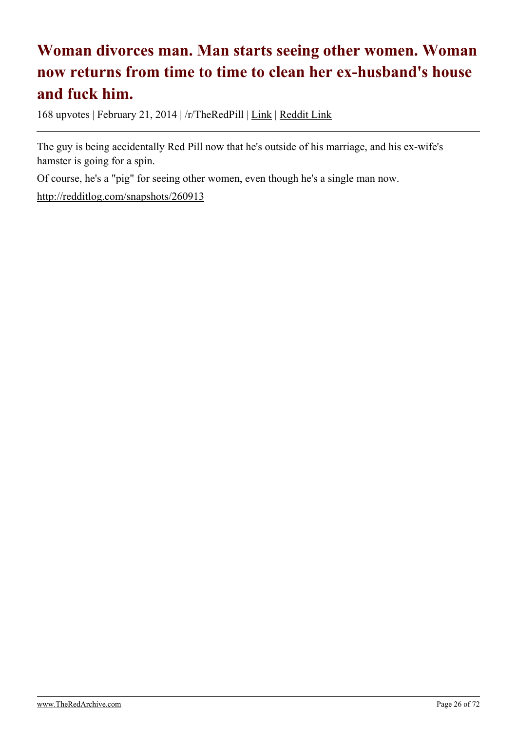# Woman divorces man. Man starts seeing other women. Woman now returns from time to time to clean her ex-husband's house and fuck him.

168 upvotes | February 21, 2014 | /r/TheRedPill | Link | Reddit Link

The guy is being accidentally Red Pill now that he's outside of his marriage, and his ex-wife's hamster is going for a spin.

Of course, he's a "pig" for seeing other women, even though he's a single man now.

http://redditlog.com/snapshots/260913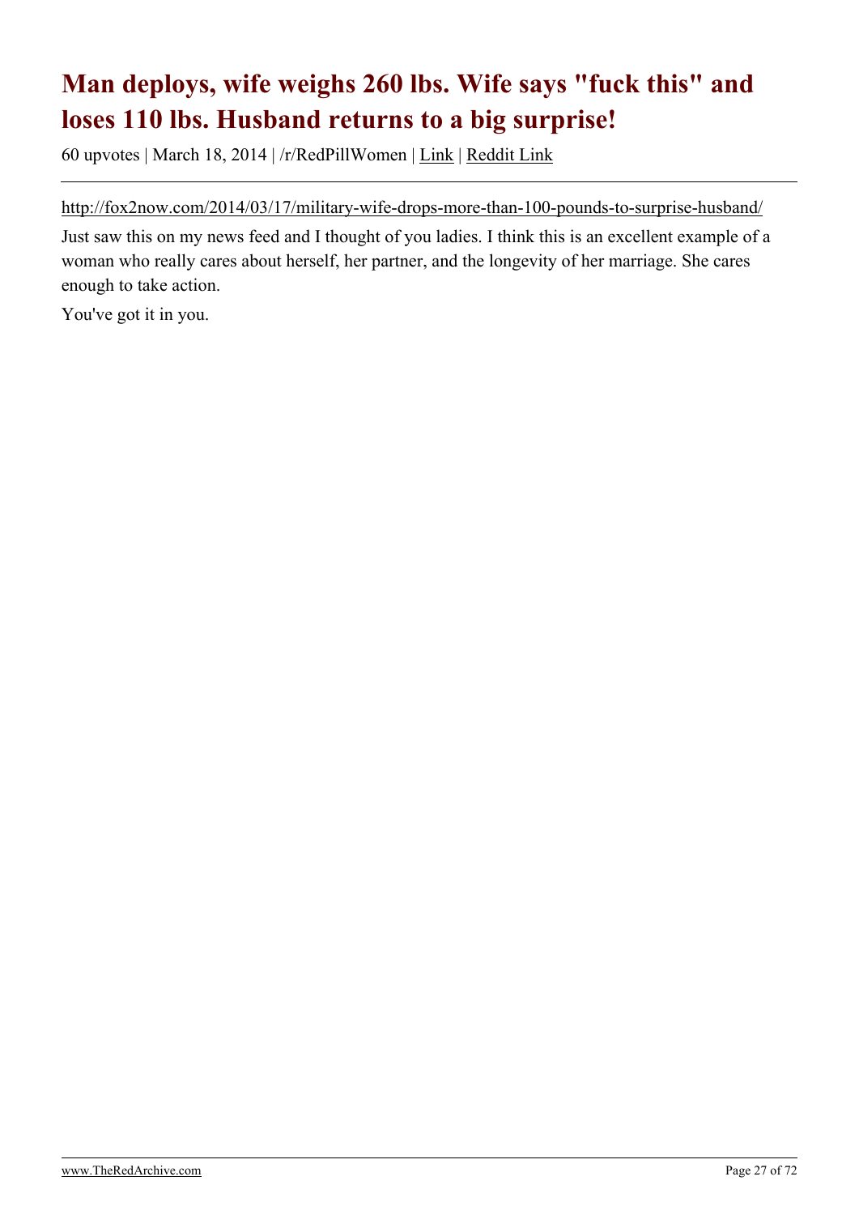# Man deploys, wife weighs 260 lbs. Wife says "fuck this" and loses 110 lbs. Husband returns to a big surprise!

60 upvotes | March 18, 2014 | /r/RedPillWomen | Link | Reddit Link

---

http://fox2now.com/2014/03/17/military-wife-drops-more-than-100-pounds-to-surprise-husband/

Just saw this on my news feed and I thought of you ladies. I think this is an excellent example of a woman who really cares about herself, her partner, and the longevity of her marriage. She cares enough to take action.

You've got it in you.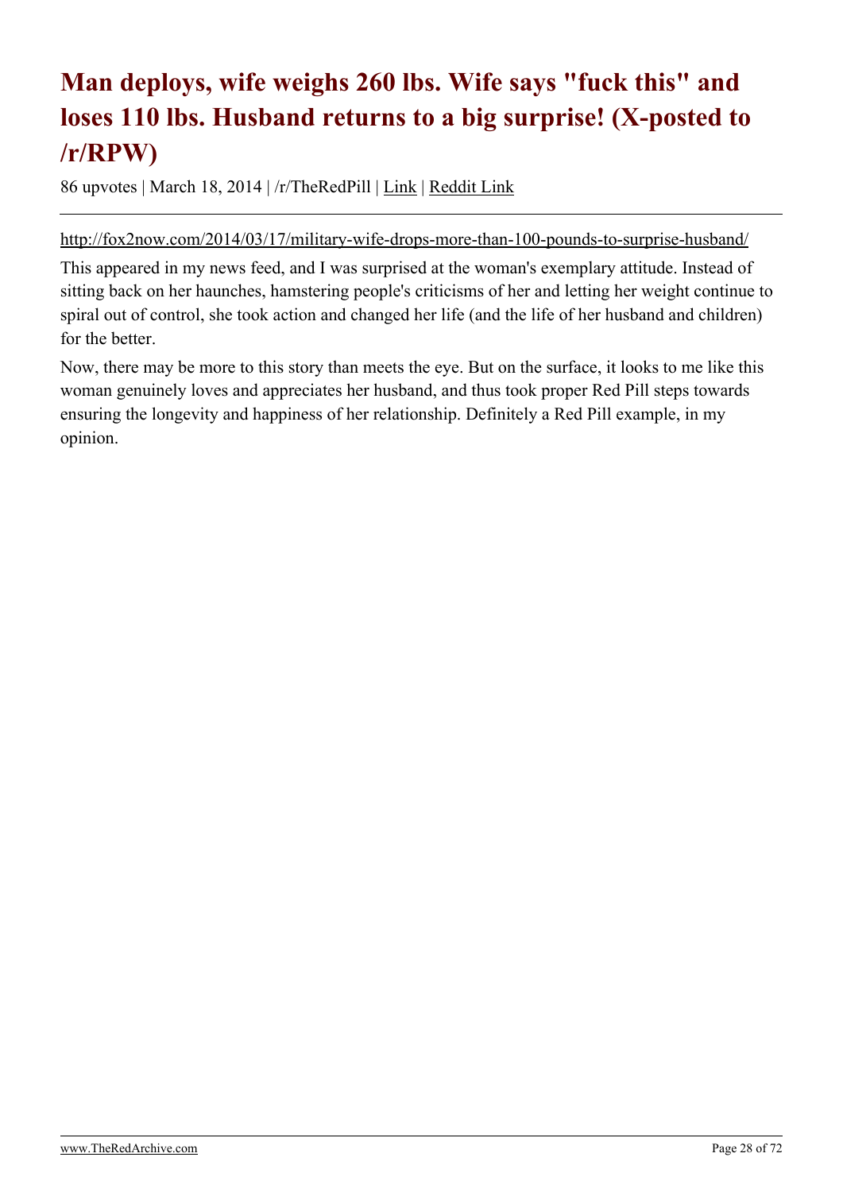# Man deploys, wife weighs 260 lbs. Wife says "fuck this" and loses 110 lbs. Husband returns to a big surprise! (X-posted to /r/RPW)

86 upvotes | March 18, 2014 | /r/TheRedPill | Link | Reddit Link

---

http://fox2now.com/2014/03/17/military-wife-drops-more-than-100-pounds-to-surprise-husband/

This appeared in my news feed, and I was surprised at the woman's exemplary attitude. Instead of sitting back on her haunches, hamstering people's criticisms of her and letting her weight continue to spiral out of control, she took action and changed her life (and the life of her husband and children) for the better.

Now, there may be more to this story than meets the eye. But on the surface, it looks to me like this woman genuinely loves and appreciates her husband, and thus took proper Red Pill steps towards ensuring the longevity and happiness of her relationship. Definitely a Red Pill example, in my opinion.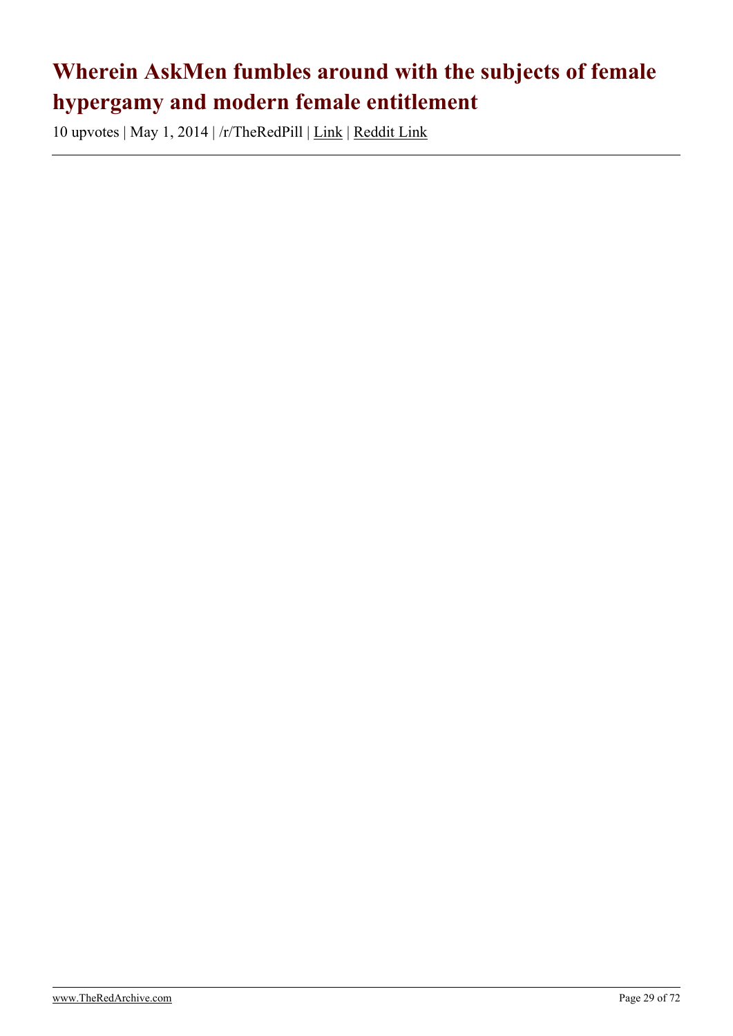# Wherein AskMen fumbles around with the subjects of female hypergamy and modern female entitlement

10 upvotes | May 1, 2014 | /r/TheRedPill | Link | Reddit Link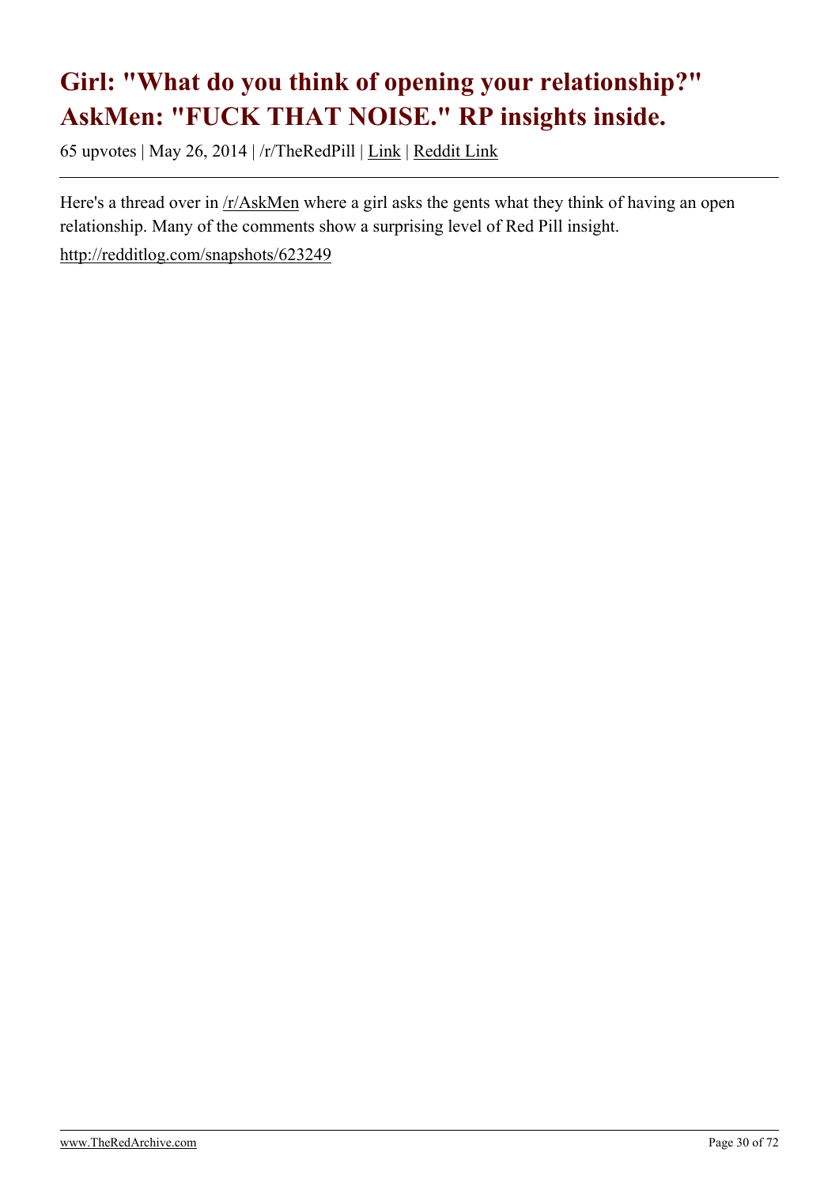# Girl: "What do you think of opening your relationship?" AskMen: "FUCK THAT NOISE." RP insights inside.

65 upvotes | May 26, 2014 | /r/TheRedPill | Link | Reddit Link

---

Here's a thread over in /r/AskMen where a girl asks the gents what they think of having an open relationship. Many of the comments show a surprising level of Red Pill insight.

http://redditlog.com/snapshots/623249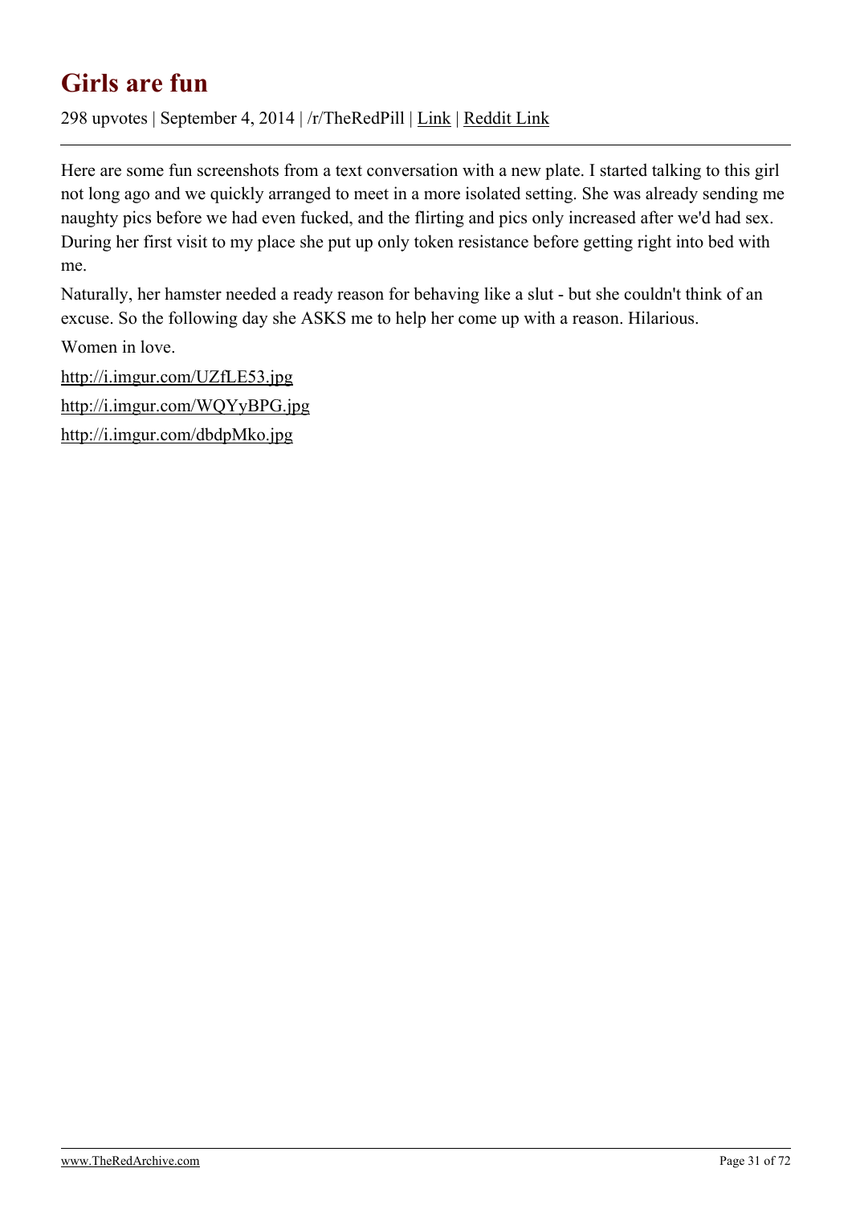# Girls are fun

298 upvotes | September 4, 2014 | /r/TheRedPill | Link | Reddit Link

Here are some fun screenshots from a text conversation with a new plate. I started talking to this girl not long ago and we quickly arranged to meet in a more isolated setting. She was already sending me naughty pics before we had even fucked, and the flirting and pics only increased after we'd had sex. During her first visit to my place she put up only token resistance before getting right into bed with me.

Naturally, her hamster needed a ready reason for behaving like a slut - but she couldn't think of an excuse. So the following day she ASKS me to help her come up with a reason. Hilarious.

Women in love.

http://i.imgur.com/UZfLE53.jpg

http://i.imgur.com/WQYyBPG.jpg

http://i.imgur.com/dbdpMko.jpg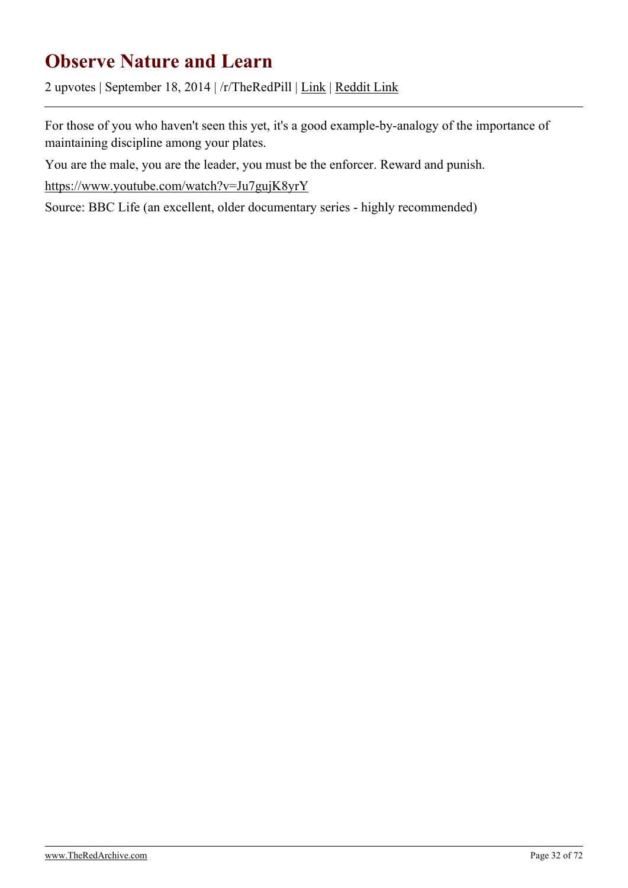# Observe Nature and Learn

2 upvotes | September 18, 2014 | /r/TheRedPill | Link | Reddit Link

For those of you who haven't seen this yet, it's a good example-by-analogy of the importance of maintaining discipline among your plates.

You are the male, you are the leader, you must be the enforcer. Reward and punish.

https://www.youtube.com/watch?v=Ju7gujK8yrY

Source: BBC Life (an excellent, older documentary series - highly recommended)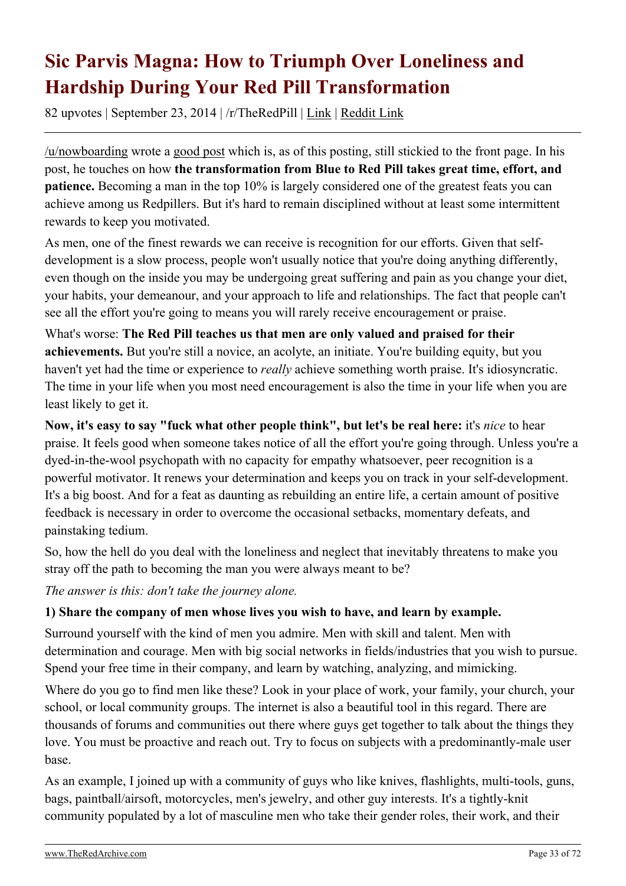# Sic Parvis Magna: How to Triumph Over Loneliness and Hardship During Your Red Pill Transformation

82 upvotes | September 23, 2014 | /r/TheRedPill | Link | Reddit Link

---

/u/nowboarding wrote a good post which is, as of this posting, still stickied to the front page. In his post, he touches on how **the transformation from Blue to Red Pill takes great time, effort, and patience.** Becoming a man in the top 10% is largely considered one of the greatest feats you can achieve among us Redpillers. But it's hard to remain disciplined without at least some intermittent rewards to keep you motivated.

As men, one of the finest rewards we can receive is recognition for our efforts. Given that self-development is a slow process, people won't usually notice that you're doing anything differently, even though on the inside you may be undergoing great suffering and pain as you change your diet, your habits, your demeanour, and your approach to life and relationships. The fact that people can't see all the effort you're going to means you will rarely receive encouragement or praise.

What's worse: **The Red Pill teaches us that men are only valued and praised for their achievements.** But you're still a novice, an acolyte, an initiate. You're building equity, but you haven't yet had the time or experience to *really* achieve something worth praise. It's idiosyncratic. The time in your life when you most need encouragement is also the time in your life when you are least likely to get it.

**Now, it's easy to say "fuck what other people think", but let's be real here:** it's *nice* to hear praise. It feels good when someone takes notice of all the effort you're going through. Unless you're a dyed-in-the-wool psychopath with no capacity for empathy whatsoever, peer recognition is a powerful motivator. It renews your determination and keeps you on track in your self-development. It's a big boost. And for a feat as daunting as rebuilding an entire life, a certain amount of positive feedback is necessary in order to overcome the occasional setbacks, momentary defeats, and painstaking tedium.

So, how the hell do you deal with the loneliness and neglect that inevitably threatens to make you stray off the path to becoming the man you were always meant to be?

*The answer is this: don't take the journey alone.*

**1) Share the company of men whose lives you wish to have, and learn by example.**

Surround yourself with the kind of men you admire. Men with skill and talent. Men with determination and courage. Men with big social networks in fields/industries that you wish to pursue. Spend your free time in their company, and learn by watching, analyzing, and mimicking.

Where do you go to find men like these? Look in your place of work, your family, your church, your school, or local community groups. The internet is also a beautiful tool in this regard. There are thousands of forums and communities out there where guys get together to talk about the things they love. You must be proactive and reach out. Try to focus on subjects with a predominantly-male user base.

As an example, I joined up with a community of guys who like knives, flashlights, multi-tools, guns, bags, paintball/airsoft, motorcycles, men's jewelry, and other guy interests. It's a tightly-knit community populated by a lot of masculine men who take their gender roles, their work, and their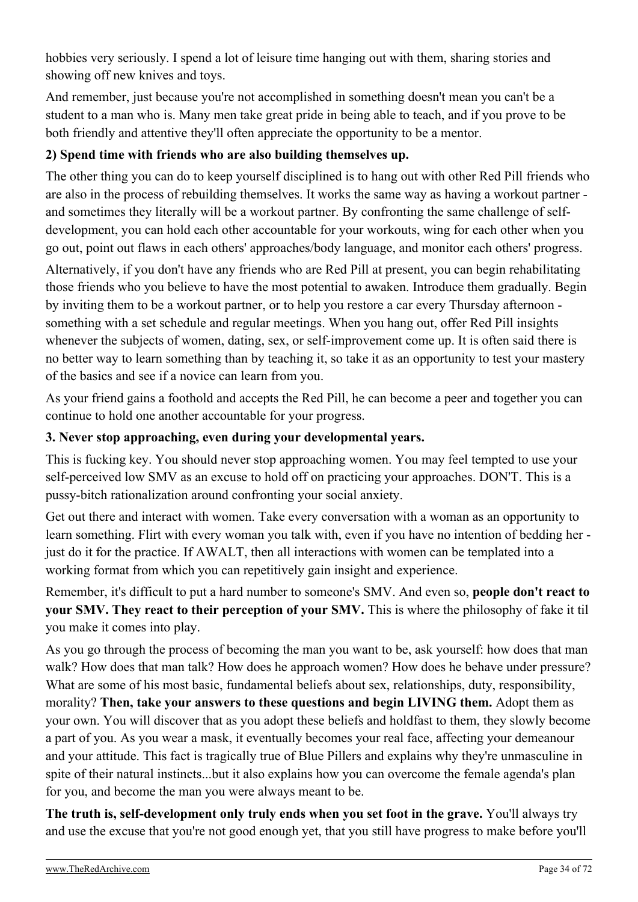hobbies very seriously. I spend a lot of leisure time hanging out with them, sharing stories and showing off new knives and toys.

And remember, just because you're not accomplished in something doesn't mean you can't be a student to a man who is. Many men take great pride in being able to teach, and if you prove to be both friendly and attentive they'll often appreciate the opportunity to be a mentor.

**2) Spend time with friends who are also building themselves up.**

The other thing you can do to keep yourself disciplined is to hang out with other Red Pill friends who are also in the process of rebuilding themselves. It works the same way as having a workout partner - and sometimes they literally will be a workout partner. By confronting the same challenge of self-development, you can hold each other accountable for your workouts, wing for each other when you go out, point out flaws in each others' approaches/body language, and monitor each others' progress.

Alternatively, if you don't have any friends who are Red Pill at present, you can begin rehabilitating those friends who you believe to have the most potential to awaken. Introduce them gradually. Begin by inviting them to be a workout partner, or to help you restore a car every Thursday afternoon - something with a set schedule and regular meetings. When you hang out, offer Red Pill insights whenever the subjects of women, dating, sex, or self-improvement come up. It is often said there is no better way to learn something than by teaching it, so take it as an opportunity to test your mastery of the basics and see if a novice can learn from you.

As your friend gains a foothold and accepts the Red Pill, he can become a peer and together you can continue to hold one another accountable for your progress.

**3. Never stop approaching, even during your developmental years.**

This is fucking key. You should never stop approaching women. You may feel tempted to use your self-perceived low SMV as an excuse to hold off on practicing your approaches. DON'T. This is a pussy-bitch rationalization around confronting your social anxiety.

Get out there and interact with women. Take every conversation with a woman as an opportunity to learn something. Flirt with every woman you talk with, even if you have no intention of bedding her - just do it for the practice. If AWALT, then all interactions with women can be templated into a working format from which you can repetitively gain insight and experience.

Remember, it's difficult to put a hard number to someone's SMV. And even so, **people don't react to your SMV. They react to their perception of your SMV.** This is where the philosophy of fake it til you make it comes into play.

As you go through the process of becoming the man you want to be, ask yourself: how does that man walk? How does that man talk? How does he approach women? How does he behave under pressure? What are some of his most basic, fundamental beliefs about sex, relationships, duty, responsibility, morality? **Then, take your answers to these questions and begin LIVING them.** Adopt them as your own. You will discover that as you adopt these beliefs and holdfast to them, they slowly become a part of you. As you wear a mask, it eventually becomes your real face, affecting your demeanour and your attitude. This fact is tragically true of Blue Pillers and explains why they're unmasculine in spite of their natural instincts...but it also explains how you can overcome the female agenda's plan for you, and become the man you were always meant to be.

**The truth is, self-development only truly ends when you set foot in the grave.** You'll always try and use the excuse that you're not good enough yet, that you still have progress to make before you'll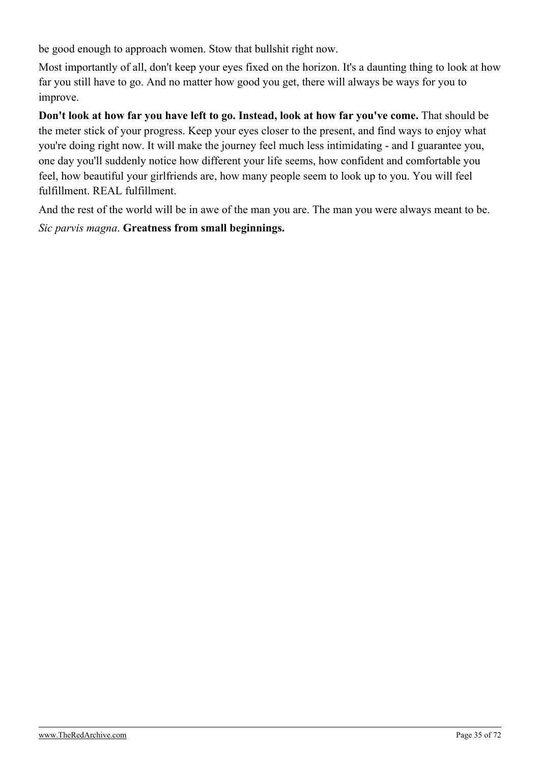be good enough to approach women. Stow that bullshit right now.

Most importantly of all, don't keep your eyes fixed on the horizon. It's a daunting thing to look at how far you still have to go. And no matter how good you get, there will always be ways for you to improve.

**Don't look at how far you have left to go. Instead, look at how far you've come.** That should be the meter stick of your progress. Keep your eyes closer to the present, and find ways to enjoy what you're doing right now. It will make the journey feel much less intimidating - and I guarantee you, one day you'll suddenly notice how different your life seems, how confident and comfortable you feel, how beautiful your girlfriends are, how many people seem to look up to you. You will feel fulfillment. REAL fulfillment.

And the rest of the world will be in awe of the man you are. The man you were always meant to be.

*Sic parvis magna*. **Greatness from small beginnings.**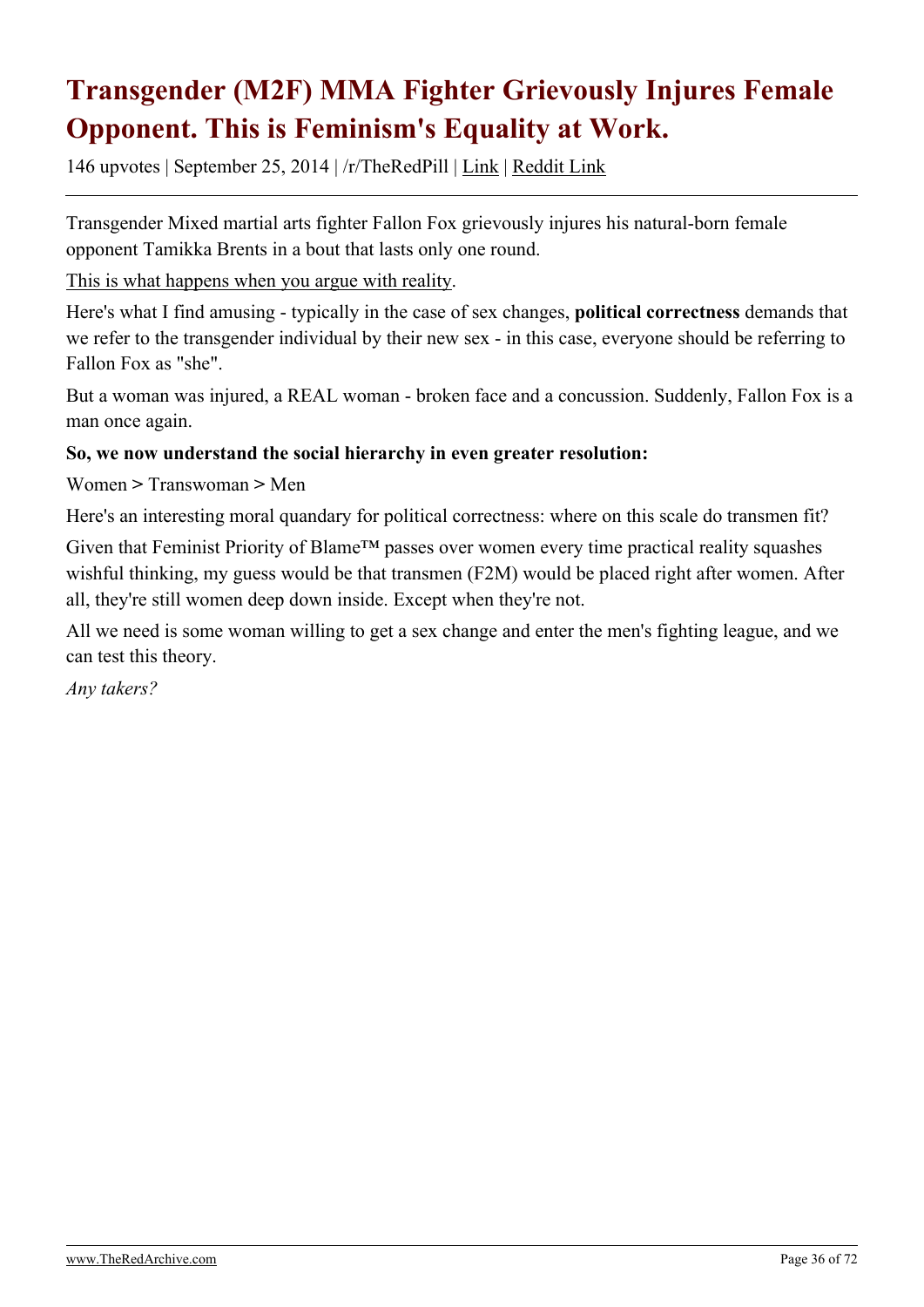# Transgender (M2F) MMA Fighter Grievously Injures Female Opponent. This is Feminism's Equality at Work.

146 upvotes | September 25, 2014 | /r/TheRedPill | Link | Reddit Link

Transgender Mixed martial arts fighter Fallon Fox grievously injures his natural-born female opponent Tamikka Brents in a bout that lasts only one round.

This is what happens when you argue with reality.

Here's what I find amusing - typically in the case of sex changes, **political correctness** demands that we refer to the transgender individual by their new sex - in this case, everyone should be referring to Fallon Fox as "she".

But a woman was injured, a REAL woman - broken face and a concussion. Suddenly, Fallon Fox is a man once again.

**So, we now understand the social hierarchy in even greater resolution:**

Women > Transwoman > Men

Here's an interesting moral quandary for political correctness: where on this scale do transmen fit?

Given that Feminist Priority of Blame™ passes over women every time practical reality squashes wishful thinking, my guess would be that transmen (F2M) would be placed right after women. After all, they're still women deep down inside. Except when they're not.

All we need is some woman willing to get a sex change and enter the men's fighting league, and we can test this theory.

*Any takers?*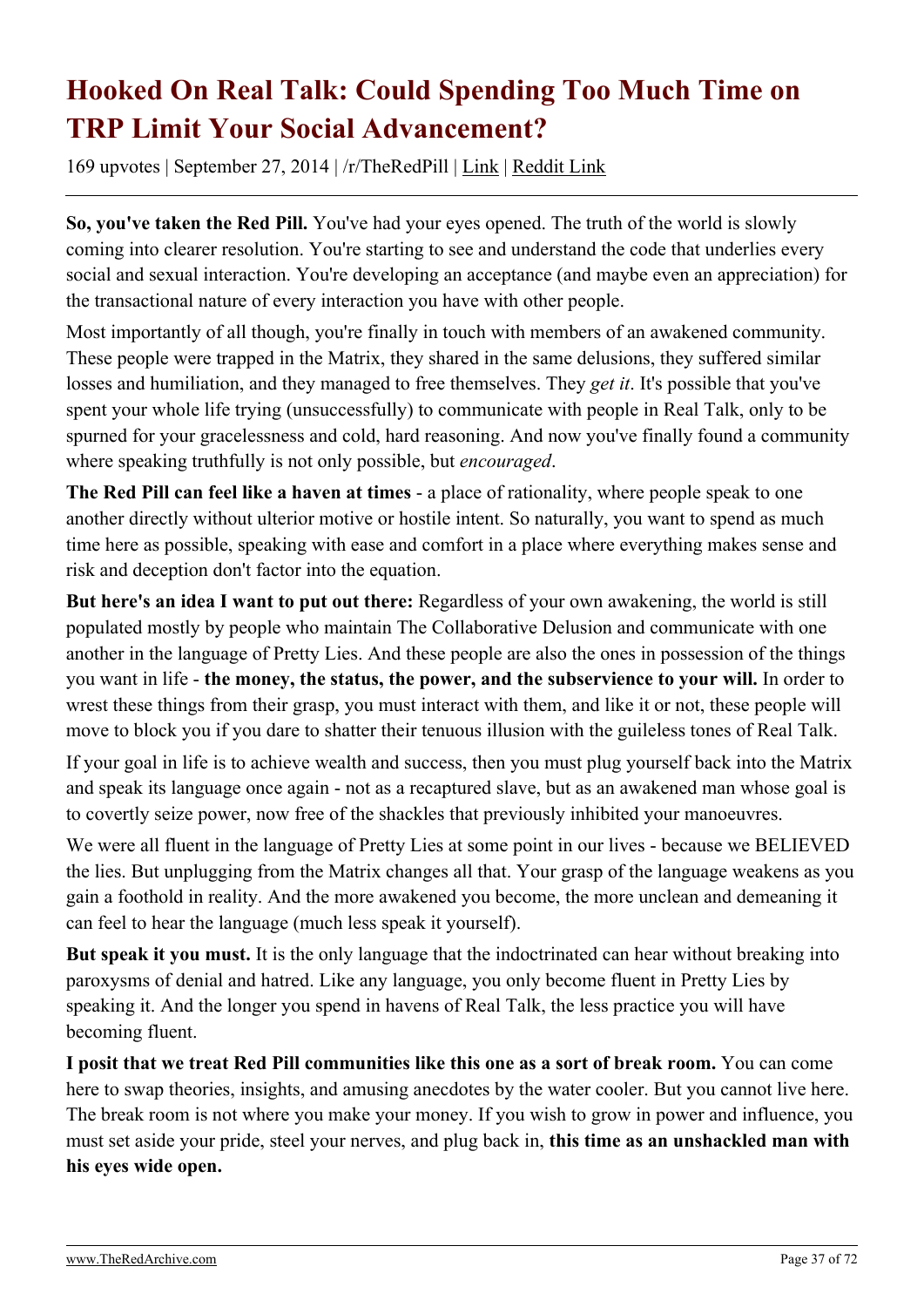# Hooked On Real Talk: Could Spending Too Much Time on TRP Limit Your Social Advancement?

169 upvotes | September 27, 2014 | /r/TheRedPill | Link | Reddit Link

---

**So, you've taken the Red Pill.** You've had your eyes opened. The truth of the world is slowly coming into clearer resolution. You're starting to see and understand the code that underlies every social and sexual interaction. You're developing an acceptance (and maybe even an appreciation) for the transactional nature of every interaction you have with other people.

Most importantly of all though, you're finally in touch with members of an awakened community. These people were trapped in the Matrix, they shared in the same delusions, they suffered similar losses and humiliation, and they managed to free themselves. They *get it*. It's possible that you've spent your whole life trying (unsuccessfully) to communicate with people in Real Talk, only to be spurned for your gracelessness and cold, hard reasoning. And now you've finally found a community where speaking truthfully is not only possible, but *encouraged*.

**The Red Pill can feel like a haven at times** - a place of rationality, where people speak to one another directly without ulterior motive or hostile intent. So naturally, you want to spend as much time here as possible, speaking with ease and comfort in a place where everything makes sense and risk and deception don't factor into the equation.

**But here's an idea I want to put out there:** Regardless of your own awakening, the world is still populated mostly by people who maintain The Collaborative Delusion and communicate with one another in the language of Pretty Lies. And these people are also the ones in possession of the things you want in life - **the money, the status, the power, and the subservience to your will.** In order to wrest these things from their grasp, you must interact with them, and like it or not, these people will move to block you if you dare to shatter their tenuous illusion with the guileless tones of Real Talk.

If your goal in life is to achieve wealth and success, then you must plug yourself back into the Matrix and speak its language once again - not as a recaptured slave, but as an awakened man whose goal is to covertly seize power, now free of the shackles that previously inhibited your manoeuvres.

We were all fluent in the language of Pretty Lies at some point in our lives - because we BELIEVED the lies. But unplugging from the Matrix changes all that. Your grasp of the language weakens as you gain a foothold in reality. And the more awakened you become, the more unclean and demeaning it can feel to hear the language (much less speak it yourself).

**But speak it you must.** It is the only language that the indoctrinated can hear without breaking into paroxysms of denial and hatred. Like any language, you only become fluent in Pretty Lies by speaking it. And the longer you spend in havens of Real Talk, the less practice you will have becoming fluent.

**I posit that we treat Red Pill communities like this one as a sort of break room.** You can come here to swap theories, insights, and amusing anecdotes by the water cooler. But you cannot live here. The break room is not where you make your money. If you wish to grow in power and influence, you must set aside your pride, steel your nerves, and plug back in, **this time as an unshackled man with his eyes wide open.**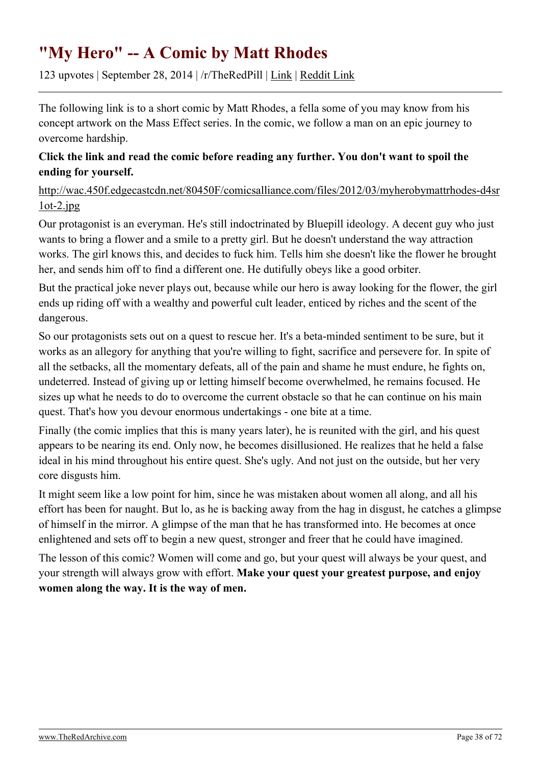# "My Hero" -- A Comic by Matt Rhodes

123 upvotes | September 28, 2014 | /r/TheRedPill | Link | Reddit Link

---

The following link is to a short comic by Matt Rhodes, a fella some of you may know from his concept artwork on the Mass Effect series. In the comic, we follow a man on an epic journey to overcome hardship.

**Click the link and read the comic before reading any further. You don't want to spoil the ending for yourself.**

http://wac.450f.edgecastcdn.net/80450F/comicsalliance.com/files/2012/03/myherobymattrhodes-d4sr1ot-2.jpg

Our protagonist is an everyman. He's still indoctrinated by Bluepill ideology. A decent guy who just wants to bring a flower and a smile to a pretty girl. But he doesn't understand the way attraction works. The girl knows this, and decides to fuck him. Tells him she doesn't like the flower he brought her, and sends him off to find a different one. He dutifully obeys like a good orbiter.

But the practical joke never plays out, because while our hero is away looking for the flower, the girl ends up riding off with a wealthy and powerful cult leader, enticed by riches and the scent of the dangerous.

So our protagonists sets out on a quest to rescue her. It's a beta-minded sentiment to be sure, but it works as an allegory for anything that you're willing to fight, sacrifice and persevere for. In spite of all the setbacks, all the momentary defeats, all of the pain and shame he must endure, he fights on, undeterred. Instead of giving up or letting himself become overwhelmed, he remains focused. He sizes up what he needs to do to overcome the current obstacle so that he can continue on his main quest. That's how you devour enormous undertakings - one bite at a time.

Finally (the comic implies that this is many years later), he is reunited with the girl, and his quest appears to be nearing its end. Only now, he becomes disillusioned. He realizes that he held a false ideal in his mind throughout his entire quest. She's ugly. And not just on the outside, but her very core disgusts him.

It might seem like a low point for him, since he was mistaken about women all along, and all his effort has been for naught. But lo, as he is backing away from the hag in disgust, he catches a glimpse of himself in the mirror. A glimpse of the man that he has transformed into. He becomes at once enlightened and sets off to begin a new quest, stronger and freer that he could have imagined.

The lesson of this comic? Women will come and go, but your quest will always be your quest, and your strength will always grow with effort. **Make your quest your greatest purpose, and enjoy women along the way. It is the way of men.**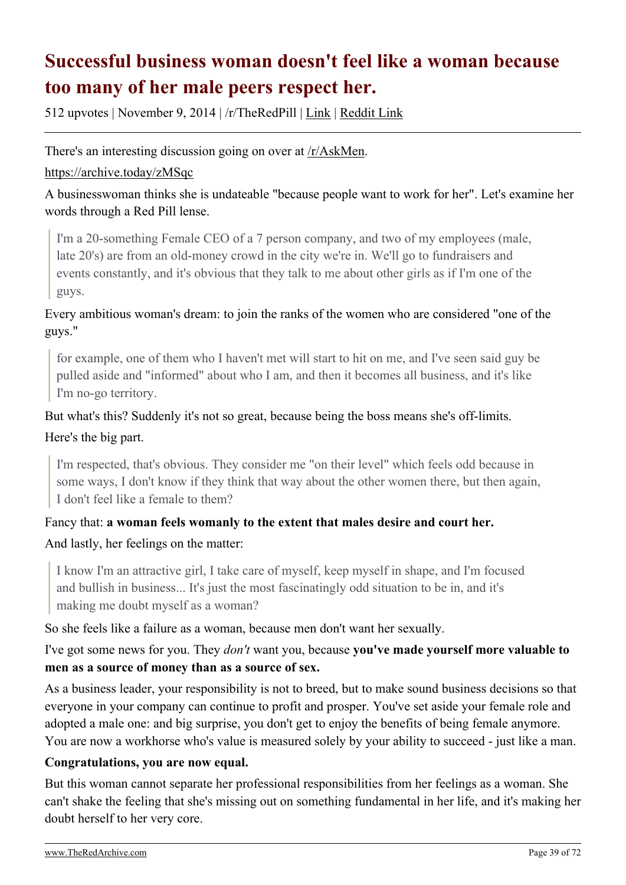# Successful business woman doesn't feel like a woman because too many of her male peers respect her.

512 upvotes | November 9, 2014 | /r/TheRedPill | Link | Reddit Link

---

There's an interesting discussion going on over at /r/AskMen.

https://archive.today/zMSqc

A businesswoman thinks she is undateable "because people want to work for her". Let's examine her words through a Red Pill lense.

> I'm a 20-something Female CEO of a 7 person company, and two of my employees (male, late 20's) are from an old-money crowd in the city we're in. We'll go to fundraisers and events constantly, and it's obvious that they talk to me about other girls as if I'm one of the guys.

Every ambitious woman's dream: to join the ranks of the women who are considered "one of the guys."

> for example, one of them who I haven't met will start to hit on me, and I've seen said guy be pulled aside and "informed" about who I am, and then it becomes all business, and it's like I'm no-go territory.

But what's this? Suddenly it's not so great, because being the boss means she's off-limits.

Here's the big part.

> I'm respected, that's obvious. They consider me "on their level" which feels odd because in some ways, I don't know if they think that way about the other women there, but then again, I don't feel like a female to them?

Fancy that: **a woman feels womanly to the extent that males desire and court her.**

And lastly, her feelings on the matter:

> I know I'm an attractive girl, I take care of myself, keep myself in shape, and I'm focused and bullish in business... It's just the most fascinatingly odd situation to be in, and it's making me doubt myself as a woman?

So she feels like a failure as a woman, because men don't want her sexually.

I've got some news for you. They *don't* want you, because **you've made yourself more valuable to men as a source of money than as a source of sex.**

As a business leader, your responsibility is not to breed, but to make sound business decisions so that everyone in your company can continue to profit and prosper. You've set aside your female role and adopted a male one: and big surprise, you don't get to enjoy the benefits of being female anymore. You are now a workhorse who's value is measured solely by your ability to succeed - just like a man.

**Congratulations, you are now equal.**

But this woman cannot separate her professional responsibilities from her feelings as a woman. She can't shake the feeling that she's missing out on something fundamental in her life, and it's making her doubt herself to her very core.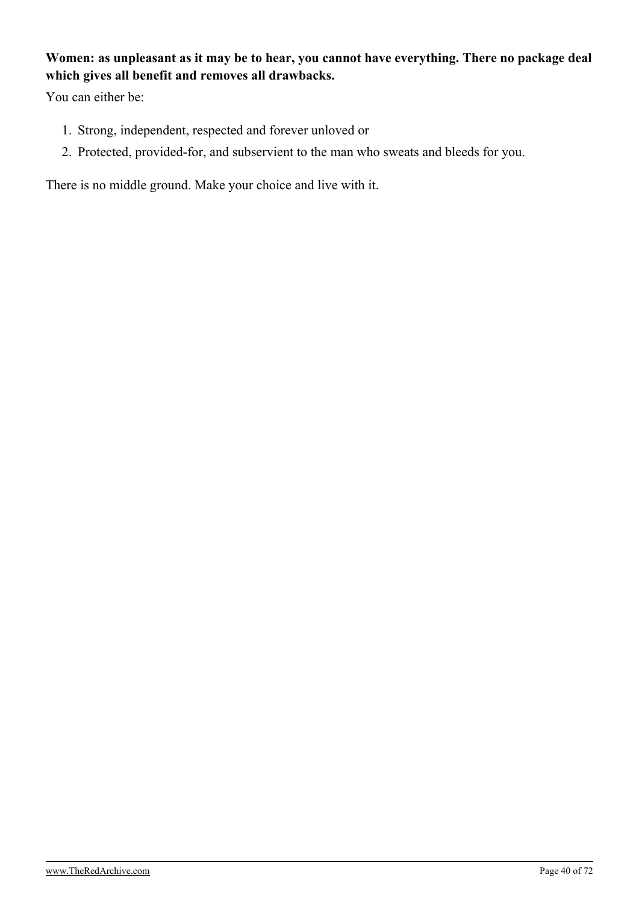**Women: as unpleasant as it may be to hear, you cannot have everything. There no package deal which gives all benefit and removes all drawbacks.**

You can either be:

1. Strong, independent, respected and forever unloved or
2. Protected, provided-for, and subservient to the man who sweats and bleeds for you.

There is no middle ground. Make your choice and live with it.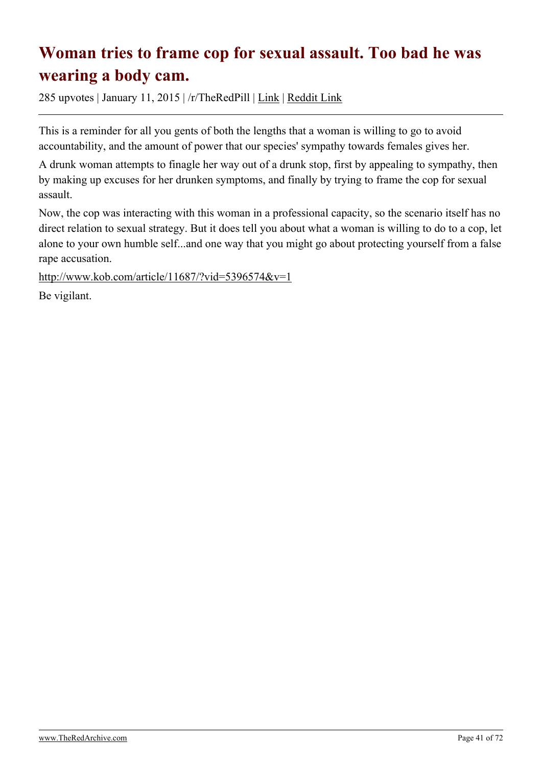# Woman tries to frame cop for sexual assault. Too bad he was wearing a body cam.

285 upvotes | January 11, 2015 | /r/TheRedPill | Link | Reddit Link

This is a reminder for all you gents of both the lengths that a woman is willing to go to avoid accountability, and the amount of power that our species' sympathy towards females gives her.

A drunk woman attempts to finagle her way out of a drunk stop, first by appealing to sympathy, then by making up excuses for her drunken symptoms, and finally by trying to frame the cop for sexual assault.

Now, the cop was interacting with this woman in a professional capacity, so the scenario itself has no direct relation to sexual strategy. But it does tell you about what a woman is willing to do to a cop, let alone to your own humble self...and one way that you might go about protecting yourself from a false rape accusation.

http://www.kob.com/article/11687/?vid=5396574&v=1

Be vigilant.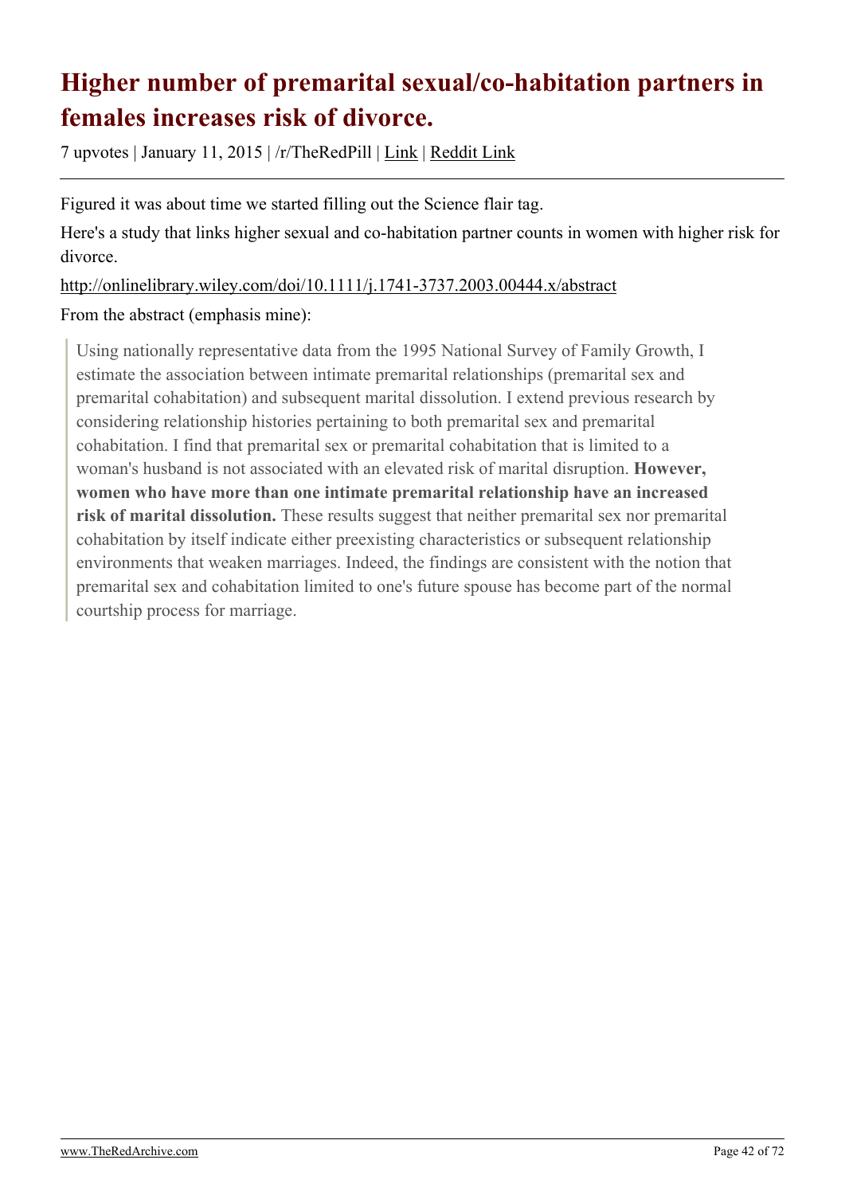# Higher number of premarital sexual/co-habitation partners in females increases risk of divorce.

7 upvotes | January 11, 2015 | /r/TheRedPill | Link | Reddit Link

Figured it was about time we started filling out the Science flair tag.

Here's a study that links higher sexual and co-habitation partner counts in women with higher risk for divorce.

http://onlinelibrary.wiley.com/doi/10.1111/j.1741-3737.2003.00444.x/abstract

From the abstract (emphasis mine):

> Using nationally representative data from the 1995 National Survey of Family Growth, I estimate the association between intimate premarital relationships (premarital sex and premarital cohabitation) and subsequent marital dissolution. I extend previous research by considering relationship histories pertaining to both premarital sex and premarital cohabitation. I find that premarital sex or premarital cohabitation that is limited to a woman's husband is not associated with an elevated risk of marital disruption. **However, women who have more than one intimate premarital relationship have an increased risk of marital dissolution.** These results suggest that neither premarital sex nor premarital cohabitation by itself indicate either preexisting characteristics or subsequent relationship environments that weaken marriages. Indeed, the findings are consistent with the notion that premarital sex and cohabitation limited to one's future spouse has become part of the normal courtship process for marriage.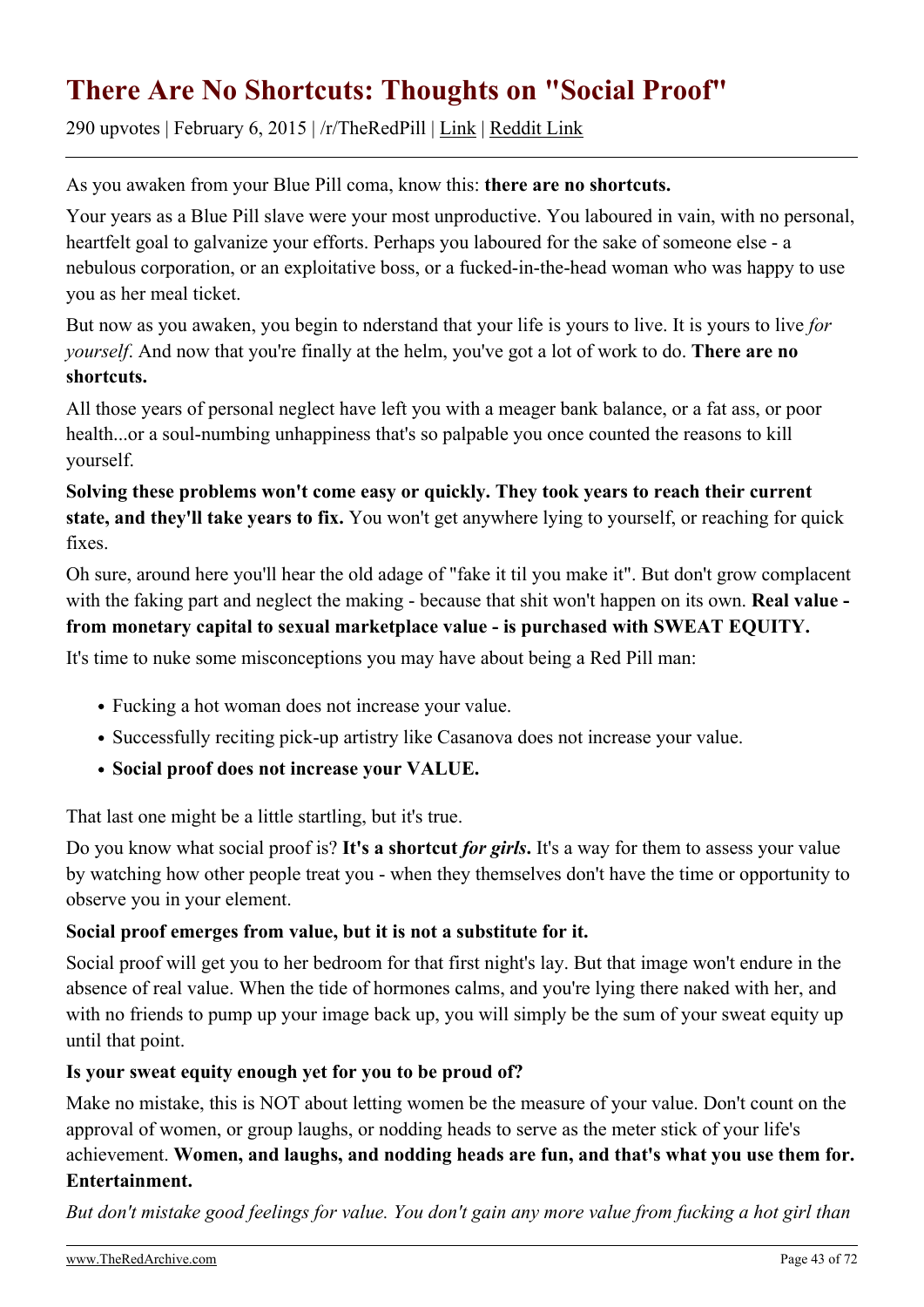# There Are No Shortcuts: Thoughts on "Social Proof"

290 upvotes | February 6, 2015 | /r/TheRedPill | Link | Reddit Link

---

As you awaken from your Blue Pill coma, know this: **there are no shortcuts.**

Your years as a Blue Pill slave were your most unproductive. You laboured in vain, with no personal, heartfelt goal to galvanize your efforts. Perhaps you laboured for the sake of someone else - a nebulous corporation, or an exploitative boss, or a fucked-in-the-head woman who was happy to use you as her meal ticket.

But now as you awaken, you begin to nderstand that your life is yours to live. It is yours to live *for yourself*. And now that you're finally at the helm, you've got a lot of work to do. **There are no shortcuts.**

All those years of personal neglect have left you with a meager bank balance, or a fat ass, or poor health...or a soul-numbing unhappiness that's so palpable you once counted the reasons to kill yourself.

**Solving these problems won't come easy or quickly. They took years to reach their current state, and they'll take years to fix.** You won't get anywhere lying to yourself, or reaching for quick fixes.

Oh sure, around here you'll hear the old adage of "fake it til you make it". But don't grow complacent with the faking part and neglect the making - because that shit won't happen on its own. **Real value - from monetary capital to sexual marketplace value - is purchased with SWEAT EQUITY.**

It's time to nuke some misconceptions you may have about being a Red Pill man:

- Fucking a hot woman does not increase your value.
- Successfully reciting pick-up artistry like Casanova does not increase your value.
- **Social proof does not increase your VALUE.**

That last one might be a little startling, but it's true.

Do you know what social proof is? **It's a shortcut *for girls*.** It's a way for them to assess your value by watching how other people treat you - when they themselves don't have the time or opportunity to observe you in your element.

**Social proof emerges from value, but it is not a substitute for it.**

Social proof will get you to her bedroom for that first night's lay. But that image won't endure in the absence of real value. When the tide of hormones calms, and you're lying there naked with her, and with no friends to pump up your image back up, you will simply be the sum of your sweat equity up until that point.

**Is your sweat equity enough yet for you to be proud of?**

Make no mistake, this is NOT about letting women be the measure of your value. Don't count on the approval of women, or group laughs, or nodding heads to serve as the meter stick of your life's achievement. **Women, and laughs, and nodding heads are fun, and that's what you use them for. Entertainment.**

*But don't mistake good feelings for value. You don't gain any more value from fucking a hot girl than*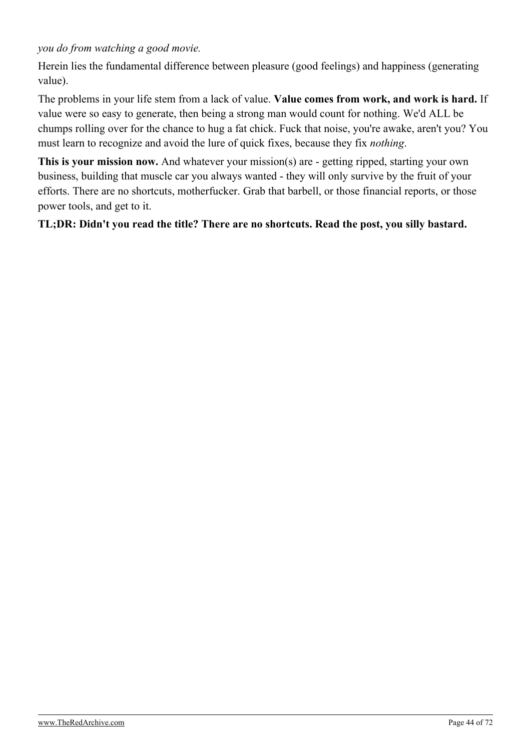*you do from watching a good movie.*

Herein lies the fundamental difference between pleasure (good feelings) and happiness (generating value).

The problems in your life stem from a lack of value. **Value comes from work, and work is hard.** If value were so easy to generate, then being a strong man would count for nothing. We'd ALL be chumps rolling over for the chance to hug a fat chick. Fuck that noise, you're awake, aren't you? You must learn to recognize and avoid the lure of quick fixes, because they fix *nothing*.

**This is your mission now.** And whatever your mission(s) are - getting ripped, starting your own business, building that muscle car you always wanted - they will only survive by the fruit of your efforts. There are no shortcuts, motherfucker. Grab that barbell, or those financial reports, or those power tools, and get to it.

**TL;DR: Didn't you read the title? There are no shortcuts. Read the post, you silly bastard.**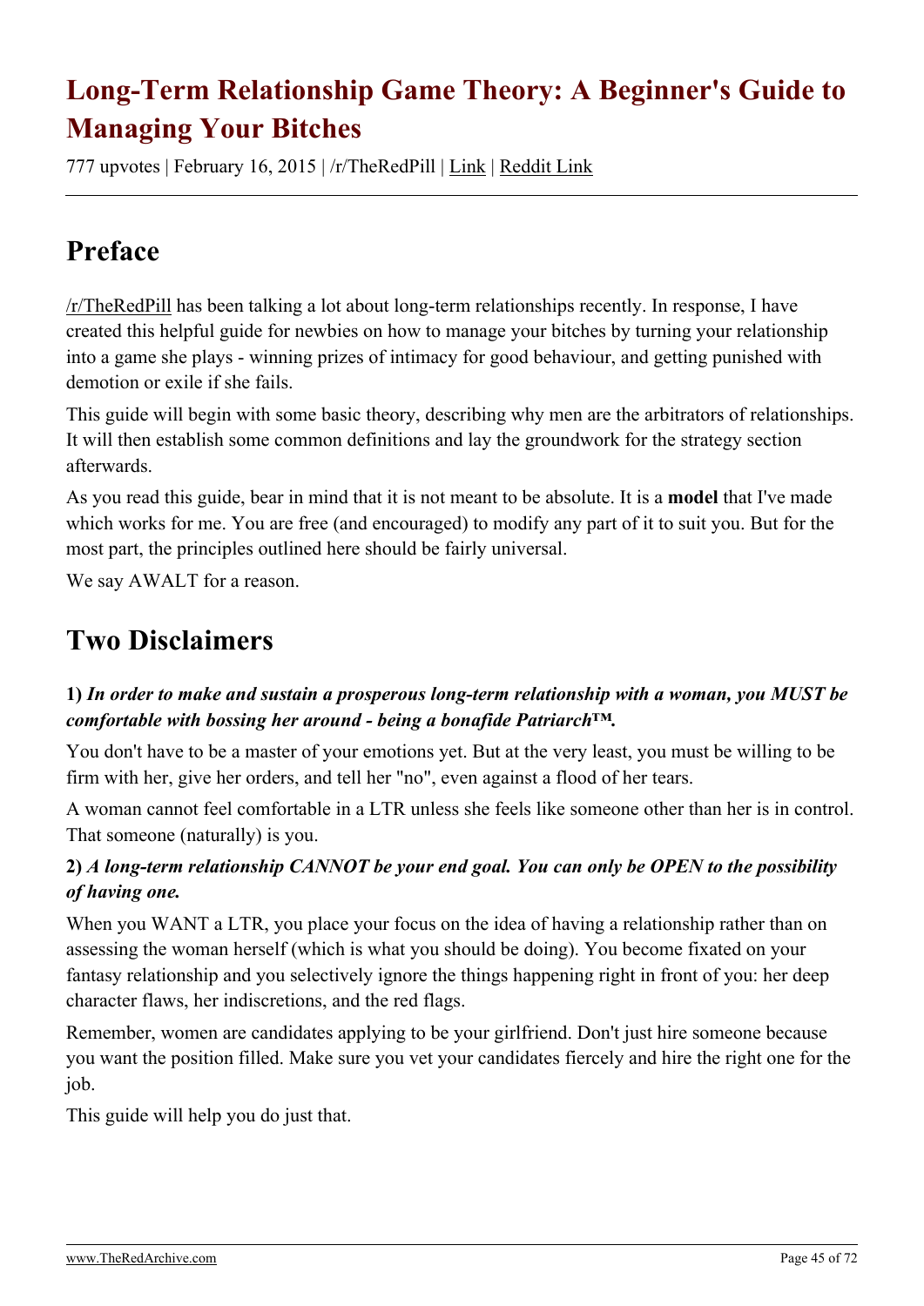# Long-Term Relationship Game Theory: A Beginner's Guide to Managing Your Bitches

777 upvotes | February 16, 2015 | /r/TheRedPill | Link | Reddit Link

## Preface

/r/TheRedPill has been talking a lot about long-term relationships recently. In response, I have created this helpful guide for newbies on how to manage your bitches by turning your relationship into a game she plays - winning prizes of intimacy for good behaviour, and getting punished with demotion or exile if she fails.

This guide will begin with some basic theory, describing why men are the arbitrators of relationships. It will then establish some common definitions and lay the groundwork for the strategy section afterwards.

As you read this guide, bear in mind that it is not meant to be absolute. It is a **model** that I've made which works for me. You are free (and encouraged) to modify any part of it to suit you. But for the most part, the principles outlined here should be fairly universal.

We say AWALT for a reason.

## Two Disclaimers

**1)** ***In order to make and sustain a prosperous long-term relationship with a woman, you MUST be comfortable with bossing her around - being a bonafide Patriarch™.***

You don't have to be a master of your emotions yet. But at the very least, you must be willing to be firm with her, give her orders, and tell her "no", even against a flood of her tears.

A woman cannot feel comfortable in a LTR unless she feels like someone other than her is in control. That someone (naturally) is you.

**2)** ***A long-term relationship CANNOT be your end goal. You can only be OPEN to the possibility of having one.***

When you WANT a LTR, you place your focus on the idea of having a relationship rather than on assessing the woman herself (which is what you should be doing). You become fixated on your fantasy relationship and you selectively ignore the things happening right in front of you: her deep character flaws, her indiscretions, and the red flags.

Remember, women are candidates applying to be your girlfriend. Don't just hire someone because you want the position filled. Make sure you vet your candidates fiercely and hire the right one for the job.

This guide will help you do just that.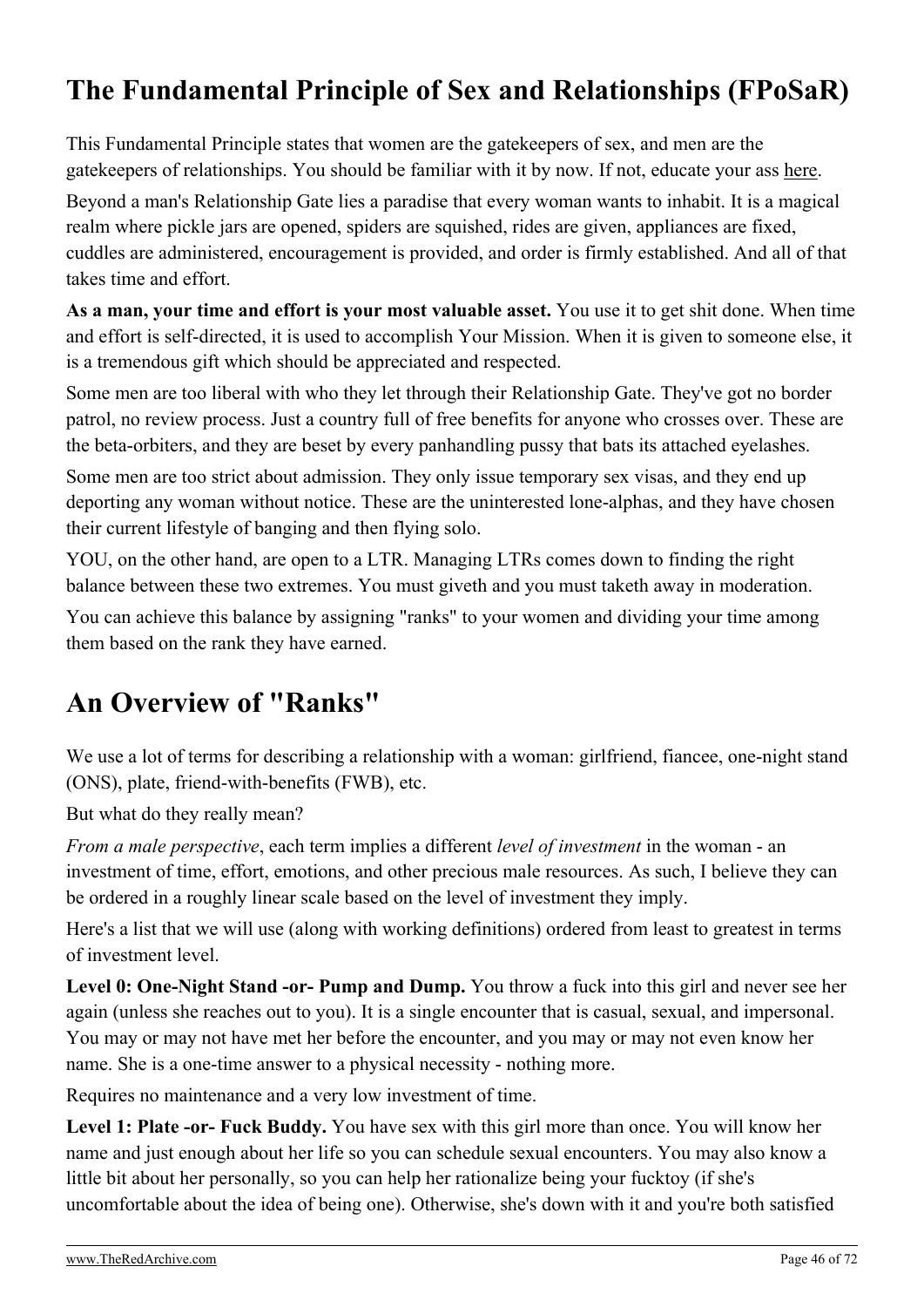## The Fundamental Principle of Sex and Relationships (FPoSaR)

This Fundamental Principle states that women are the gatekeepers of sex, and men are the gatekeepers of relationships. You should be familiar with it by now. If not, educate your ass here.

Beyond a man's Relationship Gate lies a paradise that every woman wants to inhabit. It is a magical realm where pickle jars are opened, spiders are squished, rides are given, appliances are fixed, cuddles are administered, encouragement is provided, and order is firmly established. And all of that takes time and effort.

**As a man, your time and effort is your most valuable asset.** You use it to get shit done. When time and effort is self-directed, it is used to accomplish Your Mission. When it is given to someone else, it is a tremendous gift which should be appreciated and respected.

Some men are too liberal with who they let through their Relationship Gate. They've got no border patrol, no review process. Just a country full of free benefits for anyone who crosses over. These are the beta-orbiters, and they are beset by every panhandling pussy that bats its attached eyelashes.

Some men are too strict about admission. They only issue temporary sex visas, and they end up deporting any woman without notice. These are the uninterested lone-alphas, and they have chosen their current lifestyle of banging and then flying solo.

YOU, on the other hand, are open to a LTR. Managing LTRs comes down to finding the right balance between these two extremes. You must giveth and you must taketh away in moderation.

You can achieve this balance by assigning "ranks" to your women and dividing your time among them based on the rank they have earned.

## An Overview of "Ranks"

We use a lot of terms for describing a relationship with a woman: girlfriend, fiancee, one-night stand (ONS), plate, friend-with-benefits (FWB), etc.

But what do they really mean?

*From a male perspective*, each term implies a different *level of investment* in the woman - an investment of time, effort, emotions, and other precious male resources. As such, I believe they can be ordered in a roughly linear scale based on the level of investment they imply.

Here's a list that we will use (along with working definitions) ordered from least to greatest in terms of investment level.

**Level 0: One-Night Stand -or- Pump and Dump.** You throw a fuck into this girl and never see her again (unless she reaches out to you). It is a single encounter that is casual, sexual, and impersonal. You may or may not have met her before the encounter, and you may or may not even know her name. She is a one-time answer to a physical necessity - nothing more.

Requires no maintenance and a very low investment of time.

**Level 1: Plate -or- Fuck Buddy.** You have sex with this girl more than once. You will know her name and just enough about her life so you can schedule sexual encounters. You may also know a little bit about her personally, so you can help her rationalize being your fucktoy (if she's uncomfortable about the idea of being one). Otherwise, she's down with it and you're both satisfied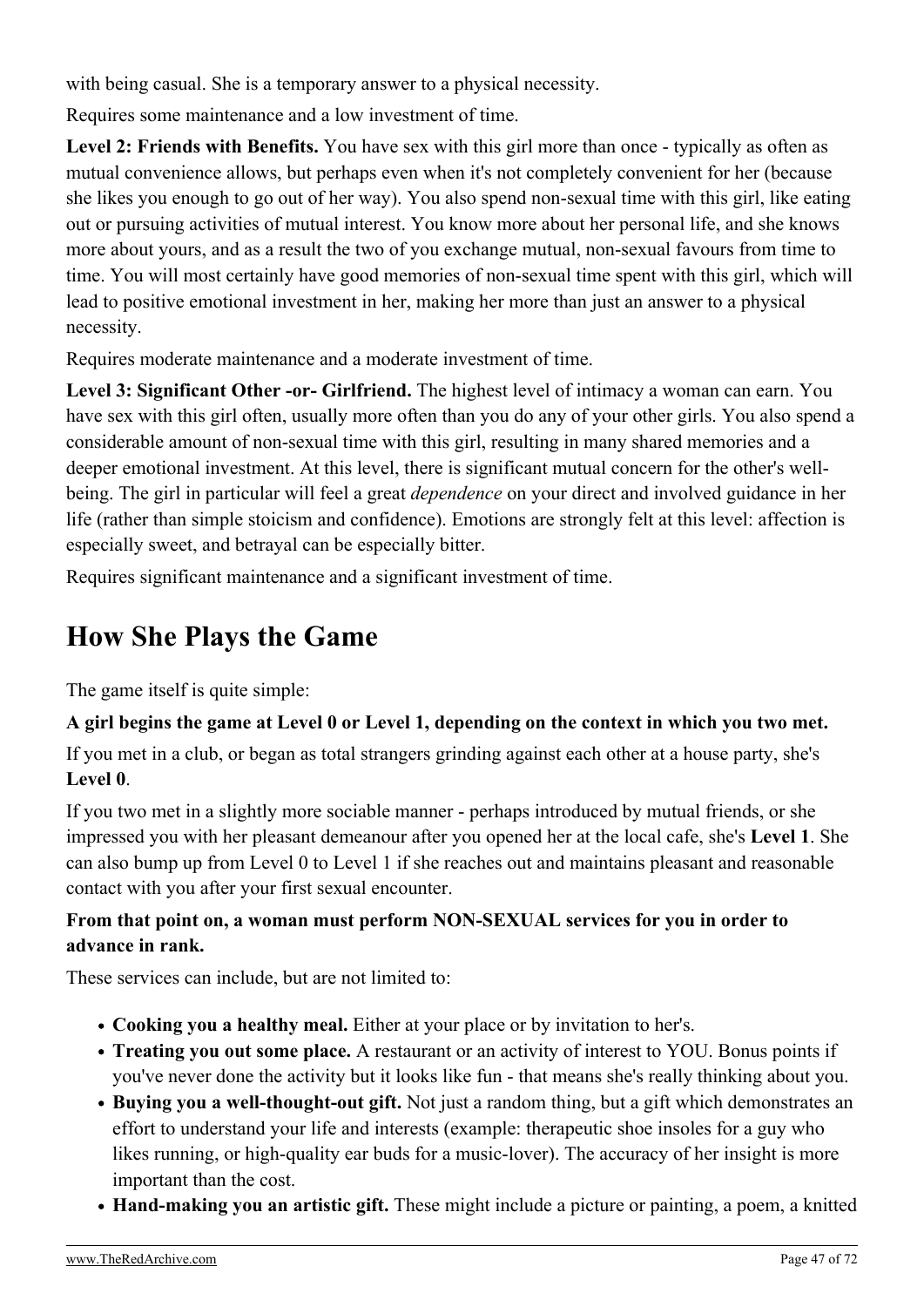with being casual. She is a temporary answer to a physical necessity.

Requires some maintenance and a low investment of time.

**Level 2: Friends with Benefits.** You have sex with this girl more than once - typically as often as mutual convenience allows, but perhaps even when it's not completely convenient for her (because she likes you enough to go out of her way). You also spend non-sexual time with this girl, like eating out or pursuing activities of mutual interest. You know more about her personal life, and she knows more about yours, and as a result the two of you exchange mutual, non-sexual favours from time to time. You will most certainly have good memories of non-sexual time spent with this girl, which will lead to positive emotional investment in her, making her more than just an answer to a physical necessity.

Requires moderate maintenance and a moderate investment of time.

**Level 3: Significant Other -or- Girlfriend.** The highest level of intimacy a woman can earn. You have sex with this girl often, usually more often than you do any of your other girls. You also spend a considerable amount of non-sexual time with this girl, resulting in many shared memories and a deeper emotional investment. At this level, there is significant mutual concern for the other's well-being. The girl in particular will feel a great *dependence* on your direct and involved guidance in her life (rather than simple stoicism and confidence). Emotions are strongly felt at this level: affection is especially sweet, and betrayal can be especially bitter.

Requires significant maintenance and a significant investment of time.

## How She Plays the Game

The game itself is quite simple:

**A girl begins the game at Level 0 or Level 1, depending on the context in which you two met.**

If you met in a club, or began as total strangers grinding against each other at a house party, she's **Level 0**.

If you two met in a slightly more sociable manner - perhaps introduced by mutual friends, or she impressed you with her pleasant demeanour after you opened her at the local cafe, she's **Level 1**. She can also bump up from Level 0 to Level 1 if she reaches out and maintains pleasant and reasonable contact with you after your first sexual encounter.

**From that point on, a woman must perform NON-SEXUAL services for you in order to advance in rank.**

These services can include, but are not limited to:

- **Cooking you a healthy meal.** Either at your place or by invitation to her's.
- **Treating you out some place.** A restaurant or an activity of interest to YOU. Bonus points if you've never done the activity but it looks like fun - that means she's really thinking about you.
- **Buying you a well-thought-out gift.** Not just a random thing, but a gift which demonstrates an effort to understand your life and interests (example: therapeutic shoe insoles for a guy who likes running, or high-quality ear buds for a music-lover). The accuracy of her insight is more important than the cost.
- **Hand-making you an artistic gift.** These might include a picture or painting, a poem, a knitted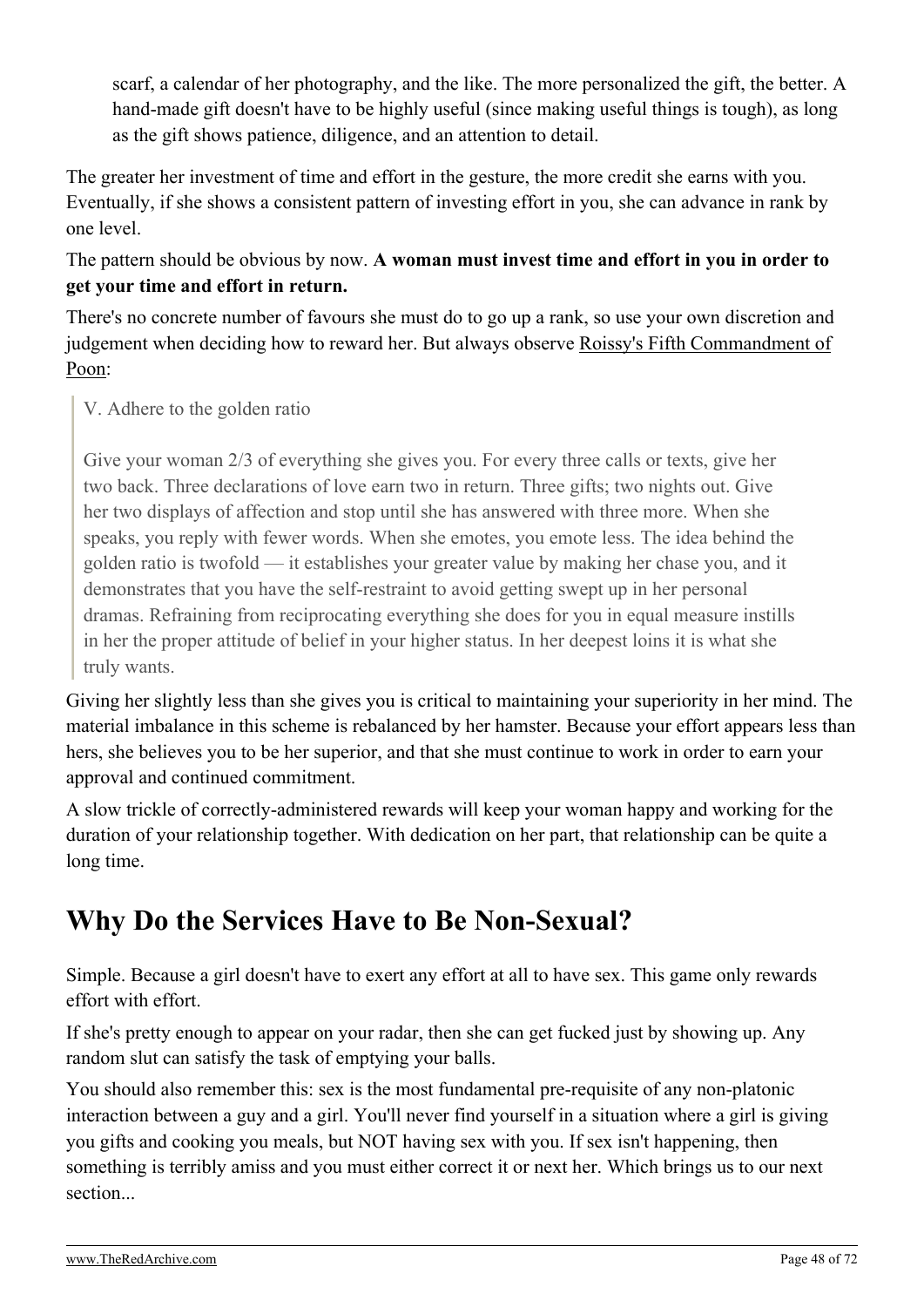scarf, a calendar of her photography, and the like. The more personalized the gift, the better. A hand-made gift doesn't have to be highly useful (since making useful things is tough), as long as the gift shows patience, diligence, and an attention to detail.

The greater her investment of time and effort in the gesture, the more credit she earns with you. Eventually, if she shows a consistent pattern of investing effort in you, she can advance in rank by one level.

The pattern should be obvious by now. **A woman must invest time and effort in you in order to get your time and effort in return.**

There's no concrete number of favours she must do to go up a rank, so use your own discretion and judgement when deciding how to reward her. But always observe Roissy's Fifth Commandment of Poon:

> V. Adhere to the golden ratio
>
> Give your woman 2/3 of everything she gives you. For every three calls or texts, give her two back. Three declarations of love earn two in return. Three gifts; two nights out. Give her two displays of affection and stop until she has answered with three more. When she speaks, you reply with fewer words. When she emotes, you emote less. The idea behind the golden ratio is twofold — it establishes your greater value by making her chase you, and it demonstrates that you have the self-restraint to avoid getting swept up in her personal dramas. Refraining from reciprocating everything she does for you in equal measure instills in her the proper attitude of belief in your higher status. In her deepest loins it is what she truly wants.

Giving her slightly less than she gives you is critical to maintaining your superiority in her mind. The material imbalance in this scheme is rebalanced by her hamster. Because your effort appears less than hers, she believes you to be her superior, and that she must continue to work in order to earn your approval and continued commitment.

A slow trickle of correctly-administered rewards will keep your woman happy and working for the duration of your relationship together. With dedication on her part, that relationship can be quite a long time.

## Why Do the Services Have to Be Non-Sexual?

Simple. Because a girl doesn't have to exert any effort at all to have sex. This game only rewards effort with effort.

If she's pretty enough to appear on your radar, then she can get fucked just by showing up. Any random slut can satisfy the task of emptying your balls.

You should also remember this: sex is the most fundamental pre-requisite of any non-platonic interaction between a guy and a girl. You'll never find yourself in a situation where a girl is giving you gifts and cooking you meals, but NOT having sex with you. If sex isn't happening, then something is terribly amiss and you must either correct it or next her. Which brings us to our next section...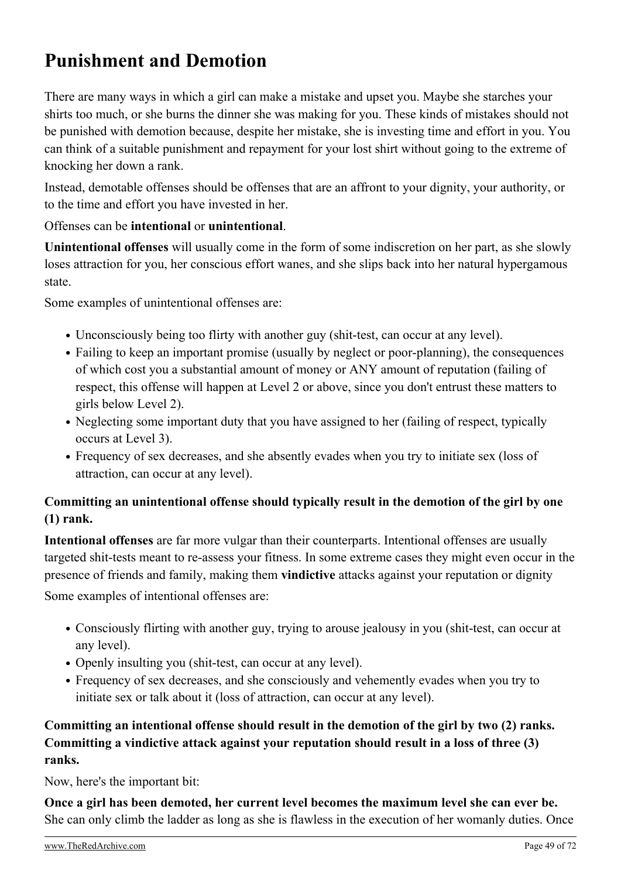# Punishment and Demotion

There are many ways in which a girl can make a mistake and upset you. Maybe she starches your shirts too much, or she burns the dinner she was making for you. These kinds of mistakes should not be punished with demotion because, despite her mistake, she is investing time and effort in you. You can think of a suitable punishment and repayment for your lost shirt without going to the extreme of knocking her down a rank.

Instead, demotable offenses should be offenses that are an affront to your dignity, your authority, or to the time and effort you have invested in her.

Offenses can be **intentional** or **unintentional**.

**Unintentional offenses** will usually come in the form of some indiscretion on her part, as she slowly loses attraction for you, her conscious effort wanes, and she slips back into her natural hypergamous state.

Some examples of unintentional offenses are:

- Unconsciously being too flirty with another guy (shit-test, can occur at any level).
- Failing to keep an important promise (usually by neglect or poor-planning), the consequences of which cost you a substantial amount of money or ANY amount of reputation (failing of respect, this offense will happen at Level 2 or above, since you don't entrust these matters to girls below Level 2).
- Neglecting some important duty that you have assigned to her (failing of respect, typically occurs at Level 3).
- Frequency of sex decreases, and she absently evades when you try to initiate sex (loss of attraction, can occur at any level).

**Committing an unintentional offense should typically result in the demotion of the girl by one (1) rank.**

**Intentional offenses** are far more vulgar than their counterparts. Intentional offenses are usually targeted shit-tests meant to re-assess your fitness. In some extreme cases they might even occur in the presence of friends and family, making them **vindictive** attacks against your reputation or dignity

Some examples of intentional offenses are:

- Consciously flirting with another guy, trying to arouse jealousy in you (shit-test, can occur at any level).
- Openly insulting you (shit-test, can occur at any level).
- Frequency of sex decreases, and she consciously and vehemently evades when you try to initiate sex or talk about it (loss of attraction, can occur at any level).

**Committing an intentional offense should result in the demotion of the girl by two (2) ranks. Committing a vindictive attack against your reputation should result in a loss of three (3) ranks.**

Now, here's the important bit:

**Once a girl has been demoted, her current level becomes the maximum level she can ever be.** She can only climb the ladder as long as she is flawless in the execution of her womanly duties. Once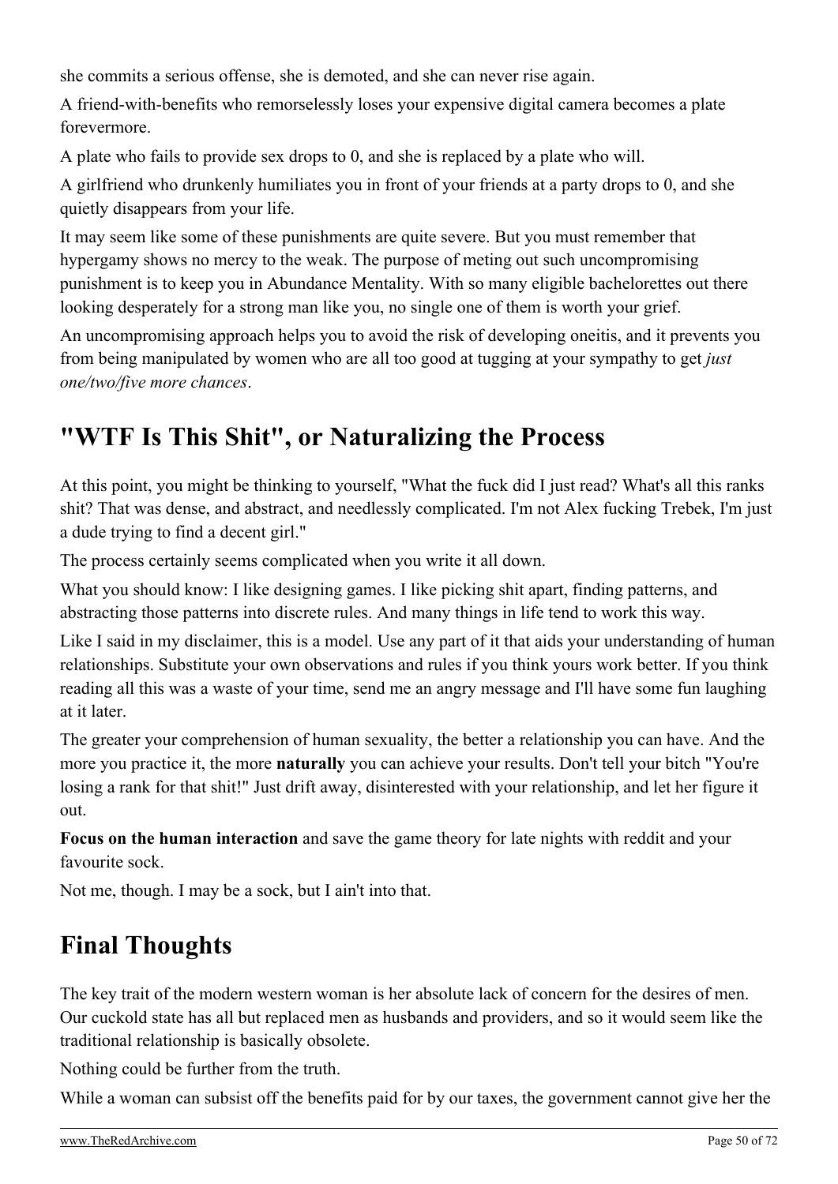she commits a serious offense, she is demoted, and she can never rise again.

A friend-with-benefits who remorselessly loses your expensive digital camera becomes a plate forevermore.

A plate who fails to provide sex drops to 0, and she is replaced by a plate who will.

A girlfriend who drunkenly humiliates you in front of your friends at a party drops to 0, and she quietly disappears from your life.

It may seem like some of these punishments are quite severe. But you must remember that hypergamy shows no mercy to the weak. The purpose of meting out such uncompromising punishment is to keep you in Abundance Mentality. With so many eligible bachelorettes out there looking desperately for a strong man like you, no single one of them is worth your grief.

An uncompromising approach helps you to avoid the risk of developing oneitis, and it prevents you from being manipulated by women who are all too good at tugging at your sympathy to get *just one/two/five more chances*.

## "WTF Is This Shit", or Naturalizing the Process

At this point, you might be thinking to yourself, "What the fuck did I just read? What's all this ranks shit? That was dense, and abstract, and needlessly complicated. I'm not Alex fucking Trebek, I'm just a dude trying to find a decent girl."

The process certainly seems complicated when you write it all down.

What you should know: I like designing games. I like picking shit apart, finding patterns, and abstracting those patterns into discrete rules. And many things in life tend to work this way.

Like I said in my disclaimer, this is a model. Use any part of it that aids your understanding of human relationships. Substitute your own observations and rules if you think yours work better. If you think reading all this was a waste of your time, send me an angry message and I'll have some fun laughing at it later.

The greater your comprehension of human sexuality, the better a relationship you can have. And the more you practice it, the more **naturally** you can achieve your results. Don't tell your bitch "You're losing a rank for that shit!" Just drift away, disinterested with your relationship, and let her figure it out.

**Focus on the human interaction** and save the game theory for late nights with reddit and your favourite sock.

Not me, though. I may be a sock, but I ain't into that.

## Final Thoughts

The key trait of the modern western woman is her absolute lack of concern for the desires of men. Our cuckold state has all but replaced men as husbands and providers, and so it would seem like the traditional relationship is basically obsolete.

Nothing could be further from the truth.

While a woman can subsist off the benefits paid for by our taxes, the government cannot give her the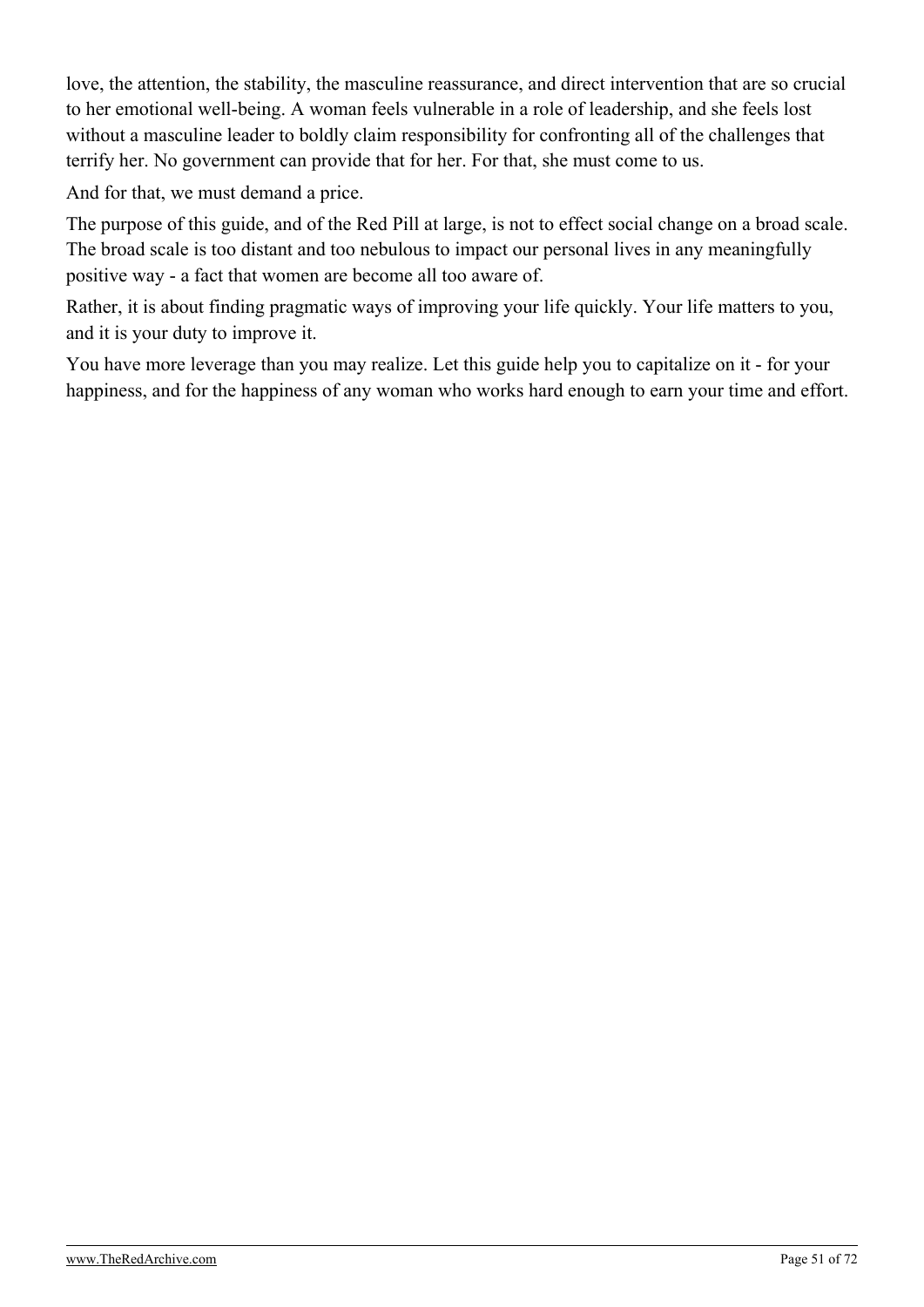love, the attention, the stability, the masculine reassurance, and direct intervention that are so crucial to her emotional well-being. A woman feels vulnerable in a role of leadership, and she feels lost without a masculine leader to boldly claim responsibility for confronting all of the challenges that terrify her. No government can provide that for her. For that, she must come to us.

And for that, we must demand a price.

The purpose of this guide, and of the Red Pill at large, is not to effect social change on a broad scale. The broad scale is too distant and too nebulous to impact our personal lives in any meaningfully positive way - a fact that women are become all too aware of.

Rather, it is about finding pragmatic ways of improving your life quickly. Your life matters to you, and it is your duty to improve it.

You have more leverage than you may realize. Let this guide help you to capitalize on it - for your happiness, and for the happiness of any woman who works hard enough to earn your time and effort.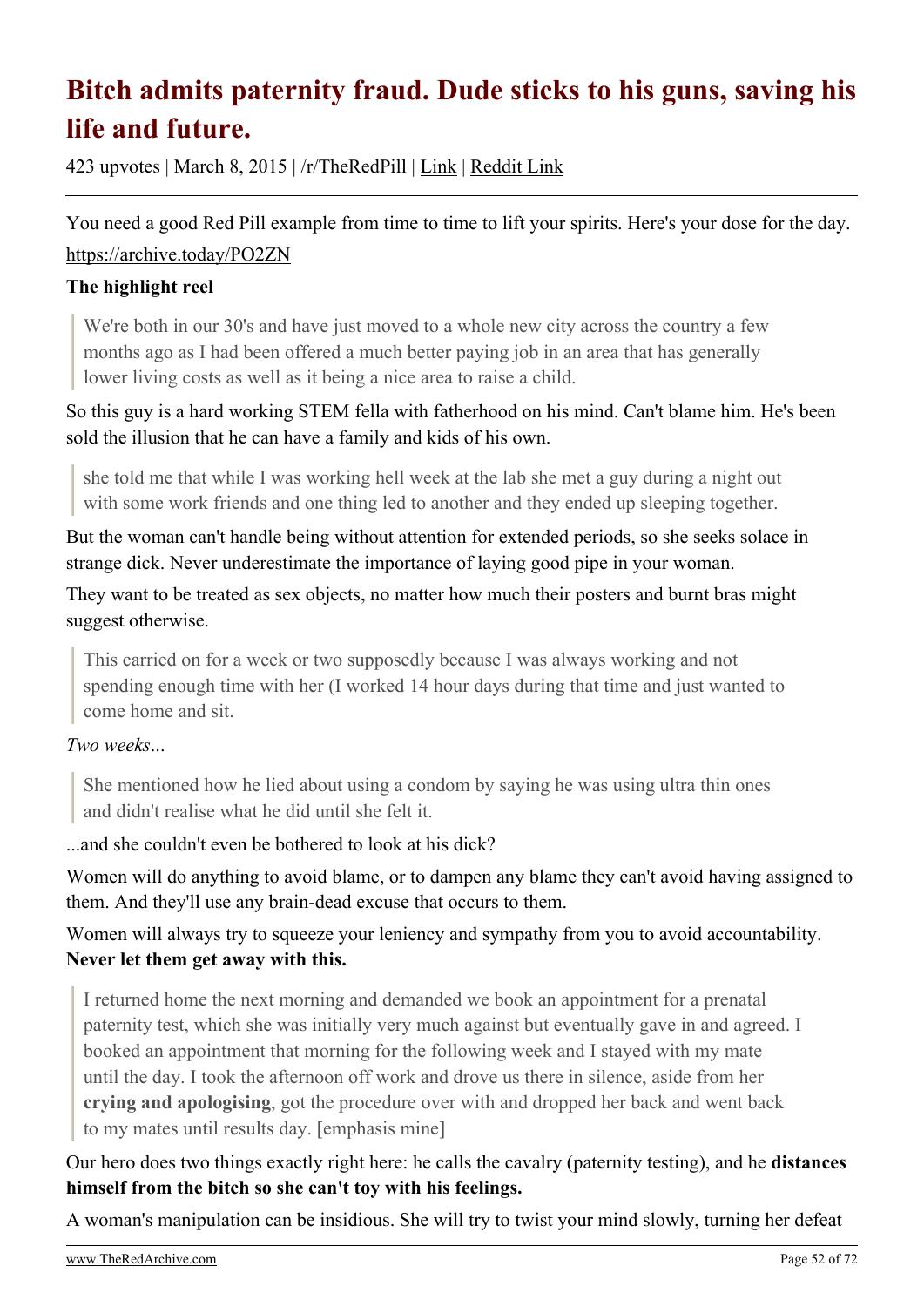# Bitch admits paternity fraud. Dude sticks to his guns, saving his life and future.

423 upvotes | March 8, 2015 | /r/TheRedPill | Link | Reddit Link

You need a good Red Pill example from time to time to lift your spirits. Here's your dose for the day. https://archive.today/PO2ZN

**The highlight reel**

> We're both in our 30's and have just moved to a whole new city across the country a few months ago as I had been offered a much better paying job in an area that has generally lower living costs as well as it being a nice area to raise a child.

So this guy is a hard working STEM fella with fatherhood on his mind. Can't blame him. He's been sold the illusion that he can have a family and kids of his own.

> she told me that while I was working hell week at the lab she met a guy during a night out with some work friends and one thing led to another and they ended up sleeping together.

But the woman can't handle being without attention for extended periods, so she seeks solace in strange dick. Never underestimate the importance of laying good pipe in your woman.

They want to be treated as sex objects, no matter how much their posters and burnt bras might suggest otherwise.

> This carried on for a week or two supposedly because I was always working and not spending enough time with her (I worked 14 hour days during that time and just wanted to come home and sit.

*Two weeks*...

> She mentioned how he lied about using a condom by saying he was using ultra thin ones and didn't realise what he did until she felt it.

...and she couldn't even be bothered to look at his dick?

Women will do anything to avoid blame, or to dampen any blame they can't avoid having assigned to them. And they'll use any brain-dead excuse that occurs to them.

Women will always try to squeeze your leniency and sympathy from you to avoid accountability. **Never let them get away with this.**

> I returned home the next morning and demanded we book an appointment for a prenatal paternity test, which she was initially very much against but eventually gave in and agreed. I booked an appointment that morning for the following week and I stayed with my mate until the day. I took the afternoon off work and drove us there in silence, aside from her **crying and apologising**, got the procedure over with and dropped her back and went back to my mates until results day. [emphasis mine]

Our hero does two things exactly right here: he calls the cavalry (paternity testing), and he **distances himself from the bitch so she can't toy with his feelings.**

A woman's manipulation can be insidious. She will try to twist your mind slowly, turning her defeat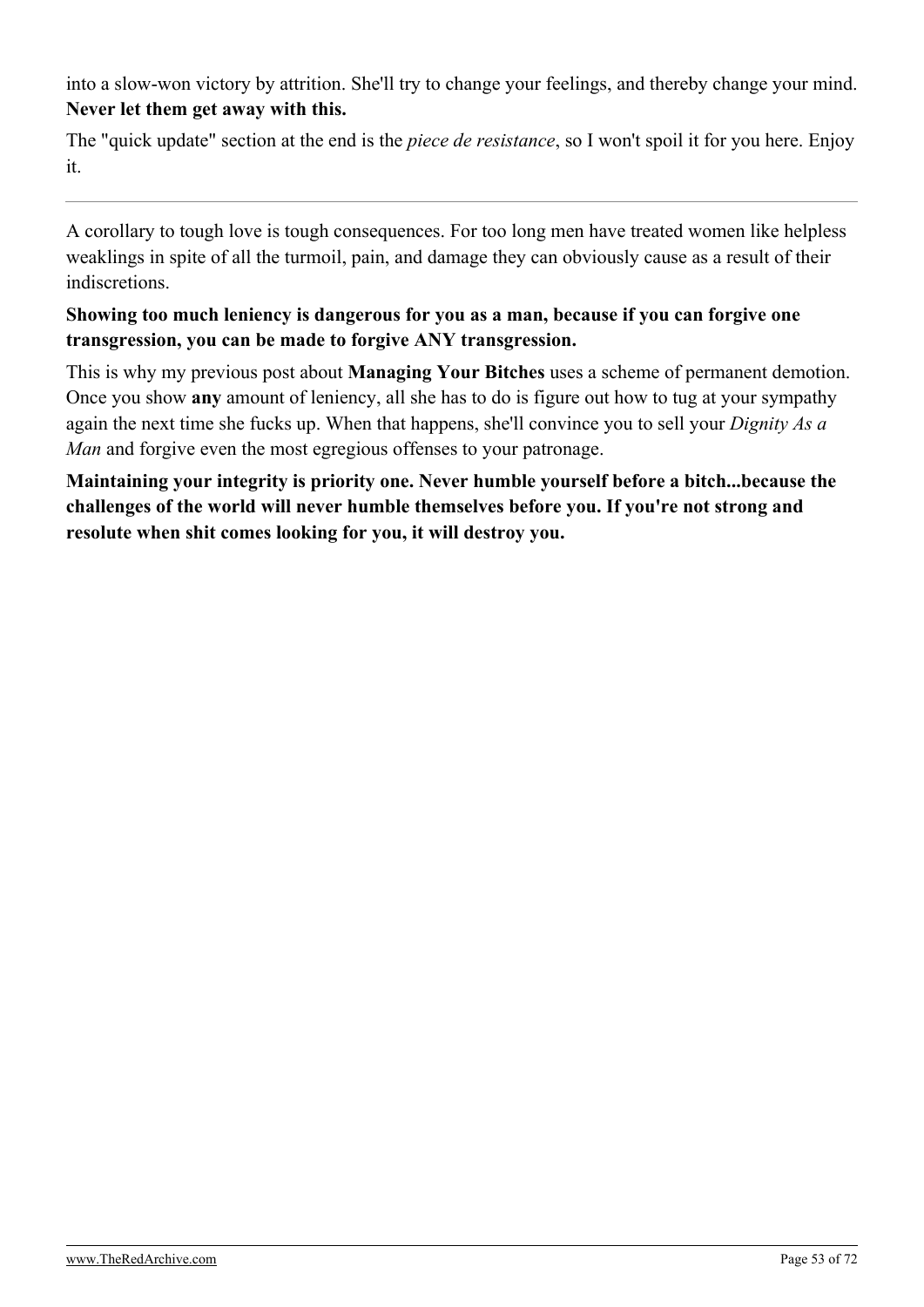into a slow-won victory by attrition. She'll try to change your feelings, and thereby change your mind. **Never let them get away with this.**

The "quick update" section at the end is the *piece de resistance*, so I won't spoil it for you here. Enjoy it.

---

A corollary to tough love is tough consequences. For too long men have treated women like helpless weaklings in spite of all the turmoil, pain, and damage they can obviously cause as a result of their indiscretions.

**Showing too much leniency is dangerous for you as a man, because if you can forgive one transgression, you can be made to forgive ANY transgression.**

This is why my previous post about **Managing Your Bitches** uses a scheme of permanent demotion. Once you show **any** amount of leniency, all she has to do is figure out how to tug at your sympathy again the next time she fucks up. When that happens, she'll convince you to sell your *Dignity As a Man* and forgive even the most egregious offenses to your patronage.

**Maintaining your integrity is priority one. Never humble yourself before a bitch...because the challenges of the world will never humble themselves before you. If you're not strong and resolute when shit comes looking for you, it will destroy you.**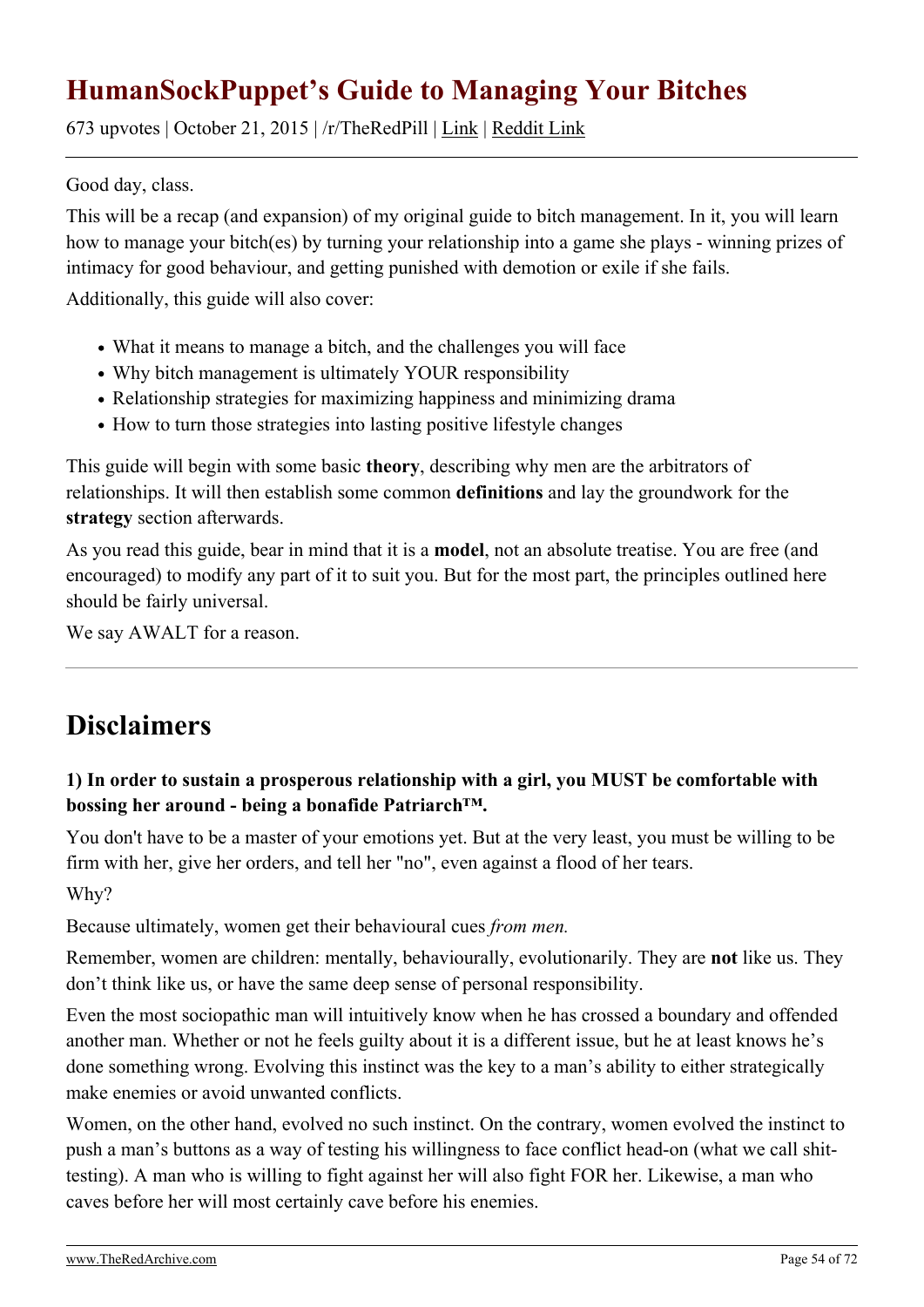# HumanSockPuppet's Guide to Managing Your Bitches

673 upvotes | October 21, 2015 | /r/TheRedPill | Link | Reddit Link

---

Good day, class.

This will be a recap (and expansion) of my original guide to bitch management. In it, you will learn how to manage your bitch(es) by turning your relationship into a game she plays - winning prizes of intimacy for good behaviour, and getting punished with demotion or exile if she fails.

Additionally, this guide will also cover:

- What it means to manage a bitch, and the challenges you will face
- Why bitch management is ultimately YOUR responsibility
- Relationship strategies for maximizing happiness and minimizing drama
- How to turn those strategies into lasting positive lifestyle changes

This guide will begin with some basic **theory**, describing why men are the arbitrators of relationships. It will then establish some common **definitions** and lay the groundwork for the **strategy** section afterwards.

As you read this guide, bear in mind that it is a **model**, not an absolute treatise. You are free (and encouraged) to modify any part of it to suit you. But for the most part, the principles outlined here should be fairly universal.

We say AWALT for a reason.

---

## Disclaimers

**1) In order to sustain a prosperous relationship with a girl, you MUST be comfortable with bossing her around - being a bonafide Patriarch™.**

You don't have to be a master of your emotions yet. But at the very least, you must be willing to be firm with her, give her orders, and tell her "no", even against a flood of her tears.

Why?

Because ultimately, women get their behavioural cues *from men.*

Remember, women are children: mentally, behaviourally, evolutionarily. They are **not** like us. They don't think like us, or have the same deep sense of personal responsibility.

Even the most sociopathic man will intuitively know when he has crossed a boundary and offended another man. Whether or not he feels guilty about it is a different issue, but he at least knows he's done something wrong. Evolving this instinct was the key to a man's ability to either strategically make enemies or avoid unwanted conflicts.

Women, on the other hand, evolved no such instinct. On the contrary, women evolved the instinct to push a man's buttons as a way of testing his willingness to face conflict head-on (what we call shit-testing). A man who is willing to fight against her will also fight FOR her. Likewise, a man who caves before her will most certainly cave before his enemies.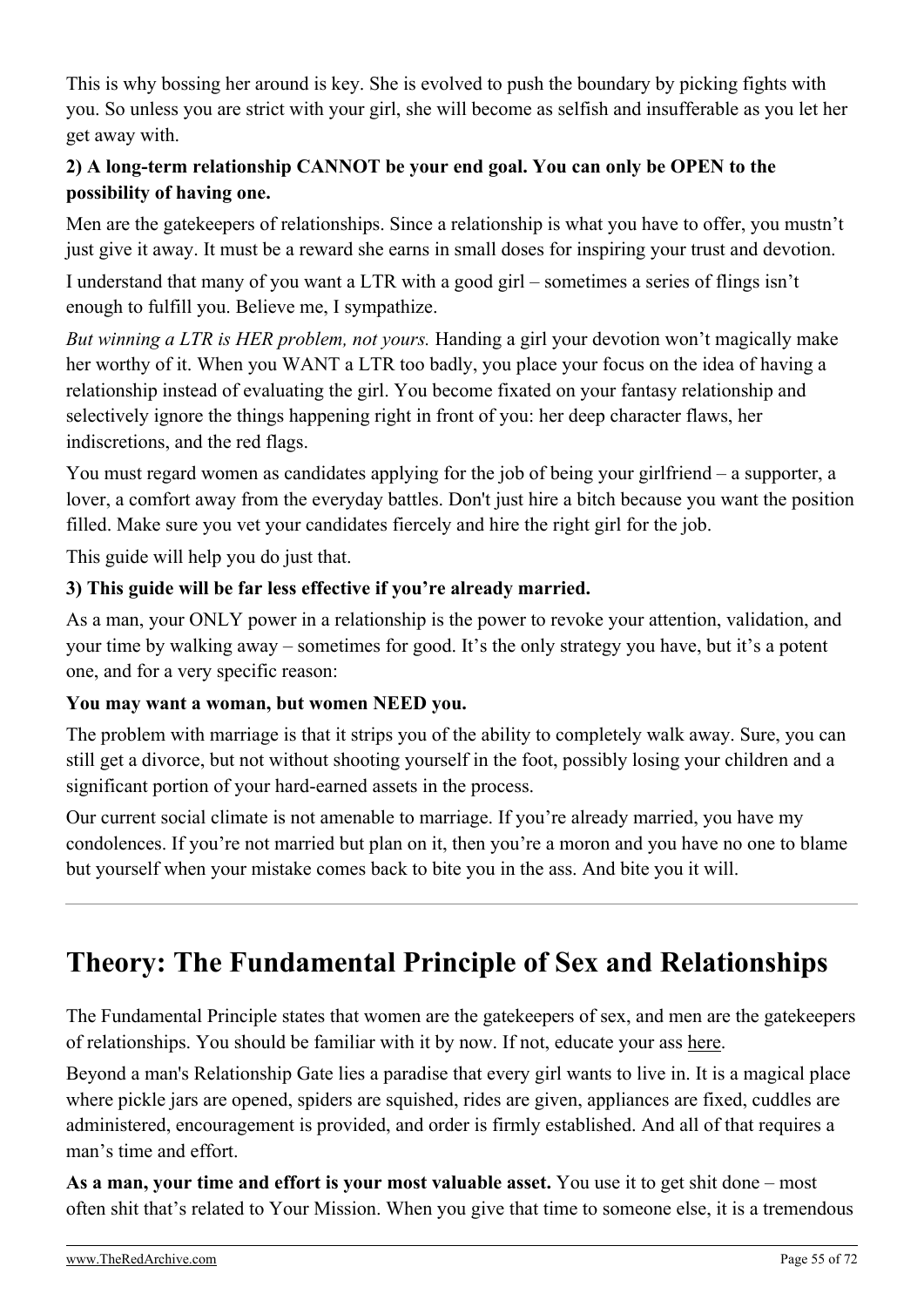This is why bossing her around is key. She is evolved to push the boundary by picking fights with you. So unless you are strict with your girl, she will become as selfish and insufferable as you let her get away with.

**2) A long-term relationship CANNOT be your end goal. You can only be OPEN to the possibility of having one.**

Men are the gatekeepers of relationships. Since a relationship is what you have to offer, you mustn't just give it away. It must be a reward she earns in small doses for inspiring your trust and devotion.

I understand that many of you want a LTR with a good girl – sometimes a series of flings isn't enough to fulfill you. Believe me, I sympathize.

*But winning a LTR is HER problem, not yours.* Handing a girl your devotion won't magically make her worthy of it. When you WANT a LTR too badly, you place your focus on the idea of having a relationship instead of evaluating the girl. You become fixated on your fantasy relationship and selectively ignore the things happening right in front of you: her deep character flaws, her indiscretions, and the red flags.

You must regard women as candidates applying for the job of being your girlfriend – a supporter, a lover, a comfort away from the everyday battles. Don't just hire a bitch because you want the position filled. Make sure you vet your candidates fiercely and hire the right girl for the job.

This guide will help you do just that.

**3) This guide will be far less effective if you're already married.**

As a man, your ONLY power in a relationship is the power to revoke your attention, validation, and your time by walking away – sometimes for good. It's the only strategy you have, but it's a potent one, and for a very specific reason:

**You may want a woman, but women NEED you.**

The problem with marriage is that it strips you of the ability to completely walk away. Sure, you can still get a divorce, but not without shooting yourself in the foot, possibly losing your children and a significant portion of your hard-earned assets in the process.

Our current social climate is not amenable to marriage. If you're already married, you have my condolences. If you're not married but plan on it, then you're a moron and you have no one to blame but yourself when your mistake comes back to bite you in the ass. And bite you it will.

---

## Theory: The Fundamental Principle of Sex and Relationships

The Fundamental Principle states that women are the gatekeepers of sex, and men are the gatekeepers of relationships. You should be familiar with it by now. If not, educate your ass here.

Beyond a man's Relationship Gate lies a paradise that every girl wants to live in. It is a magical place where pickle jars are opened, spiders are squished, rides are given, appliances are fixed, cuddles are administered, encouragement is provided, and order is firmly established. And all of that requires a man's time and effort.

**As a man, your time and effort is your most valuable asset.** You use it to get shit done – most often shit that's related to Your Mission. When you give that time to someone else, it is a tremendous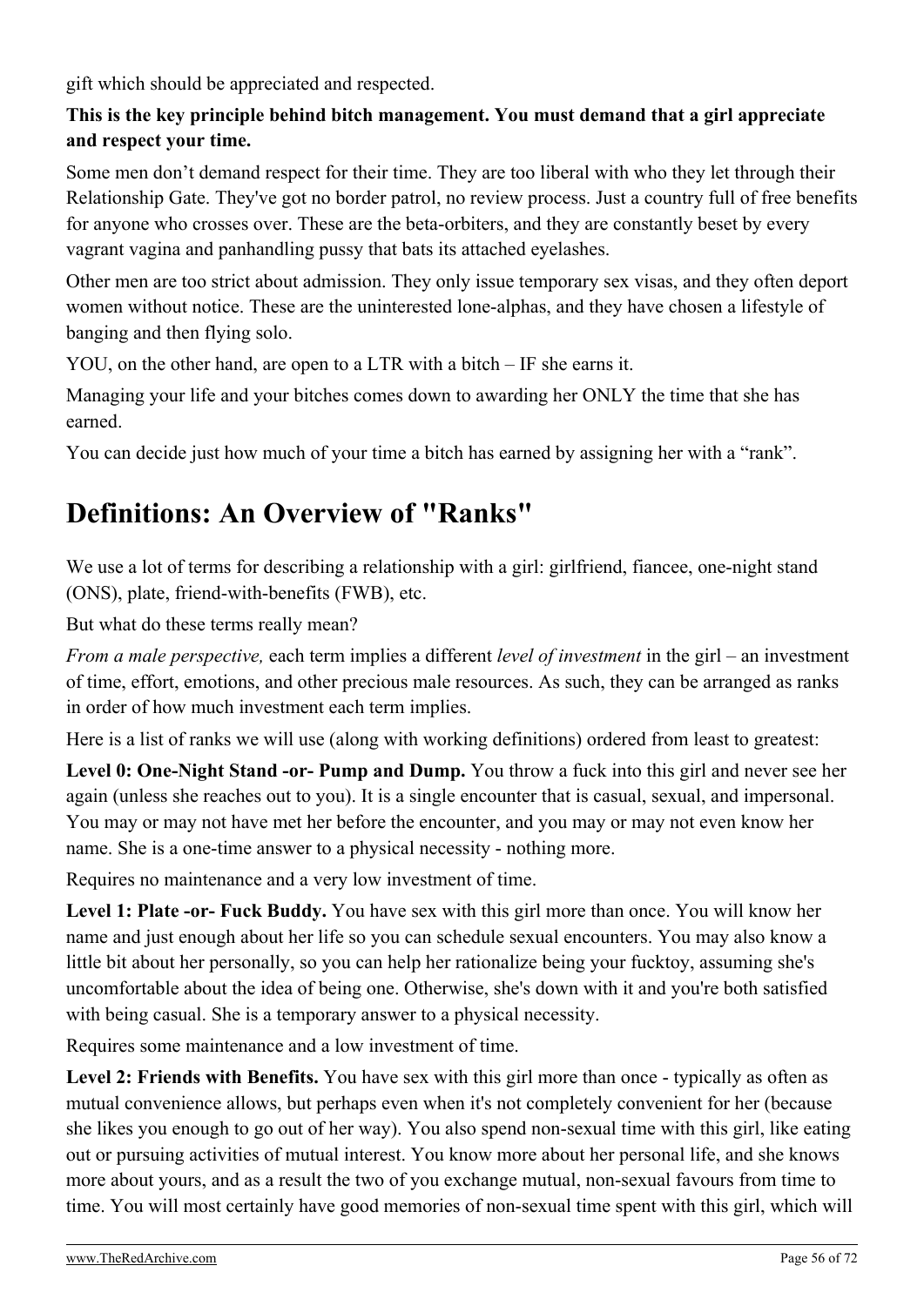gift which should be appreciated and respected.

**This is the key principle behind bitch management. You must demand that a girl appreciate and respect your time.**

Some men don't demand respect for their time. They are too liberal with who they let through their Relationship Gate. They've got no border patrol, no review process. Just a country full of free benefits for anyone who crosses over. These are the beta-orbiters, and they are constantly beset by every vagrant vagina and panhandling pussy that bats its attached eyelashes.

Other men are too strict about admission. They only issue temporary sex visas, and they often deport women without notice. These are the uninterested lone-alphas, and they have chosen a lifestyle of banging and then flying solo.

YOU, on the other hand, are open to a LTR with a bitch – IF she earns it.

Managing your life and your bitches comes down to awarding her ONLY the time that she has earned.

You can decide just how much of your time a bitch has earned by assigning her with a "rank".

# Definitions: An Overview of "Ranks"

We use a lot of terms for describing a relationship with a girl: girlfriend, fiancee, one-night stand (ONS), plate, friend-with-benefits (FWB), etc.

But what do these terms really mean?

*From a male perspective,* each term implies a different *level of investment* in the girl – an investment of time, effort, emotions, and other precious male resources. As such, they can be arranged as ranks in order of how much investment each term implies.

Here is a list of ranks we will use (along with working definitions) ordered from least to greatest:

**Level 0: One-Night Stand -or- Pump and Dump.** You throw a fuck into this girl and never see her again (unless she reaches out to you). It is a single encounter that is casual, sexual, and impersonal. You may or may not have met her before the encounter, and you may or may not even know her name. She is a one-time answer to a physical necessity - nothing more.

Requires no maintenance and a very low investment of time.

**Level 1: Plate -or- Fuck Buddy.** You have sex with this girl more than once. You will know her name and just enough about her life so you can schedule sexual encounters. You may also know a little bit about her personally, so you can help her rationalize being your fucktoy, assuming she's uncomfortable about the idea of being one. Otherwise, she's down with it and you're both satisfied with being casual. She is a temporary answer to a physical necessity.

Requires some maintenance and a low investment of time.

**Level 2: Friends with Benefits.** You have sex with this girl more than once - typically as often as mutual convenience allows, but perhaps even when it's not completely convenient for her (because she likes you enough to go out of her way). You also spend non-sexual time with this girl, like eating out or pursuing activities of mutual interest. You know more about her personal life, and she knows more about yours, and as a result the two of you exchange mutual, non-sexual favours from time to time. You will most certainly have good memories of non-sexual time spent with this girl, which will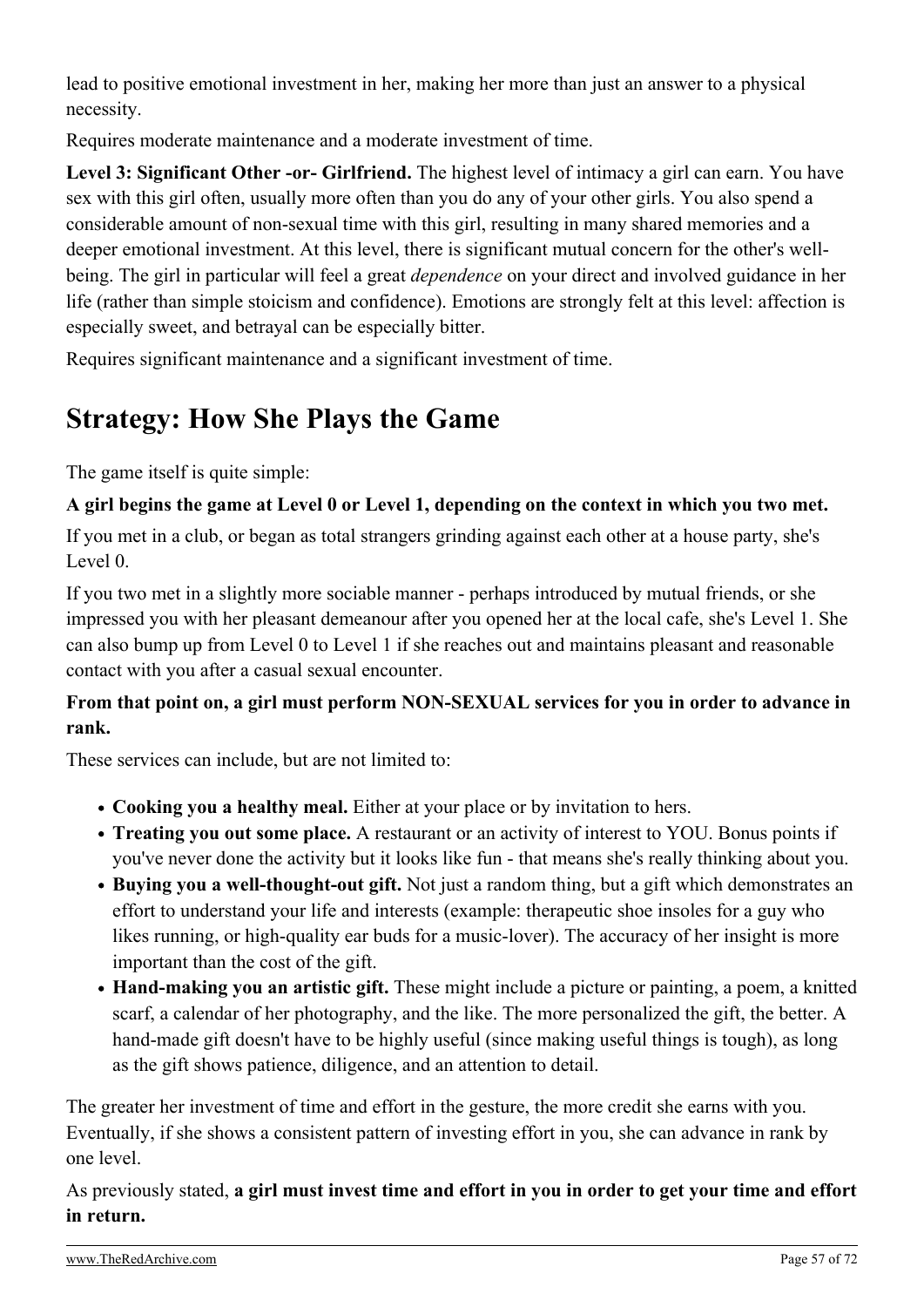lead to positive emotional investment in her, making her more than just an answer to a physical necessity.

Requires moderate maintenance and a moderate investment of time.

**Level 3: Significant Other -or- Girlfriend.** The highest level of intimacy a girl can earn. You have sex with this girl often, usually more often than you do any of your other girls. You also spend a considerable amount of non-sexual time with this girl, resulting in many shared memories and a deeper emotional investment. At this level, there is significant mutual concern for the other's well-being. The girl in particular will feel a great *dependence* on your direct and involved guidance in her life (rather than simple stoicism and confidence). Emotions are strongly felt at this level: affection is especially sweet, and betrayal can be especially bitter.

Requires significant maintenance and a significant investment of time.

## Strategy: How She Plays the Game

The game itself is quite simple:

**A girl begins the game at Level 0 or Level 1, depending on the context in which you two met.**

If you met in a club, or began as total strangers grinding against each other at a house party, she's Level 0.

If you two met in a slightly more sociable manner - perhaps introduced by mutual friends, or she impressed you with her pleasant demeanour after you opened her at the local cafe, she's Level 1. She can also bump up from Level 0 to Level 1 if she reaches out and maintains pleasant and reasonable contact with you after a casual sexual encounter.

**From that point on, a girl must perform NON-SEXUAL services for you in order to advance in rank.**

These services can include, but are not limited to:

- **Cooking you a healthy meal.** Either at your place or by invitation to hers.
- **Treating you out some place.** A restaurant or an activity of interest to YOU. Bonus points if you've never done the activity but it looks like fun - that means she's really thinking about you.
- **Buying you a well-thought-out gift.** Not just a random thing, but a gift which demonstrates an effort to understand your life and interests (example: therapeutic shoe insoles for a guy who likes running, or high-quality ear buds for a music-lover). The accuracy of her insight is more important than the cost of the gift.
- **Hand-making you an artistic gift.** These might include a picture or painting, a poem, a knitted scarf, a calendar of her photography, and the like. The more personalized the gift, the better. A hand-made gift doesn't have to be highly useful (since making useful things is tough), as long as the gift shows patience, diligence, and an attention to detail.

The greater her investment of time and effort in the gesture, the more credit she earns with you. Eventually, if she shows a consistent pattern of investing effort in you, she can advance in rank by one level.

As previously stated, **a girl must invest time and effort in you in order to get your time and effort in return.**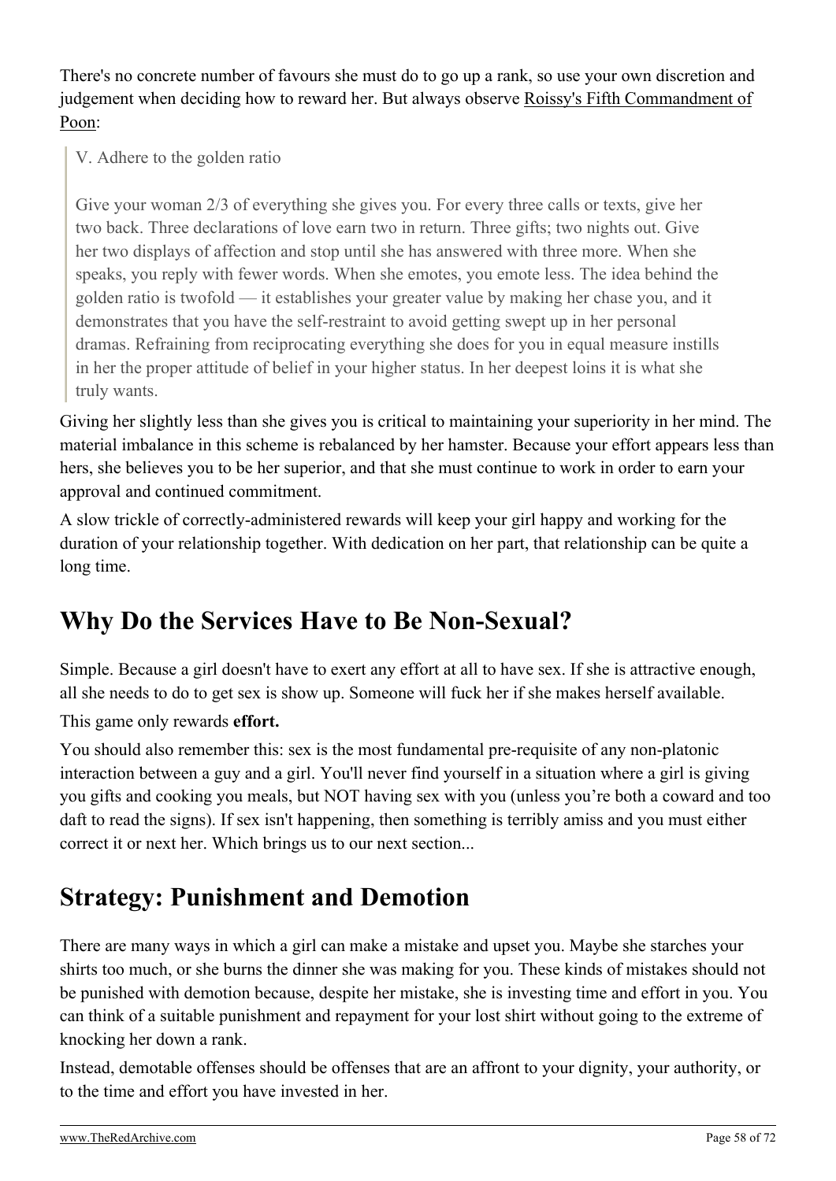There's no concrete number of favours she must do to go up a rank, so use your own discretion and judgement when deciding how to reward her. But always observe [Roissy's Fifth Commandment of Poon]:

> V. Adhere to the golden ratio
>
> Give your woman 2/3 of everything she gives you. For every three calls or texts, give her two back. Three declarations of love earn two in return. Three gifts; two nights out. Give her two displays of affection and stop until she has answered with three more. When she speaks, you reply with fewer words. When she emotes, you emote less. The idea behind the golden ratio is twofold — it establishes your greater value by making her chase you, and it demonstrates that you have the self-restraint to avoid getting swept up in her personal dramas. Refraining from reciprocating everything she does for you in equal measure instills in her the proper attitude of belief in your higher status. In her deepest loins it is what she truly wants.

Giving her slightly less than she gives you is critical to maintaining your superiority in her mind. The material imbalance in this scheme is rebalanced by her hamster. Because your effort appears less than hers, she believes you to be her superior, and that she must continue to work in order to earn your approval and continued commitment.

A slow trickle of correctly-administered rewards will keep your girl happy and working for the duration of your relationship together. With dedication on her part, that relationship can be quite a long time.

## Why Do the Services Have to Be Non-Sexual?

Simple. Because a girl doesn't have to exert any effort at all to have sex. If she is attractive enough, all she needs to do to get sex is show up. Someone will fuck her if she makes herself available.

This game only rewards **effort.**

You should also remember this: sex is the most fundamental pre-requisite of any non-platonic interaction between a guy and a girl. You'll never find yourself in a situation where a girl is giving you gifts and cooking you meals, but NOT having sex with you (unless you're both a coward and too daft to read the signs). If sex isn't happening, then something is terribly amiss and you must either correct it or next her. Which brings us to our next section...

## Strategy: Punishment and Demotion

There are many ways in which a girl can make a mistake and upset you. Maybe she starches your shirts too much, or she burns the dinner she was making for you. These kinds of mistakes should not be punished with demotion because, despite her mistake, she is investing time and effort in you. You can think of a suitable punishment and repayment for your lost shirt without going to the extreme of knocking her down a rank.

Instead, demotable offenses should be offenses that are an affront to your dignity, your authority, or to the time and effort you have invested in her.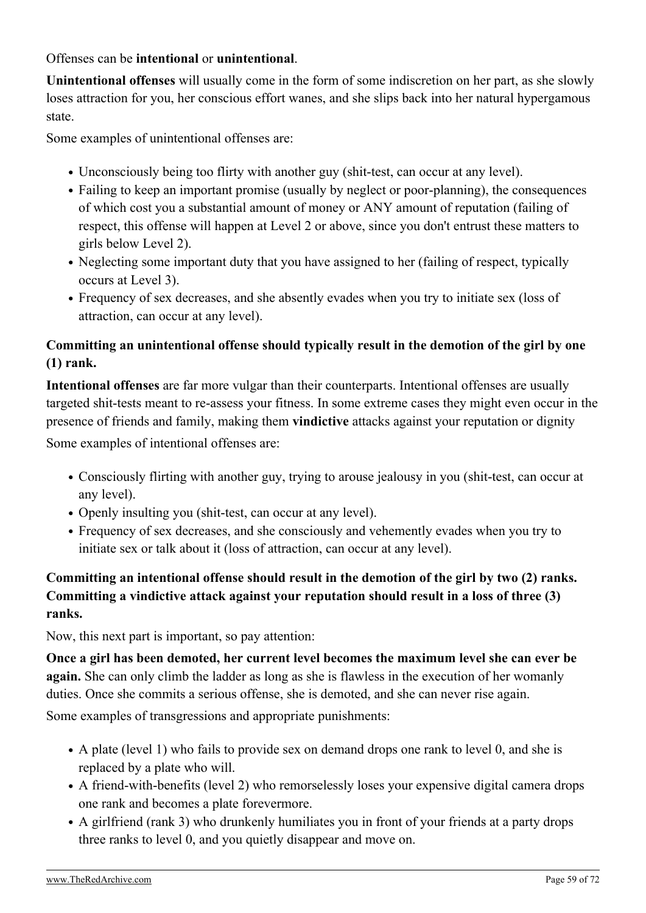Offenses can be **intentional** or **unintentional**.

**Unintentional offenses** will usually come in the form of some indiscretion on her part, as she slowly loses attraction for you, her conscious effort wanes, and she slips back into her natural hypergamous state.

Some examples of unintentional offenses are:

- Unconsciously being too flirty with another guy (shit-test, can occur at any level).
- Failing to keep an important promise (usually by neglect or poor-planning), the consequences of which cost you a substantial amount of money or ANY amount of reputation (failing of respect, this offense will happen at Level 2 or above, since you don't entrust these matters to girls below Level 2).
- Neglecting some important duty that you have assigned to her (failing of respect, typically occurs at Level 3).
- Frequency of sex decreases, and she absently evades when you try to initiate sex (loss of attraction, can occur at any level).

**Committing an unintentional offense should typically result in the demotion of the girl by one (1) rank.**

**Intentional offenses** are far more vulgar than their counterparts. Intentional offenses are usually targeted shit-tests meant to re-assess your fitness. In some extreme cases they might even occur in the presence of friends and family, making them **vindictive** attacks against your reputation or dignity

Some examples of intentional offenses are:

- Consciously flirting with another guy, trying to arouse jealousy in you (shit-test, can occur at any level).
- Openly insulting you (shit-test, can occur at any level).
- Frequency of sex decreases, and she consciously and vehemently evades when you try to initiate sex or talk about it (loss of attraction, can occur at any level).

**Committing an intentional offense should result in the demotion of the girl by two (2) ranks. Committing a vindictive attack against your reputation should result in a loss of three (3) ranks.**

Now, this next part is important, so pay attention:

**Once a girl has been demoted, her current level becomes the maximum level she can ever be again.** She can only climb the ladder as long as she is flawless in the execution of her womanly duties. Once she commits a serious offense, she is demoted, and she can never rise again.

Some examples of transgressions and appropriate punishments:

- A plate (level 1) who fails to provide sex on demand drops one rank to level 0, and she is replaced by a plate who will.
- A friend-with-benefits (level 2) who remorselessly loses your expensive digital camera drops one rank and becomes a plate forevermore.
- A girlfriend (rank 3) who drunkenly humiliates you in front of your friends at a party drops three ranks to level 0, and you quietly disappear and move on.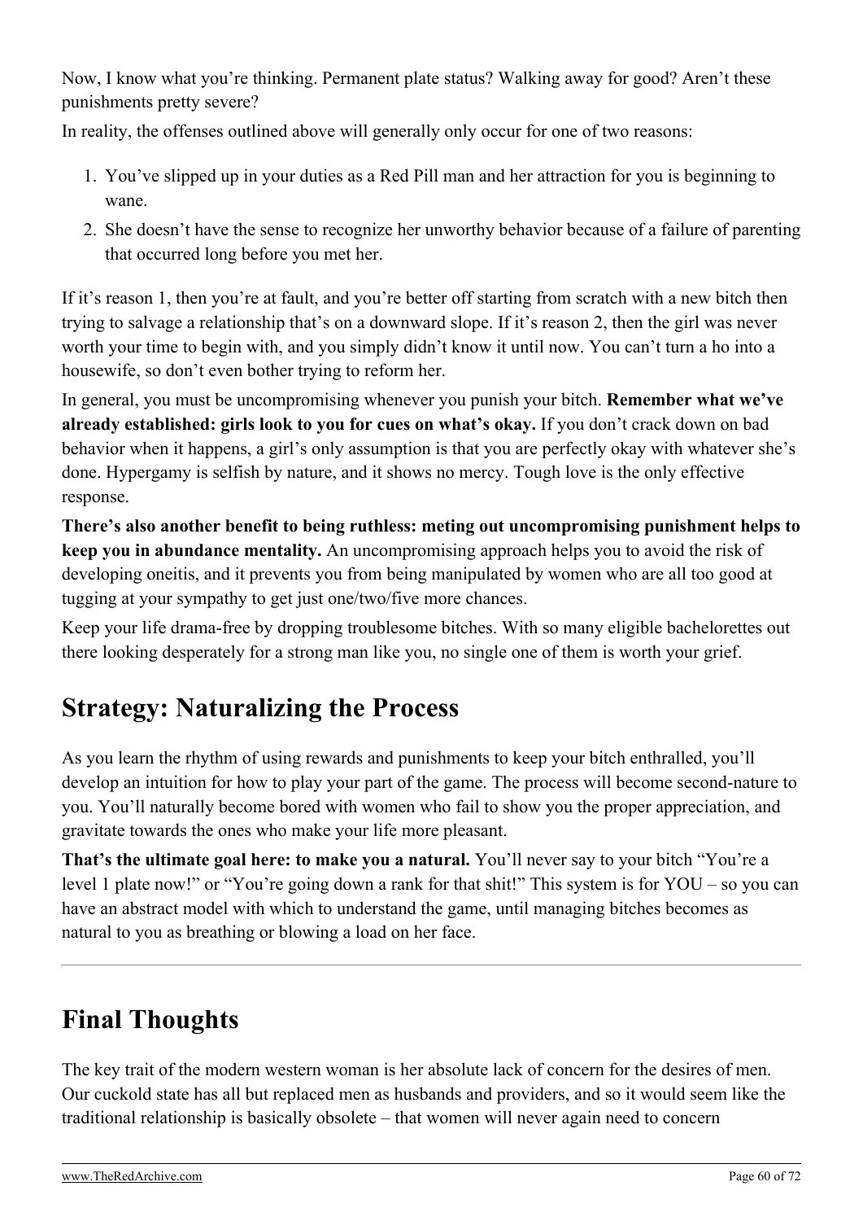Now, I know what you're thinking. Permanent plate status? Walking away for good? Aren't these punishments pretty severe?

In reality, the offenses outlined above will generally only occur for one of two reasons:

1. You've slipped up in your duties as a Red Pill man and her attraction for you is beginning to wane.
2. She doesn't have the sense to recognize her unworthy behavior because of a failure of parenting that occurred long before you met her.

If it's reason 1, then you're at fault, and you're better off starting from scratch with a new bitch then trying to salvage a relationship that's on a downward slope. If it's reason 2, then the girl was never worth your time to begin with, and you simply didn't know it until now. You can't turn a ho into a housewife, so don't even bother trying to reform her.

In general, you must be uncompromising whenever you punish your bitch. **Remember what we've already established: girls look to you for cues on what's okay.** If you don't crack down on bad behavior when it happens, a girl's only assumption is that you are perfectly okay with whatever she's done. Hypergamy is selfish by nature, and it shows no mercy. Tough love is the only effective response.

**There's also another benefit to being ruthless: meting out uncompromising punishment helps to keep you in abundance mentality.** An uncompromising approach helps you to avoid the risk of developing oneitis, and it prevents you from being manipulated by women who are all too good at tugging at your sympathy to get just one/two/five more chances.

Keep your life drama-free by dropping troublesome bitches. With so many eligible bachelorettes out there looking desperately for a strong man like you, no single one of them is worth your grief.

## Strategy: Naturalizing the Process

As you learn the rhythm of using rewards and punishments to keep your bitch enthralled, you'll develop an intuition for how to play your part of the game. The process will become second-nature to you. You'll naturally become bored with women who fail to show you the proper appreciation, and gravitate towards the ones who make your life more pleasant.

**That's the ultimate goal here: to make you a natural.** You'll never say to your bitch "You're a level 1 plate now!" or "You're going down a rank for that shit!" This system is for YOU – so you can have an abstract model with which to understand the game, until managing bitches becomes as natural to you as breathing or blowing a load on her face.

---

## Final Thoughts

The key trait of the modern western woman is her absolute lack of concern for the desires of men. Our cuckold state has all but replaced men as husbands and providers, and so it would seem like the traditional relationship is basically obsolete – that women will never again need to concern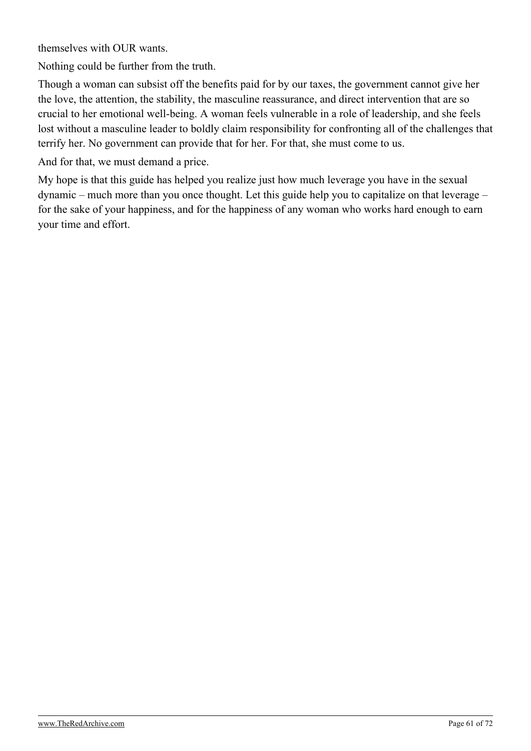themselves with OUR wants.

Nothing could be further from the truth.

Though a woman can subsist off the benefits paid for by our taxes, the government cannot give her the love, the attention, the stability, the masculine reassurance, and direct intervention that are so crucial to her emotional well-being. A woman feels vulnerable in a role of leadership, and she feels lost without a masculine leader to boldly claim responsibility for confronting all of the challenges that terrify her. No government can provide that for her. For that, she must come to us.

And for that, we must demand a price.

My hope is that this guide has helped you realize just how much leverage you have in the sexual dynamic – much more than you once thought. Let this guide help you to capitalize on that leverage – for the sake of your happiness, and for the happiness of any woman who works hard enough to earn your time and effort.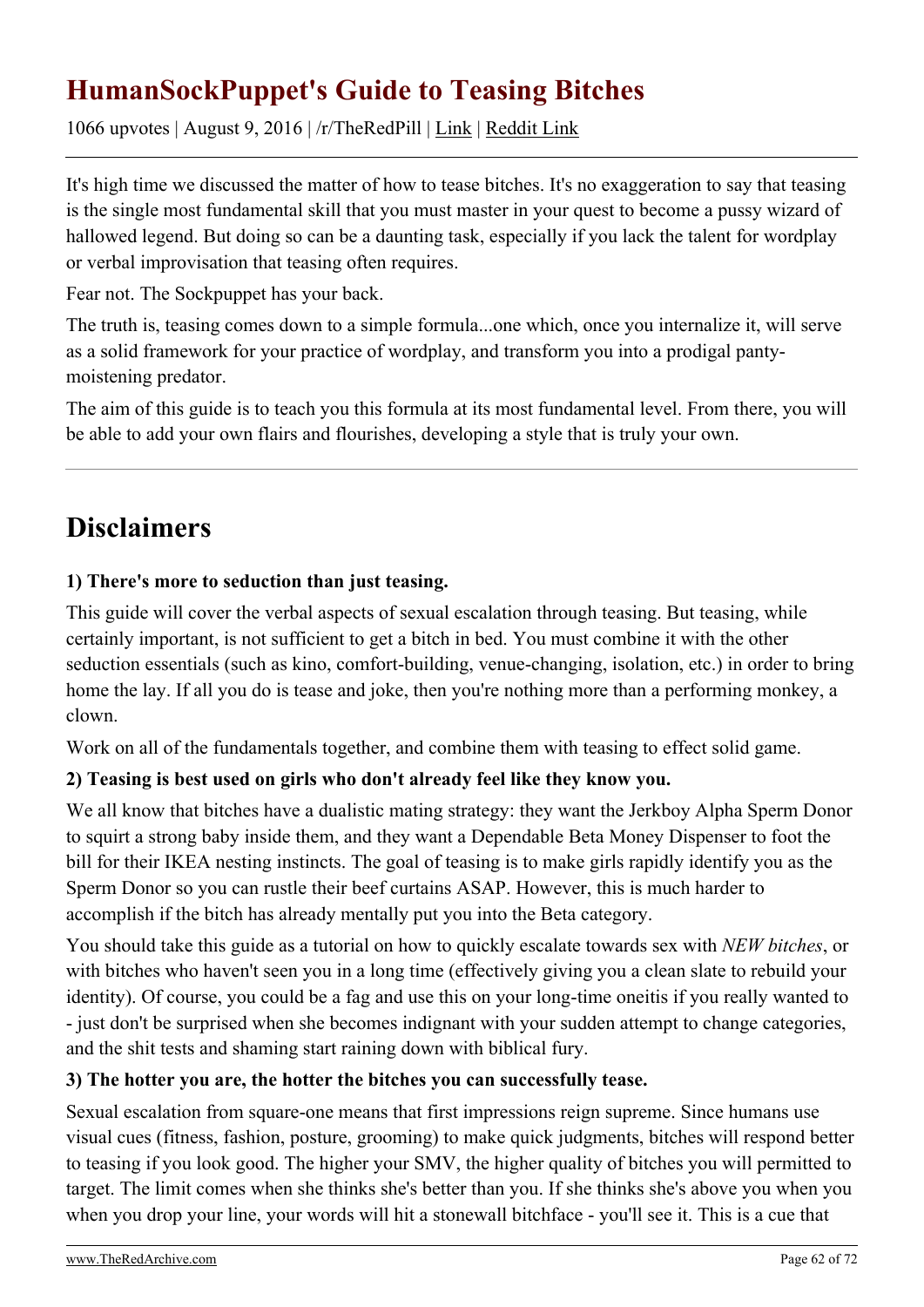# HumanSockPuppet's Guide to Teasing Bitches

1066 upvotes | August 9, 2016 | /r/TheRedPill | Link | Reddit Link

---

It's high time we discussed the matter of how to tease bitches. It's no exaggeration to say that teasing is the single most fundamental skill that you must master in your quest to become a pussy wizard of hallowed legend. But doing so can be a daunting task, especially if you lack the talent for wordplay or verbal improvisation that teasing often requires.

Fear not. The Sockpuppet has your back.

The truth is, teasing comes down to a simple formula...one which, once you internalize it, will serve as a solid framework for your practice of wordplay, and transform you into a prodigal panty-moistening predator.

The aim of this guide is to teach you this formula at its most fundamental level. From there, you will be able to add your own flairs and flourishes, developing a style that is truly your own.

---

## Disclaimers

**1) There's more to seduction than just teasing.**

This guide will cover the verbal aspects of sexual escalation through teasing. But teasing, while certainly important, is not sufficient to get a bitch in bed. You must combine it with the other seduction essentials (such as kino, comfort-building, venue-changing, isolation, etc.) in order to bring home the lay. If all you do is tease and joke, then you're nothing more than a performing monkey, a clown.

Work on all of the fundamentals together, and combine them with teasing to effect solid game.

**2) Teasing is best used on girls who don't already feel like they know you.**

We all know that bitches have a dualistic mating strategy: they want the Jerkboy Alpha Sperm Donor to squirt a strong baby inside them, and they want a Dependable Beta Money Dispenser to foot the bill for their IKEA nesting instincts. The goal of teasing is to make girls rapidly identify you as the Sperm Donor so you can rustle their beef curtains ASAP. However, this is much harder to accomplish if the bitch has already mentally put you into the Beta category.

You should take this guide as a tutorial on how to quickly escalate towards sex with *NEW bitches*, or with bitches who haven't seen you in a long time (effectively giving you a clean slate to rebuild your identity). Of course, you could be a fag and use this on your long-time oneitis if you really wanted to - just don't be surprised when she becomes indignant with your sudden attempt to change categories, and the shit tests and shaming start raining down with biblical fury.

**3) The hotter you are, the hotter the bitches you can successfully tease.**

Sexual escalation from square-one means that first impressions reign supreme. Since humans use visual cues (fitness, fashion, posture, grooming) to make quick judgments, bitches will respond better to teasing if you look good. The higher your SMV, the higher quality of bitches you will permitted to target. The limit comes when she thinks she's better than you. If she thinks she's above you when you when you drop your line, your words will hit a stonewall bitchface - you'll see it. This is a cue that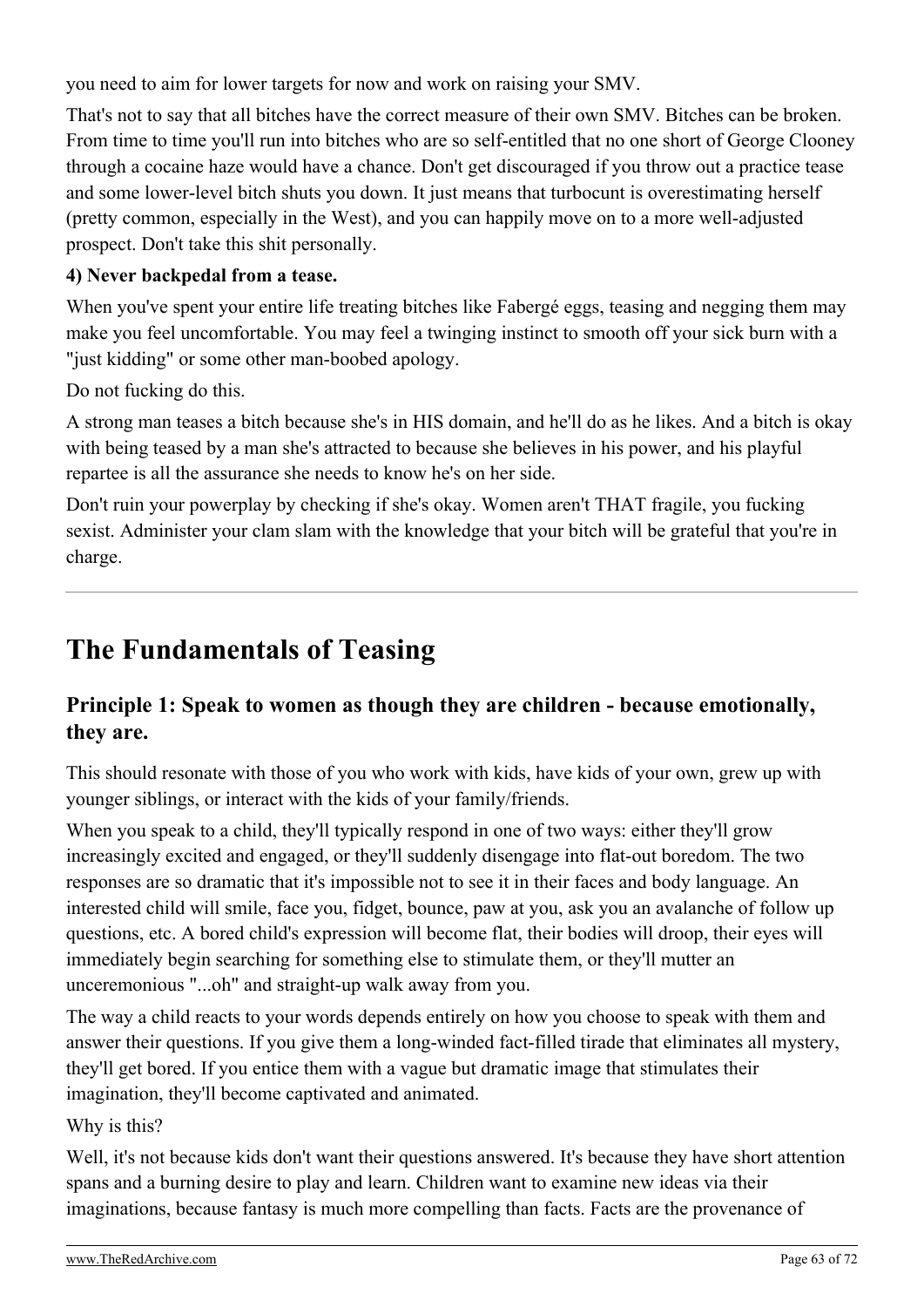you need to aim for lower targets for now and work on raising your SMV.

That's not to say that all bitches have the correct measure of their own SMV. Bitches can be broken. From time to time you'll run into bitches who are so self-entitled that no one short of George Clooney through a cocaine haze would have a chance. Don't get discouraged if you throw out a practice tease and some lower-level bitch shuts you down. It just means that turbocunt is overestimating herself (pretty common, especially in the West), and you can happily move on to a more well-adjusted prospect. Don't take this shit personally.

**4) Never backpedal from a tease.**

When you've spent your entire life treating bitches like Fabergé eggs, teasing and negging them may make you feel uncomfortable. You may feel a twinging instinct to smooth off your sick burn with a "just kidding" or some other man-boobed apology.

Do not fucking do this.

A strong man teases a bitch because she's in HIS domain, and he'll do as he likes. And a bitch is okay with being teased by a man she's attracted to because she believes in his power, and his playful repartee is all the assurance she needs to know he's on her side.

Don't ruin your powerplay by checking if she's okay. Women aren't THAT fragile, you fucking sexist. Administer your clam slam with the knowledge that your bitch will be grateful that you're in charge.

---

# The Fundamentals of Teasing

## Principle 1: Speak to women as though they are children - because emotionally, they are.

This should resonate with those of you who work with kids, have kids of your own, grew up with younger siblings, or interact with the kids of your family/friends.

When you speak to a child, they'll typically respond in one of two ways: either they'll grow increasingly excited and engaged, or they'll suddenly disengage into flat-out boredom. The two responses are so dramatic that it's impossible not to see it in their faces and body language. An interested child will smile, face you, fidget, bounce, paw at you, ask you an avalanche of follow up questions, etc. A bored child's expression will become flat, their bodies will droop, their eyes will immediately begin searching for something else to stimulate them, or they'll mutter an unceremonious "...oh" and straight-up walk away from you.

The way a child reacts to your words depends entirely on how you choose to speak with them and answer their questions. If you give them a long-winded fact-filled tirade that eliminates all mystery, they'll get bored. If you entice them with a vague but dramatic image that stimulates their imagination, they'll become captivated and animated.

Why is this?

Well, it's not because kids don't want their questions answered. It's because they have short attention spans and a burning desire to play and learn. Children want to examine new ideas via their imaginations, because fantasy is much more compelling than facts. Facts are the provenance of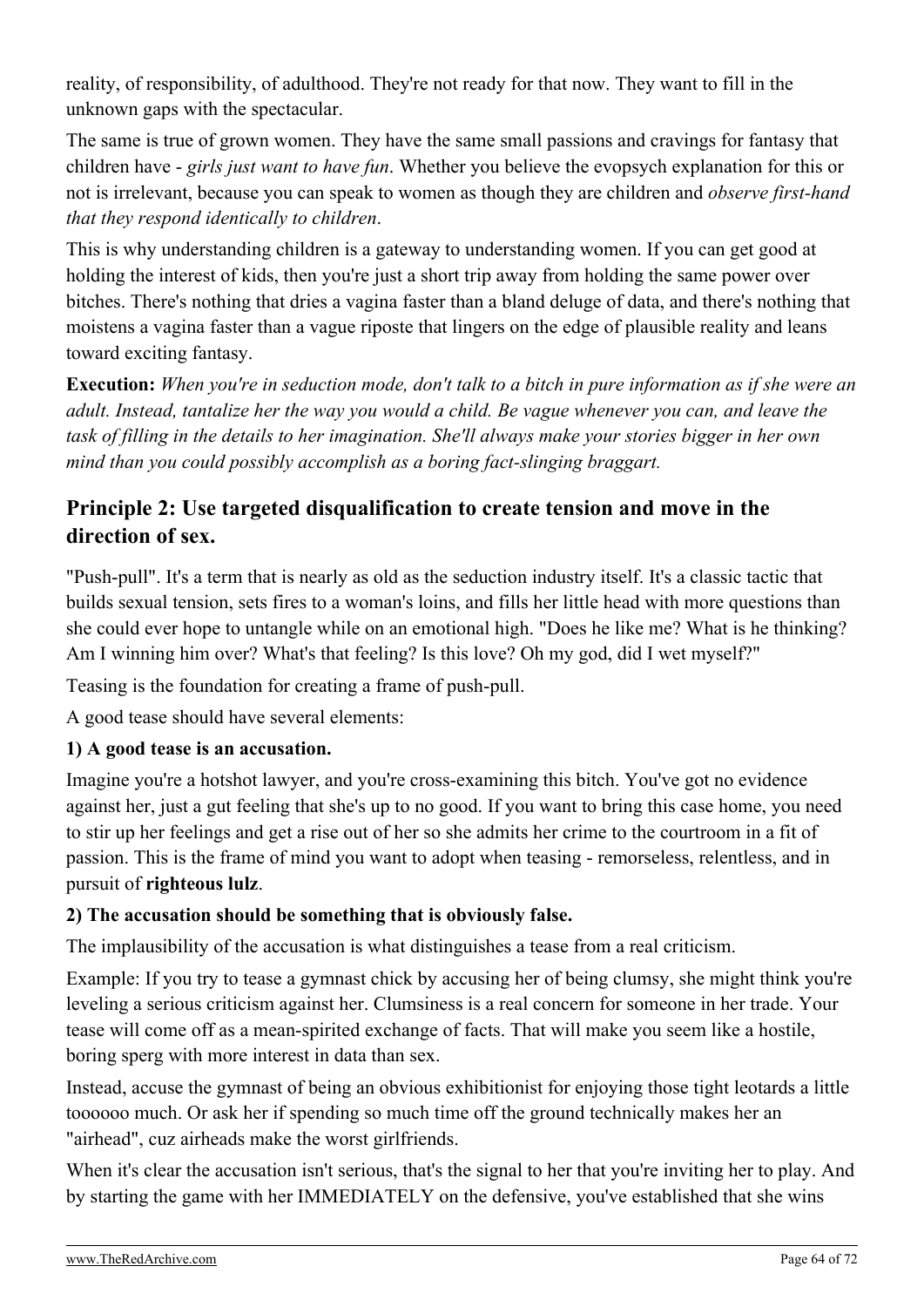reality, of responsibility, of adulthood. They're not ready for that now. They want to fill in the unknown gaps with the spectacular.

The same is true of grown women. They have the same small passions and cravings for fantasy that children have - *girls just want to have fun*. Whether you believe the evopsych explanation for this or not is irrelevant, because you can speak to women as though they are children and *observe first-hand that they respond identically to children*.

This is why understanding children is a gateway to understanding women. If you can get good at holding the interest of kids, then you're just a short trip away from holding the same power over bitches. There's nothing that dries a vagina faster than a bland deluge of data, and there's nothing that moistens a vagina faster than a vague riposte that lingers on the edge of plausible reality and leans toward exciting fantasy.

**Execution:** *When you're in seduction mode, don't talk to a bitch in pure information as if she were an adult. Instead, tantalize her the way you would a child. Be vague whenever you can, and leave the task of filling in the details to her imagination. She'll always make your stories bigger in her own mind than you could possibly accomplish as a boring fact-slinging braggart.*

## Principle 2: Use targeted disqualification to create tension and move in the direction of sex.

"Push-pull". It's a term that is nearly as old as the seduction industry itself. It's a classic tactic that builds sexual tension, sets fires to a woman's loins, and fills her little head with more questions than she could ever hope to untangle while on an emotional high. "Does he like me? What is he thinking? Am I winning him over? What's that feeling? Is this love? Oh my god, did I wet myself?"

Teasing is the foundation for creating a frame of push-pull.

A good tease should have several elements:

**1) A good tease is an accusation.**

Imagine you're a hotshot lawyer, and you're cross-examining this bitch. You've got no evidence against her, just a gut feeling that she's up to no good. If you want to bring this case home, you need to stir up her feelings and get a rise out of her so she admits her crime to the courtroom in a fit of passion. This is the frame of mind you want to adopt when teasing - remorseless, relentless, and in pursuit of **righteous lulz**.

**2) The accusation should be something that is obviously false.**

The implausibility of the accusation is what distinguishes a tease from a real criticism.

Example: If you try to tease a gymnast chick by accusing her of being clumsy, she might think you're leveling a serious criticism against her. Clumsiness is a real concern for someone in her trade. Your tease will come off as a mean-spirited exchange of facts. That will make you seem like a hostile, boring sperg with more interest in data than sex.

Instead, accuse the gymnast of being an obvious exhibitionist for enjoying those tight leotards a little toooooo much. Or ask her if spending so much time off the ground technically makes her an "airhead", cuz airheads make the worst girlfriends.

When it's clear the accusation isn't serious, that's the signal to her that you're inviting her to play. And by starting the game with her IMMEDIATELY on the defensive, you've established that she wins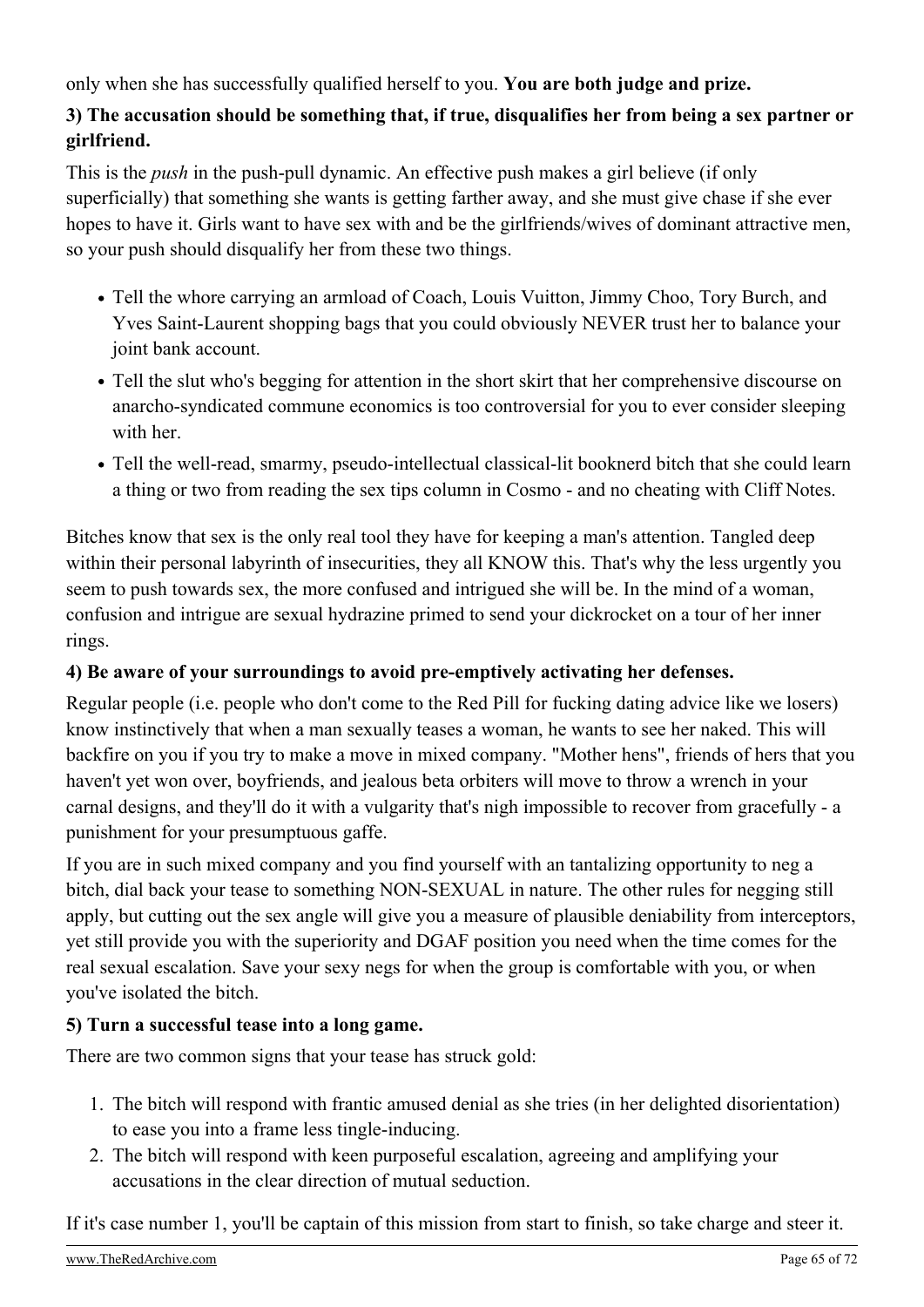only when she has successfully qualified herself to you. **You are both judge and prize.**

**3) The accusation should be something that, if true, disqualifies her from being a sex partner or girlfriend.**

This is the *push* in the push-pull dynamic. An effective push makes a girl believe (if only superficially) that something she wants is getting farther away, and she must give chase if she ever hopes to have it. Girls want to have sex with and be the girlfriends/wives of dominant attractive men, so your push should disqualify her from these two things.

- Tell the whore carrying an armload of Coach, Louis Vuitton, Jimmy Choo, Tory Burch, and Yves Saint-Laurent shopping bags that you could obviously NEVER trust her to balance your joint bank account.
- Tell the slut who's begging for attention in the short skirt that her comprehensive discourse on anarcho-syndicated commune economics is too controversial for you to ever consider sleeping with her.
- Tell the well-read, smarmy, pseudo-intellectual classical-lit booknerd bitch that she could learn a thing or two from reading the sex tips column in Cosmo - and no cheating with Cliff Notes.

Bitches know that sex is the only real tool they have for keeping a man's attention. Tangled deep within their personal labyrinth of insecurities, they all KNOW this. That's why the less urgently you seem to push towards sex, the more confused and intrigued she will be. In the mind of a woman, confusion and intrigue are sexual hydrazine primed to send your dickrocket on a tour of her inner rings.

**4) Be aware of your surroundings to avoid pre-emptively activating her defenses.**

Regular people (i.e. people who don't come to the Red Pill for fucking dating advice like we losers) know instinctively that when a man sexually teases a woman, he wants to see her naked. This will backfire on you if you try to make a move in mixed company. "Mother hens", friends of hers that you haven't yet won over, boyfriends, and jealous beta orbiters will move to throw a wrench in your carnal designs, and they'll do it with a vulgarity that's nigh impossible to recover from gracefully - a punishment for your presumptuous gaffe.

If you are in such mixed company and you find yourself with an tantalizing opportunity to neg a bitch, dial back your tease to something NON-SEXUAL in nature. The other rules for negging still apply, but cutting out the sex angle will give you a measure of plausible deniability from interceptors, yet still provide you with the superiority and DGAF position you need when the time comes for the real sexual escalation. Save your sexy negs for when the group is comfortable with you, or when you've isolated the bitch.

**5) Turn a successful tease into a long game.**

There are two common signs that your tease has struck gold:

1. The bitch will respond with frantic amused denial as she tries (in her delighted disorientation) to ease you into a frame less tingle-inducing.
2. The bitch will respond with keen purposeful escalation, agreeing and amplifying your accusations in the clear direction of mutual seduction.

If it's case number 1, you'll be captain of this mission from start to finish, so take charge and steer it.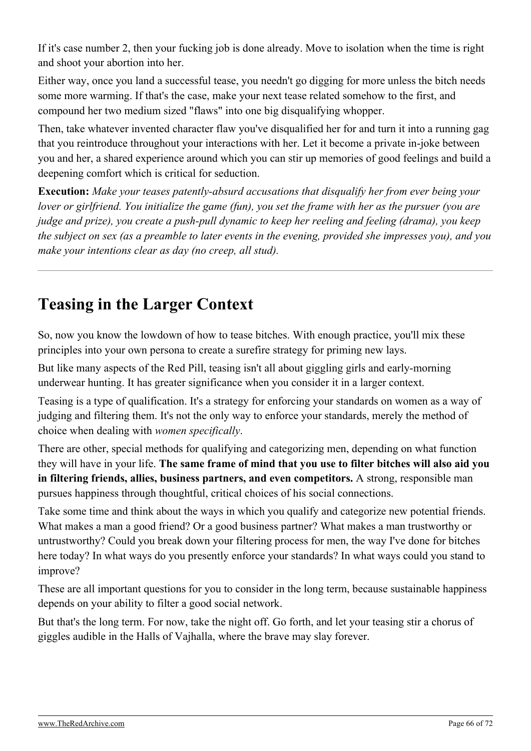If it's case number 2, then your fucking job is done already. Move to isolation when the time is right and shoot your abortion into her.

Either way, once you land a successful tease, you needn't go digging for more unless the bitch needs some more warming. If that's the case, make your next tease related somehow to the first, and compound her two medium sized "flaws" into one big disqualifying whopper.

Then, take whatever invented character flaw you've disqualified her for and turn it into a running gag that you reintroduce throughout your interactions with her. Let it become a private in-joke between you and her, a shared experience around which you can stir up memories of good feelings and build a deepening comfort which is critical for seduction.

**Execution:** *Make your teases patently-absurd accusations that disqualify her from ever being your lover or girlfriend. You initialize the game (fun), you set the frame with her as the pursuer (you are judge and prize), you create a push-pull dynamic to keep her reeling and feeling (drama), you keep the subject on sex (as a preamble to later events in the evening, provided she impresses you), and you make your intentions clear as day (no creep, all stud).*

---

## Teasing in the Larger Context

So, now you know the lowdown of how to tease bitches. With enough practice, you'll mix these principles into your own persona to create a surefire strategy for priming new lays.

But like many aspects of the Red Pill, teasing isn't all about giggling girls and early-morning underwear hunting. It has greater significance when you consider it in a larger context.

Teasing is a type of qualification. It's a strategy for enforcing your standards on women as a way of judging and filtering them. It's not the only way to enforce your standards, merely the method of choice when dealing with *women specifically*.

There are other, special methods for qualifying and categorizing men, depending on what function they will have in your life. **The same frame of mind that you use to filter bitches will also aid you in filtering friends, allies, business partners, and even competitors.** A strong, responsible man pursues happiness through thoughtful, critical choices of his social connections.

Take some time and think about the ways in which you qualify and categorize new potential friends. What makes a man a good friend? Or a good business partner? What makes a man trustworthy or untrustworthy? Could you break down your filtering process for men, the way I've done for bitches here today? In what ways do you presently enforce your standards? In what ways could you stand to improve?

These are all important questions for you to consider in the long term, because sustainable happiness depends on your ability to filter a good social network.

But that's the long term. For now, take the night off. Go forth, and let your teasing stir a chorus of giggles audible in the Halls of Vajhalla, where the brave may slay forever.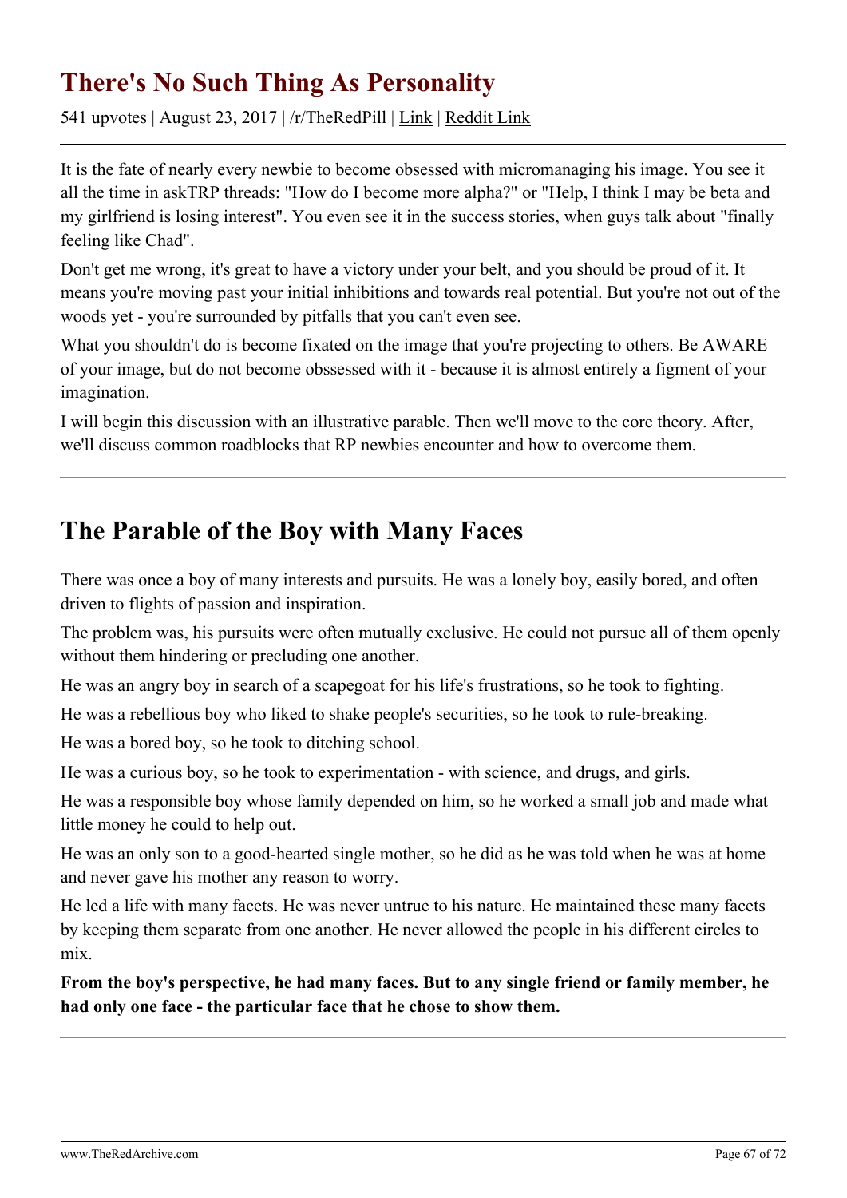# There's No Such Thing As Personality

541 upvotes | August 23, 2017 | /r/TheRedPill | Link | Reddit Link

It is the fate of nearly every newbie to become obsessed with micromanaging his image. You see it all the time in askTRP threads: "How do I become more alpha?" or "Help, I think I may be beta and my girlfriend is losing interest". You even see it in the success stories, when guys talk about "finally feeling like Chad".

Don't get me wrong, it's great to have a victory under your belt, and you should be proud of it. It means you're moving past your initial inhibitions and towards real potential. But you're not out of the woods yet - you're surrounded by pitfalls that you can't even see.

What you shouldn't do is become fixated on the image that you're projecting to others. Be AWARE of your image, but do not become obssessed with it - because it is almost entirely a figment of your imagination.

I will begin this discussion with an illustrative parable. Then we'll move to the core theory. After, we'll discuss common roadblocks that RP newbies encounter and how to overcome them.

---

## The Parable of the Boy with Many Faces

There was once a boy of many interests and pursuits. He was a lonely boy, easily bored, and often driven to flights of passion and inspiration.

The problem was, his pursuits were often mutually exclusive. He could not pursue all of them openly without them hindering or precluding one another.

He was an angry boy in search of a scapegoat for his life's frustrations, so he took to fighting.

He was a rebellious boy who liked to shake people's securities, so he took to rule-breaking.

He was a bored boy, so he took to ditching school.

He was a curious boy, so he took to experimentation - with science, and drugs, and girls.

He was a responsible boy whose family depended on him, so he worked a small job and made what little money he could to help out.

He was an only son to a good-hearted single mother, so he did as he was told when he was at home and never gave his mother any reason to worry.

He led a life with many facets. He was never untrue to his nature. He maintained these many facets by keeping them separate from one another. He never allowed the people in his different circles to mix.

**From the boy's perspective, he had many faces. But to any single friend or family member, he had only one face - the particular face that he chose to show them.**

---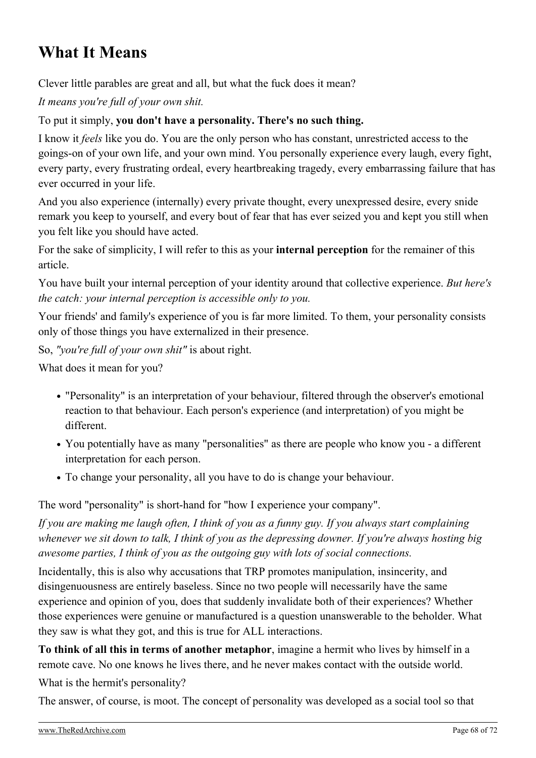# What It Means

Clever little parables are great and all, but what the fuck does it mean?

*It means you're full of your own shit.*

To put it simply, **you don't have a personality. There's no such thing.**

I know it *feels* like you do. You are the only person who has constant, unrestricted access to the goings-on of your own life, and your own mind. You personally experience every laugh, every fight, every party, every frustrating ordeal, every heartbreaking tragedy, every embarrassing failure that has ever occurred in your life.

And you also experience (internally) every private thought, every unexpressed desire, every snide remark you keep to yourself, and every bout of fear that has ever seized you and kept you still when you felt like you should have acted.

For the sake of simplicity, I will refer to this as your **internal perception** for the remainer of this article.

You have built your internal perception of your identity around that collective experience. *But here's the catch: your internal perception is accessible only to you.*

Your friends' and family's experience of you is far more limited. To them, your personality consists only of those things you have externalized in their presence.

So, *"you're full of your own shit"* is about right.

What does it mean for you?

- "Personality" is an interpretation of your behaviour, filtered through the observer's emotional reaction to that behaviour. Each person's experience (and interpretation) of you might be different.
- You potentially have as many "personalities" as there are people who know you - a different interpretation for each person.
- To change your personality, all you have to do is change your behaviour.

The word "personality" is short-hand for "how I experience your company".

*If you are making me laugh often, I think of you as a funny guy. If you always start complaining whenever we sit down to talk, I think of you as the depressing downer. If you're always hosting big awesome parties, I think of you as the outgoing guy with lots of social connections.*

Incidentally, this is also why accusations that TRP promotes manipulation, insincerity, and disingenuousness are entirely baseless. Since no two people will necessarily have the same experience and opinion of you, does that suddenly invalidate both of their experiences? Whether those experiences were genuine or manufactured is a question unanswerable to the beholder. What they saw is what they got, and this is true for ALL interactions.

**To think of all this in terms of another metaphor**, imagine a hermit who lives by himself in a remote cave. No one knows he lives there, and he never makes contact with the outside world.

What is the hermit's personality?

The answer, of course, is moot. The concept of personality was developed as a social tool so that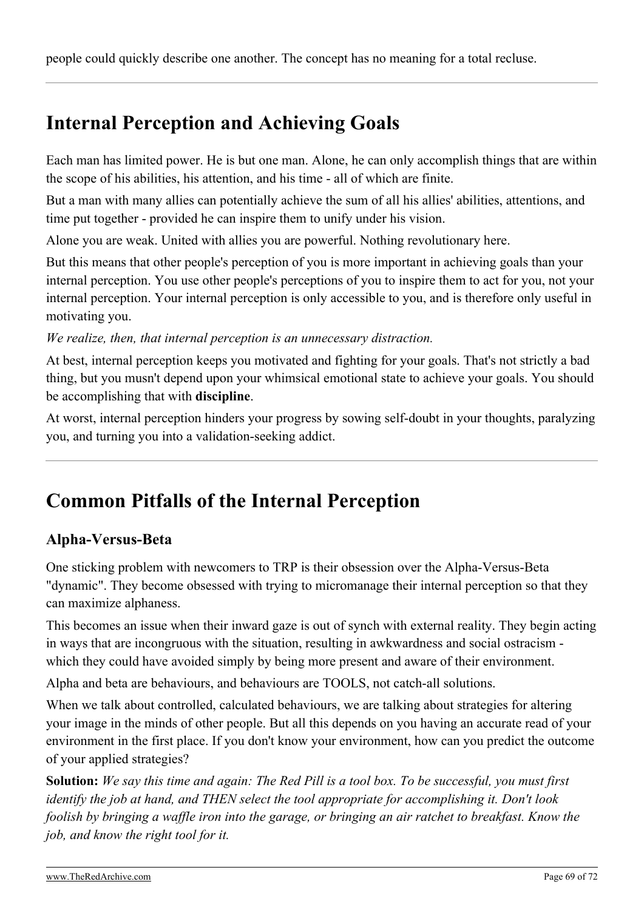people could quickly describe one another. The concept has no meaning for a total recluse.

---

## Internal Perception and Achieving Goals

Each man has limited power. He is but one man. Alone, he can only accomplish things that are within the scope of his abilities, his attention, and his time - all of which are finite.

But a man with many allies can potentially achieve the sum of all his allies' abilities, attentions, and time put together - provided he can inspire them to unify under his vision.

Alone you are weak. United with allies you are powerful. Nothing revolutionary here.

But this means that other people's perception of you is more important in achieving goals than your internal perception. You use other people's perceptions of you to inspire them to act for you, not your internal perception. Your internal perception is only accessible to you, and is therefore only useful in motivating you.

*We realize, then, that internal perception is an unnecessary distraction.*

At best, internal perception keeps you motivated and fighting for your goals. That's not strictly a bad thing, but you musn't depend upon your whimsical emotional state to achieve your goals. You should be accomplishing that with **discipline**.

At worst, internal perception hinders your progress by sowing self-doubt in your thoughts, paralyzing you, and turning you into a validation-seeking addict.

---

## Common Pitfalls of the Internal Perception

### Alpha-Versus-Beta

One sticking problem with newcomers to TRP is their obsession over the Alpha-Versus-Beta "dynamic". They become obsessed with trying to micromanage their internal perception so that they can maximize alphaness.

This becomes an issue when their inward gaze is out of synch with external reality. They begin acting in ways that are incongruous with the situation, resulting in awkwardness and social ostracism - which they could have avoided simply by being more present and aware of their environment.

Alpha and beta are behaviours, and behaviours are TOOLS, not catch-all solutions.

When we talk about controlled, calculated behaviours, we are talking about strategies for altering your image in the minds of other people. But all this depends on you having an accurate read of your environment in the first place. If you don't know your environment, how can you predict the outcome of your applied strategies?

**Solution:** *We say this time and again: The Red Pill is a tool box. To be successful, you must first identify the job at hand, and THEN select the tool appropriate for accomplishing it. Don't look foolish by bringing a waffle iron into the garage, or bringing an air ratchet to breakfast. Know the job, and know the right tool for it.*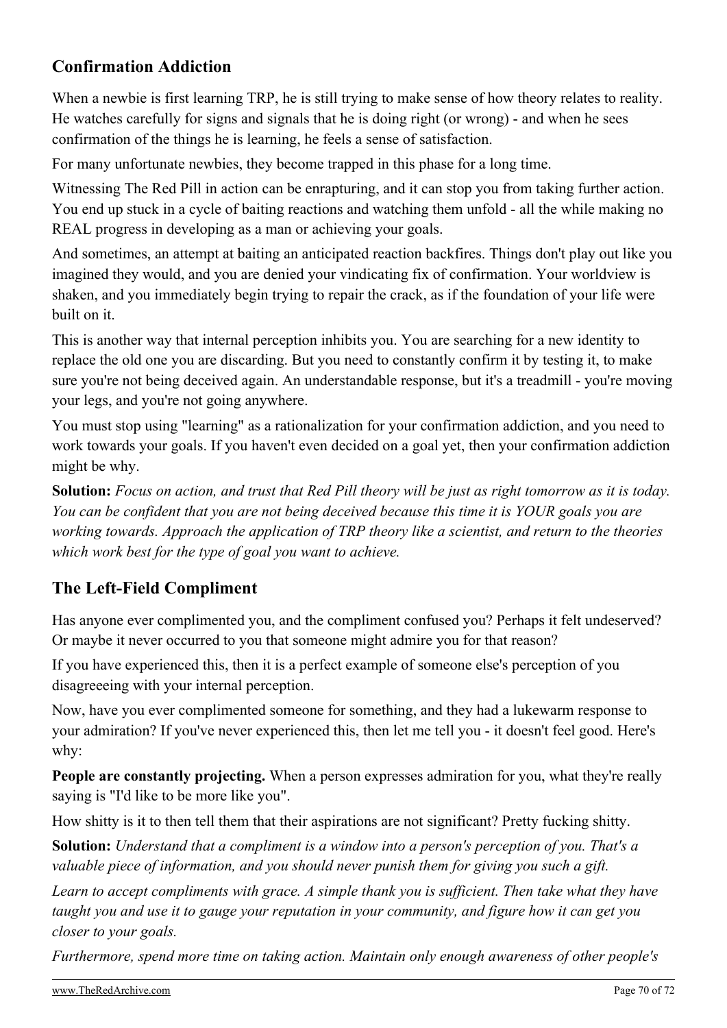## Confirmation Addiction

When a newbie is first learning TRP, he is still trying to make sense of how theory relates to reality. He watches carefully for signs and signals that he is doing right (or wrong) - and when he sees confirmation of the things he is learning, he feels a sense of satisfaction.

For many unfortunate newbies, they become trapped in this phase for a long time.

Witnessing The Red Pill in action can be enrapturing, and it can stop you from taking further action. You end up stuck in a cycle of baiting reactions and watching them unfold - all the while making no REAL progress in developing as a man or achieving your goals.

And sometimes, an attempt at baiting an anticipated reaction backfires. Things don't play out like you imagined they would, and you are denied your vindicating fix of confirmation. Your worldview is shaken, and you immediately begin trying to repair the crack, as if the foundation of your life were built on it.

This is another way that internal perception inhibits you. You are searching for a new identity to replace the old one you are discarding. But you need to constantly confirm it by testing it, to make sure you're not being deceived again. An understandable response, but it's a treadmill - you're moving your legs, and you're not going anywhere.

You must stop using "learning" as a rationalization for your confirmation addiction, and you need to work towards your goals. If you haven't even decided on a goal yet, then your confirmation addiction might be why.

**Solution:** *Focus on action, and trust that Red Pill theory will be just as right tomorrow as it is today. You can be confident that you are not being deceived because this time it is YOUR goals you are working towards. Approach the application of TRP theory like a scientist, and return to the theories which work best for the type of goal you want to achieve.*

## The Left-Field Compliment

Has anyone ever complimented you, and the compliment confused you? Perhaps it felt undeserved? Or maybe it never occurred to you that someone might admire you for that reason?

If you have experienced this, then it is a perfect example of someone else's perception of you disagreeeing with your internal perception.

Now, have you ever complimented someone for something, and they had a lukewarm response to your admiration? If you've never experienced this, then let me tell you - it doesn't feel good. Here's why:

**People are constantly projecting.** When a person expresses admiration for you, what they're really saying is "I'd like to be more like you".

How shitty is it to then tell them that their aspirations are not significant? Pretty fucking shitty.

**Solution:** *Understand that a compliment is a window into a person's perception of you. That's a valuable piece of information, and you should never punish them for giving you such a gift.*

*Learn to accept compliments with grace. A simple thank you is sufficient. Then take what they have taught you and use it to gauge your reputation in your community, and figure how it can get you closer to your goals.*

*Furthermore, spend more time on taking action. Maintain only enough awareness of other people's*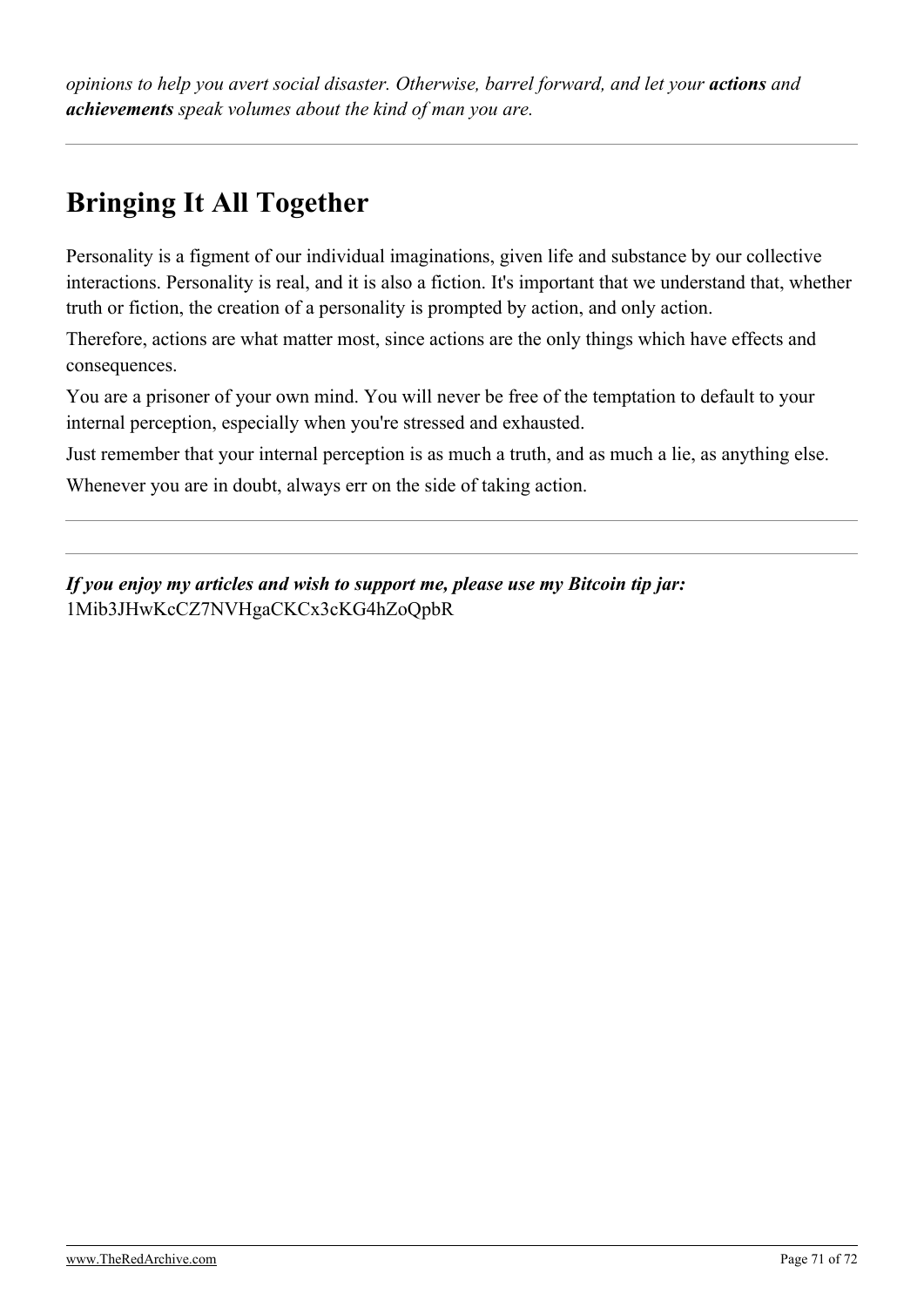*opinions to help you avert social disaster. Otherwise, barrel forward, and let your **actions** and **achievements** speak volumes about the kind of man you are.*

---

## Bringing It All Together

Personality is a figment of our individual imaginations, given life and substance by our collective interactions. Personality is real, and it is also a fiction. It's important that we understand that, whether truth or fiction, the creation of a personality is prompted by action, and only action.

Therefore, actions are what matter most, since actions are the only things which have effects and consequences.

You are a prisoner of your own mind. You will never be free of the temptation to default to your internal perception, especially when you're stressed and exhausted.

Just remember that your internal perception is as much a truth, and as much a lie, as anything else.

Whenever you are in doubt, always err on the side of taking action.

---

---

***If you enjoy my articles and wish to support me, please use my Bitcoin tip jar:***
1Mib3JHwKcCZ7NVHgaCKCx3cKG4hZoQpbR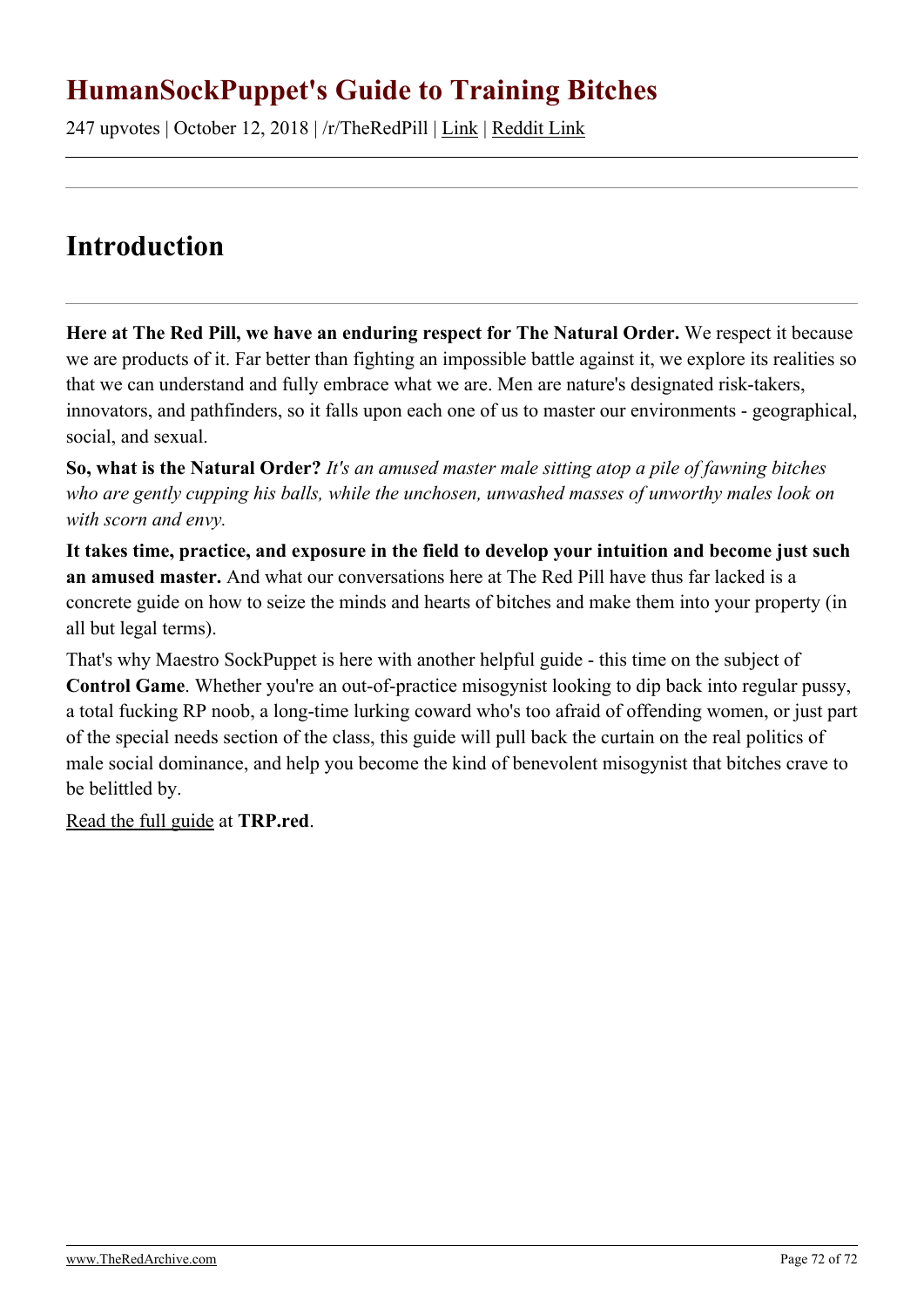# HumanSockPuppet's Guide to Training Bitches

247 upvotes | October 12, 2018 | /r/TheRedPill | Link | Reddit Link

---

## Introduction

---

**Here at The Red Pill, we have an enduring respect for The Natural Order.** We respect it because we are products of it. Far better than fighting an impossible battle against it, we explore its realities so that we can understand and fully embrace what we are. Men are nature's designated risk-takers, innovators, and pathfinders, so it falls upon each one of us to master our environments - geographical, social, and sexual.

**So, what is the Natural Order?** *It's an amused master male sitting atop a pile of fawning bitches who are gently cupping his balls, while the unchosen, unwashed masses of unworthy males look on with scorn and envy.*

**It takes time, practice, and exposure in the field to develop your intuition and become just such an amused master.** And what our conversations here at The Red Pill have thus far lacked is a concrete guide on how to seize the minds and hearts of bitches and make them into your property (in all but legal terms).

That's why Maestro SockPuppet is here with another helpful guide - this time on the subject of **Control Game**. Whether you're an out-of-practice misogynist looking to dip back into regular pussy, a total fucking RP noob, a long-time lurking coward who's too afraid of offending women, or just part of the special needs section of the class, this guide will pull back the curtain on the real politics of male social dominance, and help you become the kind of benevolent misogynist that bitches crave to be belittled by.

Read the full guide at **TRP.red**.